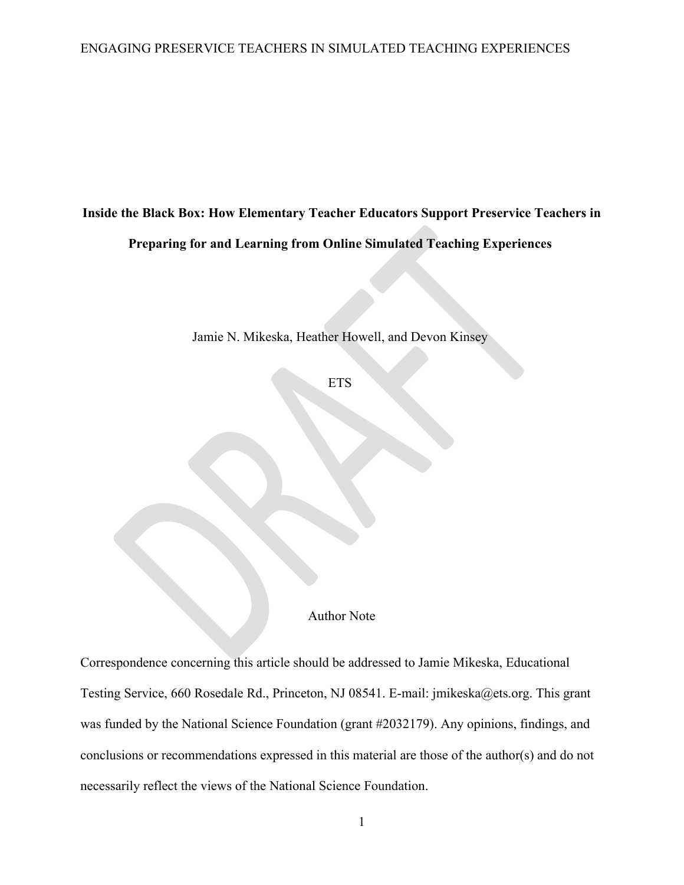# Inside the Black Box: How Elementary Teacher Educators Support Preservice Teachers in Preparing for and Learning from Online Simulated Teaching Experiences

Jamie N. Mikeska, Heather Howell, and Devon Kinsey

ETS

Author Note

Correspondence concerning this article should be addressed to Jamie Mikeska, Educational Testing Service, 660 Rosedale Rd., Princeton, NJ 08541. E-mail: jmikeska@ets.org. This grant was funded by the National Science Foundation (grant #2032179). Any opinions, findings, and conclusions or recommendations expressed in this material are those of the author(s) and do not necessarily reflect the views of the National Science Foundation.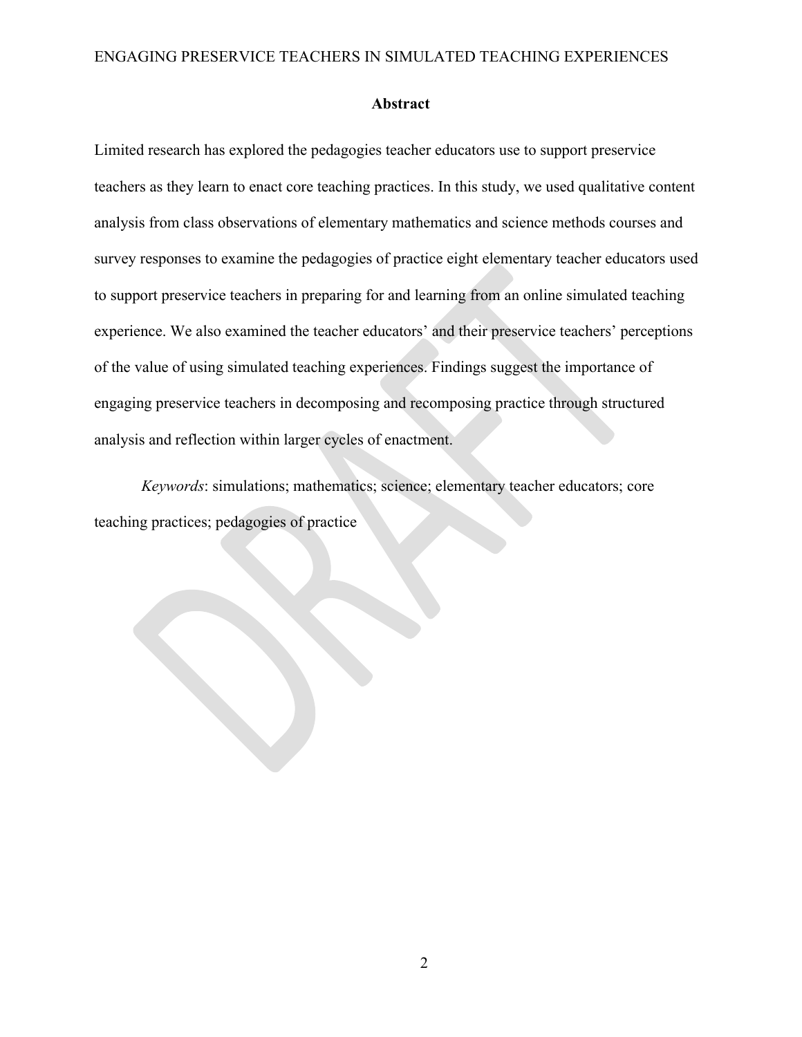## Abstract

Limited research has explored the pedagogies teacher educators use to support preservice teachers as they learn to enact core teaching practices. In this study, we used qualitative content analysis from class observations of elementary mathematics and science methods courses and survey responses to examine the pedagogies of practice eight elementary teacher educators used to support preservice teachers in preparing for and learning from an online simulated teaching experience. We also examined the teacher educators' and their preservice teachers' perceptions of the value of using simulated teaching experiences. Findings suggest the importance of engaging preservice teachers in decomposing and recomposing practice through structured analysis and reflection within larger cycles of enactment.

*Keywords*: simulations; mathematics; science; elementary teacher educators; core teaching practices; pedagogies of practice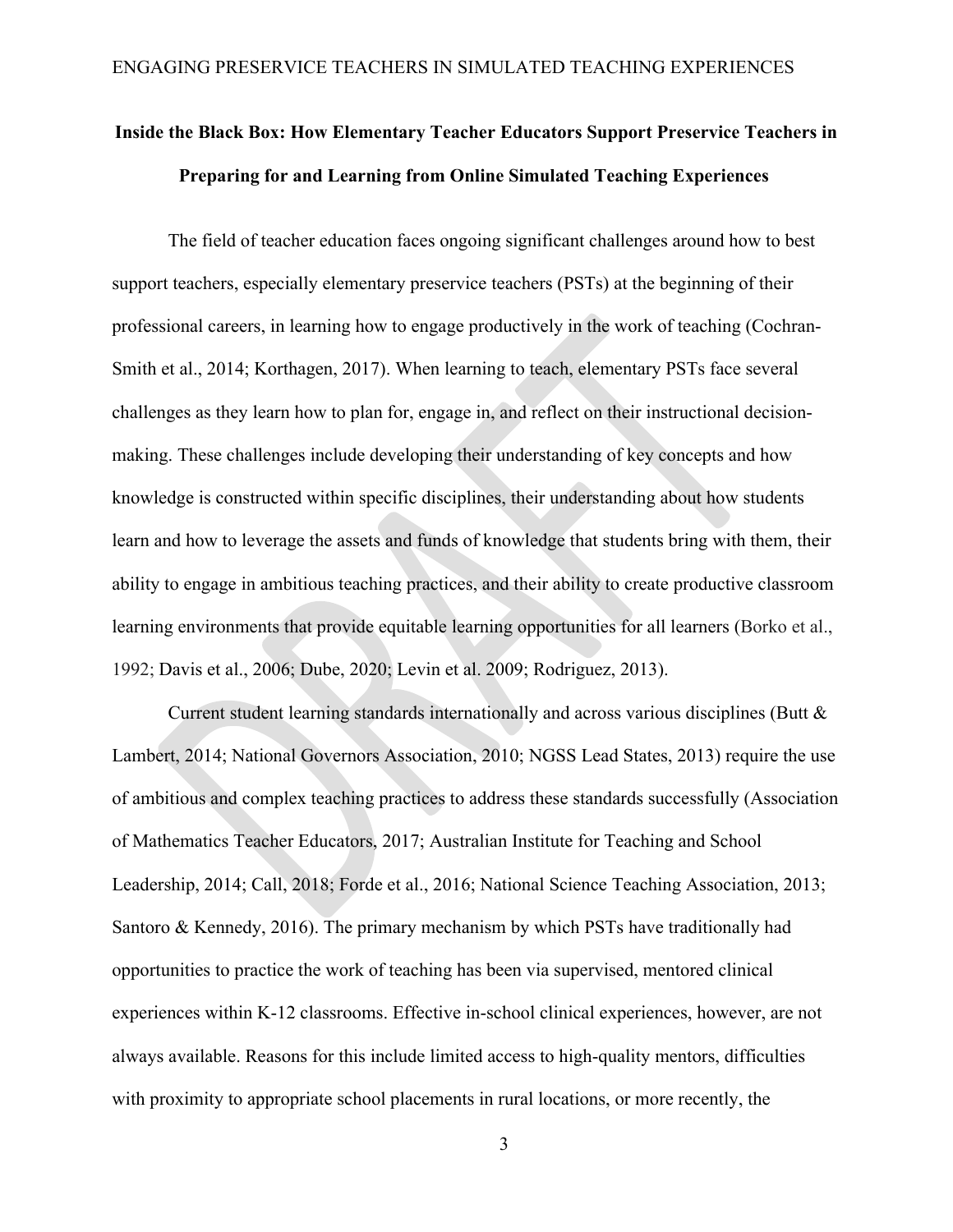# Inside the Black Box: How Elementary Teacher Educators Support Preservice Teachers in Preparing for and Learning from Online Simulated Teaching Experiences

The field of teacher education faces ongoing significant challenges around how to best support teachers, especially elementary preservice teachers (PSTs) at the beginning of their professional careers, in learning how to engage productively in the work of teaching (Cochran-Smith et al., 2014; Korthagen, 2017). When learning to teach, elementary PSTs face several challenges as they learn how to plan for, engage in, and reflect on their instructional decision-making. These challenges include developing their understanding of key concepts and how knowledge is constructed within specific disciplines, their understanding about how students learn and how to leverage the assets and funds of knowledge that students bring with them, their ability to engage in ambitious teaching practices, and their ability to create productive classroom learning environments that provide equitable learning opportunities for all learners (Borko et al., 1992; Davis et al., 2006; Dube, 2020; Levin et al. 2009; Rodriguez, 2013).

Current student learning standards internationally and across various disciplines (Butt & Lambert, 2014; National Governors Association, 2010; NGSS Lead States, 2013) require the use of ambitious and complex teaching practices to address these standards successfully (Association of Mathematics Teacher Educators, 2017; Australian Institute for Teaching and School Leadership, 2014; Call, 2018; Forde et al., 2016; National Science Teaching Association, 2013; Santoro & Kennedy, 2016). The primary mechanism by which PSTs have traditionally had opportunities to practice the work of teaching has been via supervised, mentored clinical experiences within K-12 classrooms. Effective in-school clinical experiences, however, are not always available. Reasons for this include limited access to high-quality mentors, difficulties with proximity to appropriate school placements in rural locations, or more recently, the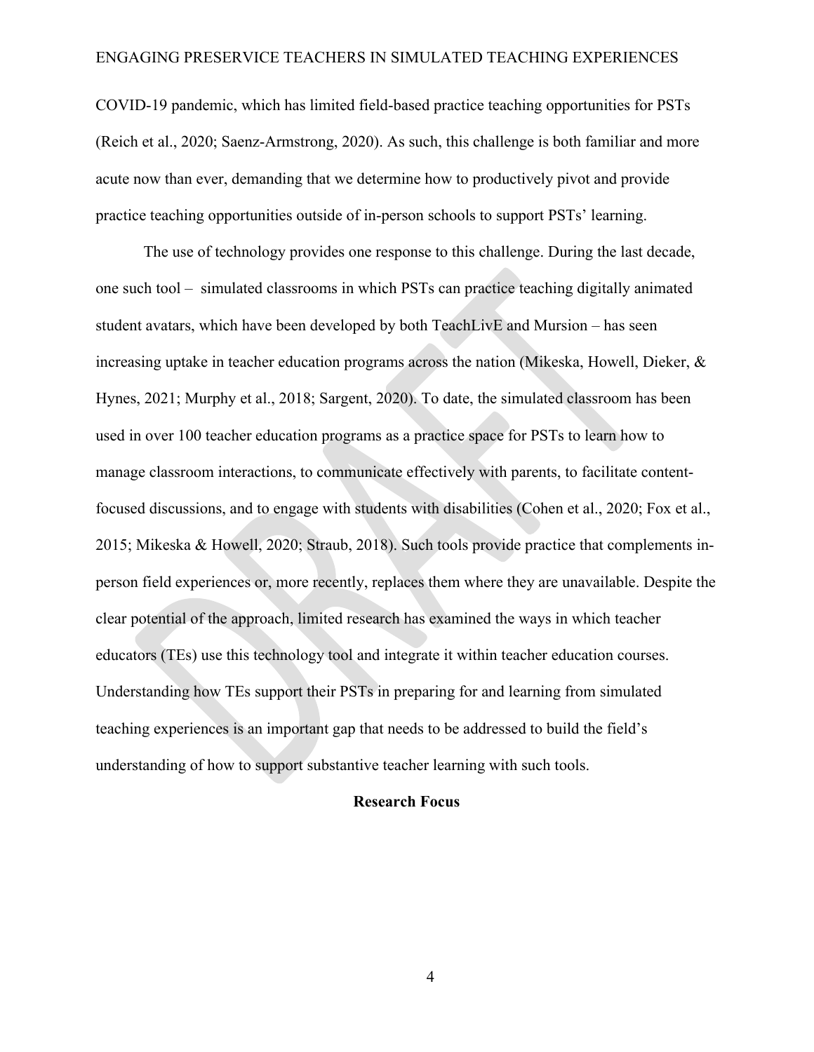COVID-19 pandemic, which has limited field-based practice teaching opportunities for PSTs (Reich et al., 2020; Saenz-Armstrong, 2020). As such, this challenge is both familiar and more acute now than ever, demanding that we determine how to productively pivot and provide practice teaching opportunities outside of in-person schools to support PSTs' learning.

The use of technology provides one response to this challenge. During the last decade, one such tool – simulated classrooms in which PSTs can practice teaching digitally animated student avatars, which have been developed by both TeachLivE and Mursion – has seen increasing uptake in teacher education programs across the nation (Mikeska, Howell, Dieker, & Hynes, 2021; Murphy et al., 2018; Sargent, 2020). To date, the simulated classroom has been used in over 100 teacher education programs as a practice space for PSTs to learn how to manage classroom interactions, to communicate effectively with parents, to facilitate content-focused discussions, and to engage with students with disabilities (Cohen et al., 2020; Fox et al., 2015; Mikeska & Howell, 2020; Straub, 2018). Such tools provide practice that complements in-person field experiences or, more recently, replaces them where they are unavailable. Despite the clear potential of the approach, limited research has examined the ways in which teacher educators (TEs) use this technology tool and integrate it within teacher education courses. Understanding how TEs support their PSTs in preparing for and learning from simulated teaching experiences is an important gap that needs to be addressed to build the field's understanding of how to support substantive teacher learning with such tools.

## Research Focus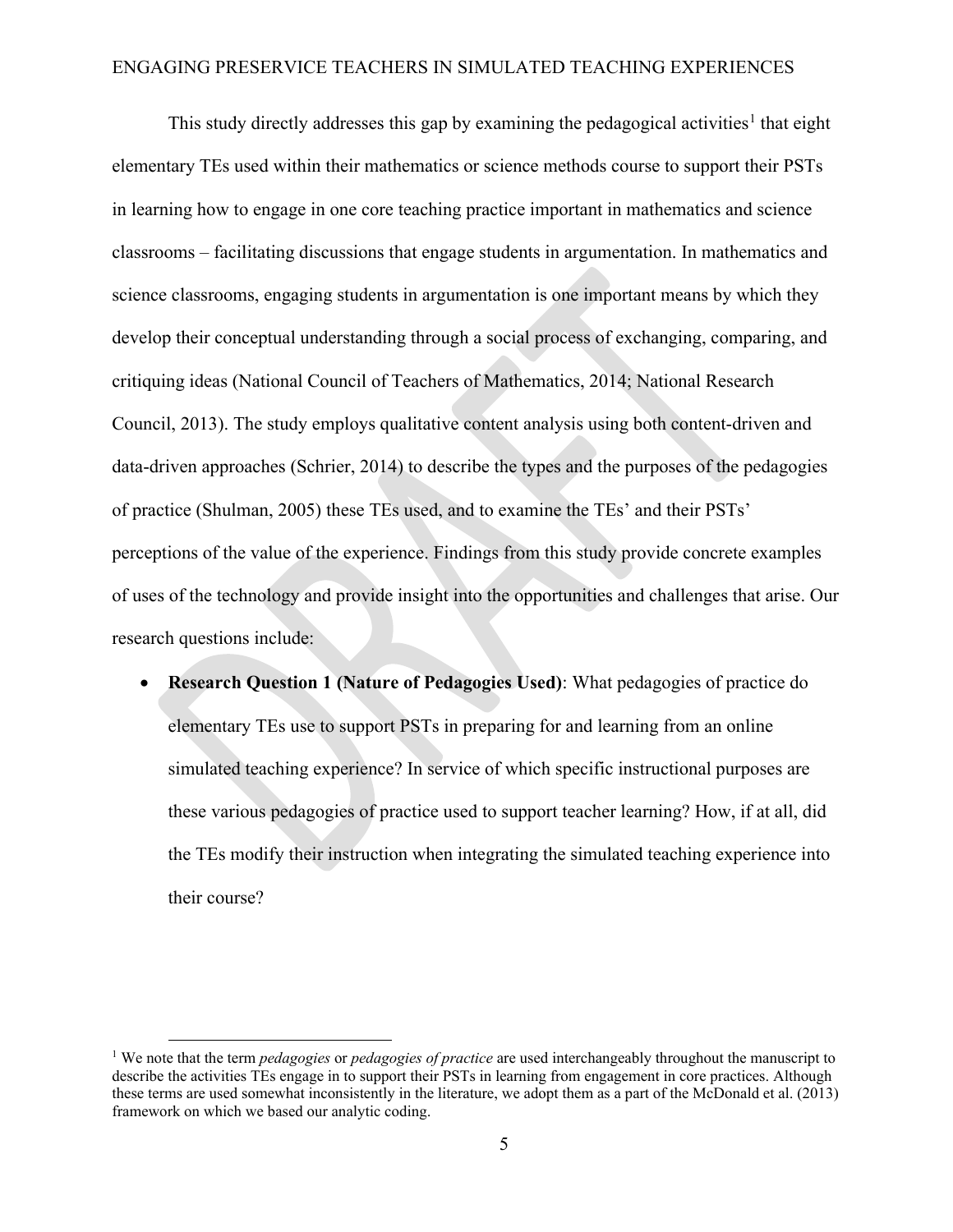This study directly addresses this gap by examining the pedagogical activities[1] that eight elementary TEs used within their mathematics or science methods course to support their PSTs in learning how to engage in one core teaching practice important in mathematics and science classrooms – facilitating discussions that engage students in argumentation. In mathematics and science classrooms, engaging students in argumentation is one important means by which they develop their conceptual understanding through a social process of exchanging, comparing, and critiquing ideas (National Council of Teachers of Mathematics, 2014; National Research Council, 2013). The study employs qualitative content analysis using both content-driven and data-driven approaches (Schrier, 2014) to describe the types and the purposes of the pedagogies of practice (Shulman, 2005) these TEs used, and to examine the TEs' and their PSTs' perceptions of the value of the experience. Findings from this study provide concrete examples of uses of the technology and provide insight into the opportunities and challenges that arise. Our research questions include:

- **Research Question 1 (Nature of Pedagogies Used)**: What pedagogies of practice do elementary TEs use to support PSTs in preparing for and learning from an online simulated teaching experience? In service of which specific instructional purposes are these various pedagogies of practice used to support teacher learning? How, if at all, did the TEs modify their instruction when integrating the simulated teaching experience into their course?

[1] We note that the term *pedagogies* or *pedagogies of practice* are used interchangeably throughout the manuscript to describe the activities TEs engage in to support their PSTs in learning from engagement in core practices. Although these terms are used somewhat inconsistently in the literature, we adopt them as a part of the McDonald et al. (2013) framework on which we based our analytic coding.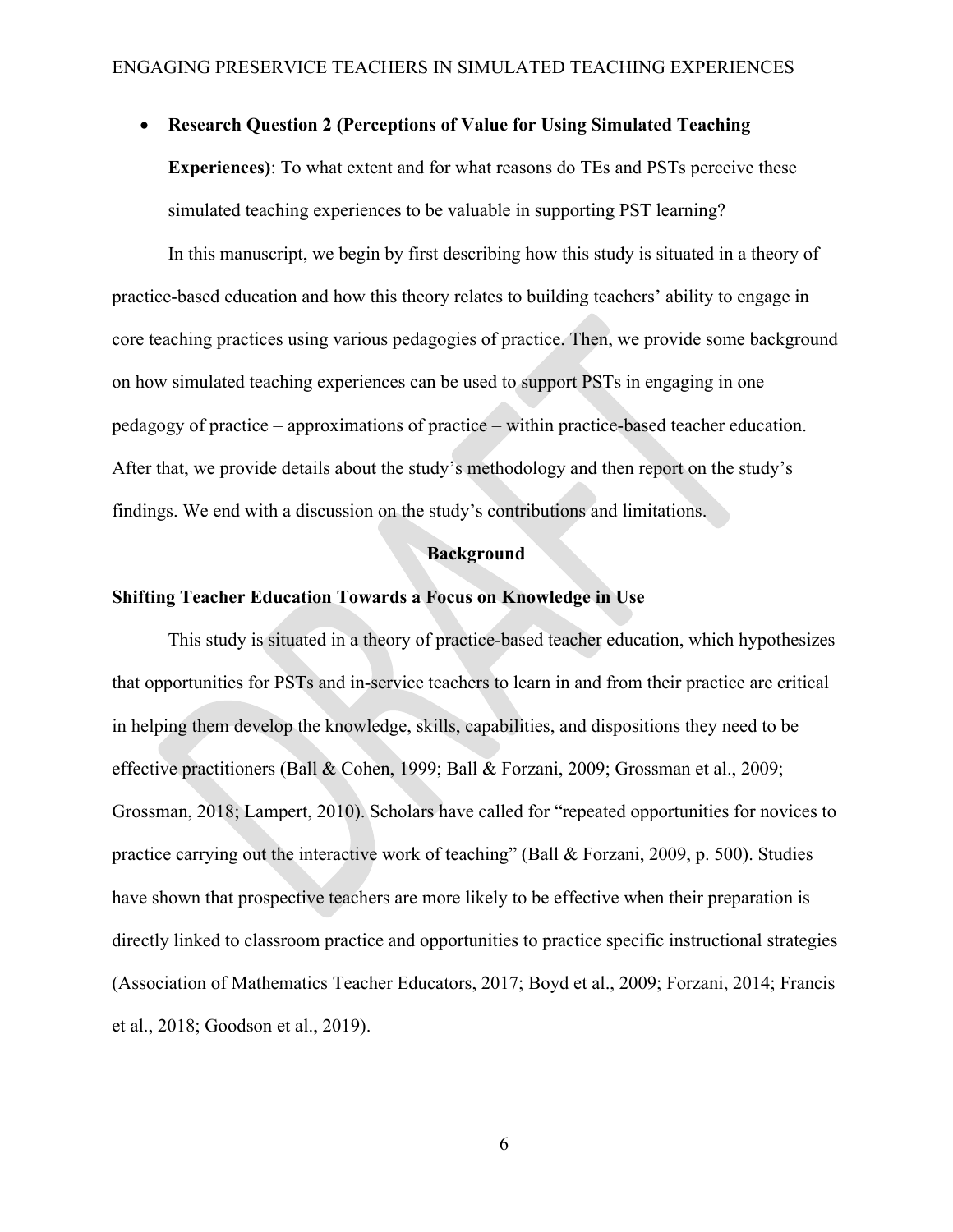- **Research Question 2 (Perceptions of Value for Using Simulated Teaching Experiences)**: To what extent and for what reasons do TEs and PSTs perceive these simulated teaching experiences to be valuable in supporting PST learning?

In this manuscript, we begin by first describing how this study is situated in a theory of practice-based education and how this theory relates to building teachers' ability to engage in core teaching practices using various pedagogies of practice. Then, we provide some background on how simulated teaching experiences can be used to support PSTs in engaging in one pedagogy of practice – approximations of practice – within practice-based teacher education. After that, we provide details about the study's methodology and then report on the study's findings. We end with a discussion on the study's contributions and limitations.

## Background

### Shifting Teacher Education Towards a Focus on Knowledge in Use

This study is situated in a theory of practice-based teacher education, which hypothesizes that opportunities for PSTs and in-service teachers to learn in and from their practice are critical in helping them develop the knowledge, skills, capabilities, and dispositions they need to be effective practitioners (Ball & Cohen, 1999; Ball & Forzani, 2009; Grossman et al., 2009; Grossman, 2018; Lampert, 2010). Scholars have called for "repeated opportunities for novices to practice carrying out the interactive work of teaching" (Ball & Forzani, 2009, p. 500). Studies have shown that prospective teachers are more likely to be effective when their preparation is directly linked to classroom practice and opportunities to practice specific instructional strategies (Association of Mathematics Teacher Educators, 2017; Boyd et al., 2009; Forzani, 2014; Francis et al., 2018; Goodson et al., 2019).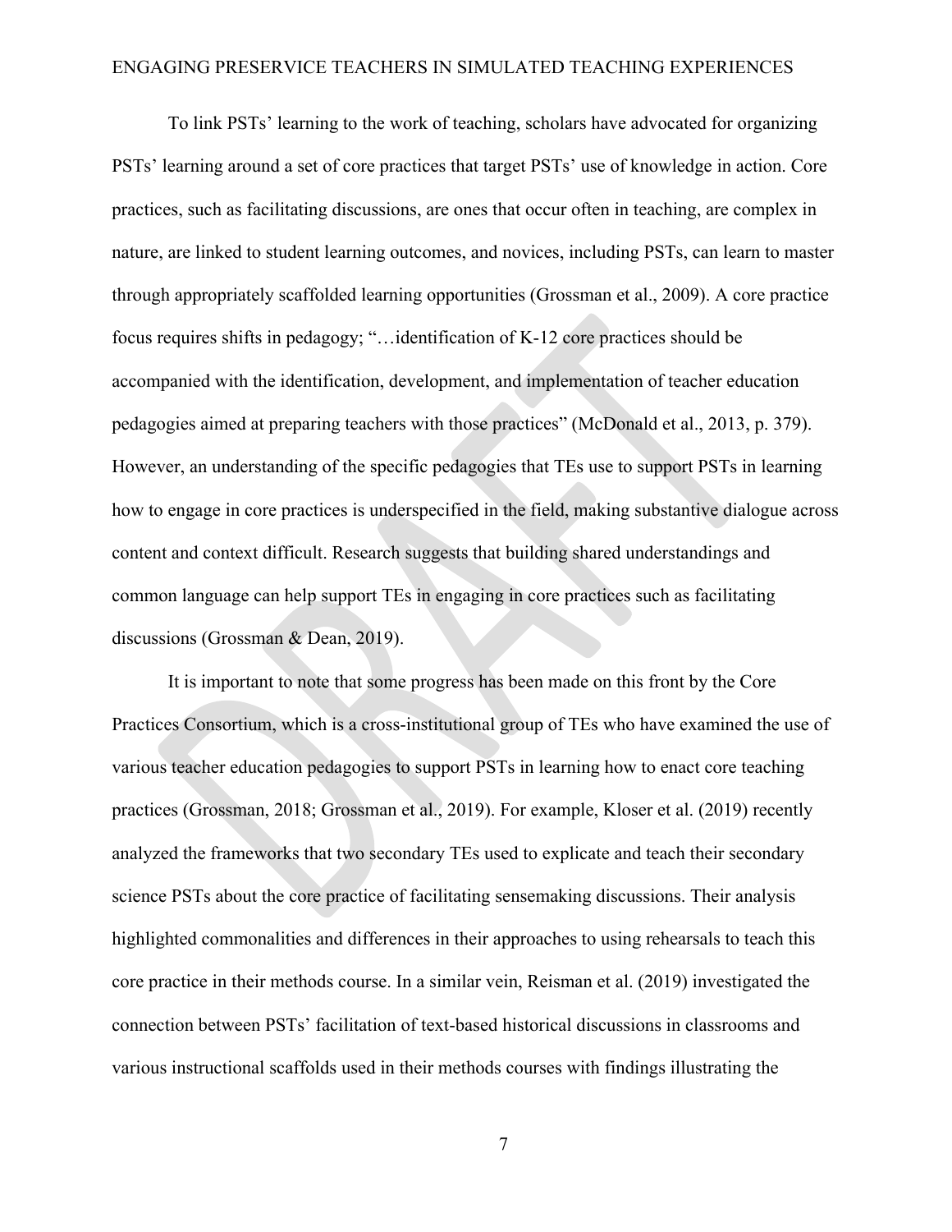To link PSTs' learning to the work of teaching, scholars have advocated for organizing PSTs' learning around a set of core practices that target PSTs' use of knowledge in action. Core practices, such as facilitating discussions, are ones that occur often in teaching, are complex in nature, are linked to student learning outcomes, and novices, including PSTs, can learn to master through appropriately scaffolded learning opportunities (Grossman et al., 2009). A core practice focus requires shifts in pedagogy; "…identification of K-12 core practices should be accompanied with the identification, development, and implementation of teacher education pedagogies aimed at preparing teachers with those practices" (McDonald et al., 2013, p. 379). However, an understanding of the specific pedagogies that TEs use to support PSTs in learning how to engage in core practices is underspecified in the field, making substantive dialogue across content and context difficult. Research suggests that building shared understandings and common language can help support TEs in engaging in core practices such as facilitating discussions (Grossman & Dean, 2019).

It is important to note that some progress has been made on this front by the Core Practices Consortium, which is a cross-institutional group of TEs who have examined the use of various teacher education pedagogies to support PSTs in learning how to enact core teaching practices (Grossman, 2018; Grossman et al., 2019). For example, Kloser et al. (2019) recently analyzed the frameworks that two secondary TEs used to explicate and teach their secondary science PSTs about the core practice of facilitating sensemaking discussions. Their analysis highlighted commonalities and differences in their approaches to using rehearsals to teach this core practice in their methods course. In a similar vein, Reisman et al. (2019) investigated the connection between PSTs' facilitation of text-based historical discussions in classrooms and various instructional scaffolds used in their methods courses with findings illustrating the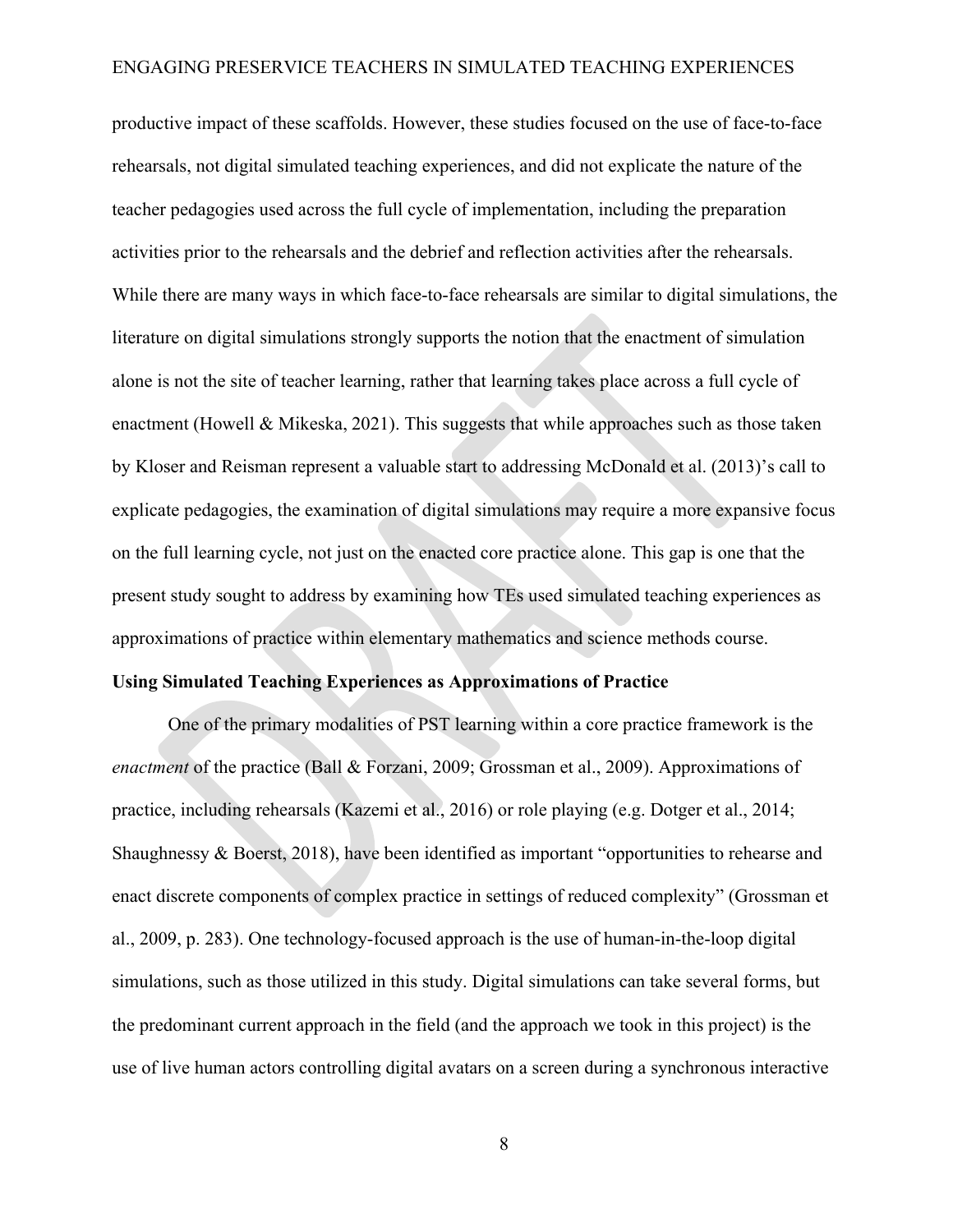productive impact of these scaffolds. However, these studies focused on the use of face-to-face rehearsals, not digital simulated teaching experiences, and did not explicate the nature of the teacher pedagogies used across the full cycle of implementation, including the preparation activities prior to the rehearsals and the debrief and reflection activities after the rehearsals. While there are many ways in which face-to-face rehearsals are similar to digital simulations, the literature on digital simulations strongly supports the notion that the enactment of simulation alone is not the site of teacher learning, rather that learning takes place across a full cycle of enactment (Howell & Mikeska, 2021). This suggests that while approaches such as those taken by Kloser and Reisman represent a valuable start to addressing McDonald et al. (2013)'s call to explicate pedagogies, the examination of digital simulations may require a more expansive focus on the full learning cycle, not just on the enacted core practice alone. This gap is one that the present study sought to address by examining how TEs used simulated teaching experiences as approximations of practice within elementary mathematics and science methods course.

**Using Simulated Teaching Experiences as Approximations of Practice**

One of the primary modalities of PST learning within a core practice framework is the *enactment* of the practice (Ball & Forzani, 2009; Grossman et al., 2009). Approximations of practice, including rehearsals (Kazemi et al., 2016) or role playing (e.g. Dotger et al., 2014; Shaughnessy & Boerst, 2018), have been identified as important "opportunities to rehearse and enact discrete components of complex practice in settings of reduced complexity" (Grossman et al., 2009, p. 283). One technology-focused approach is the use of human-in-the-loop digital simulations, such as those utilized in this study. Digital simulations can take several forms, but the predominant current approach in the field (and the approach we took in this project) is the use of live human actors controlling digital avatars on a screen during a synchronous interactive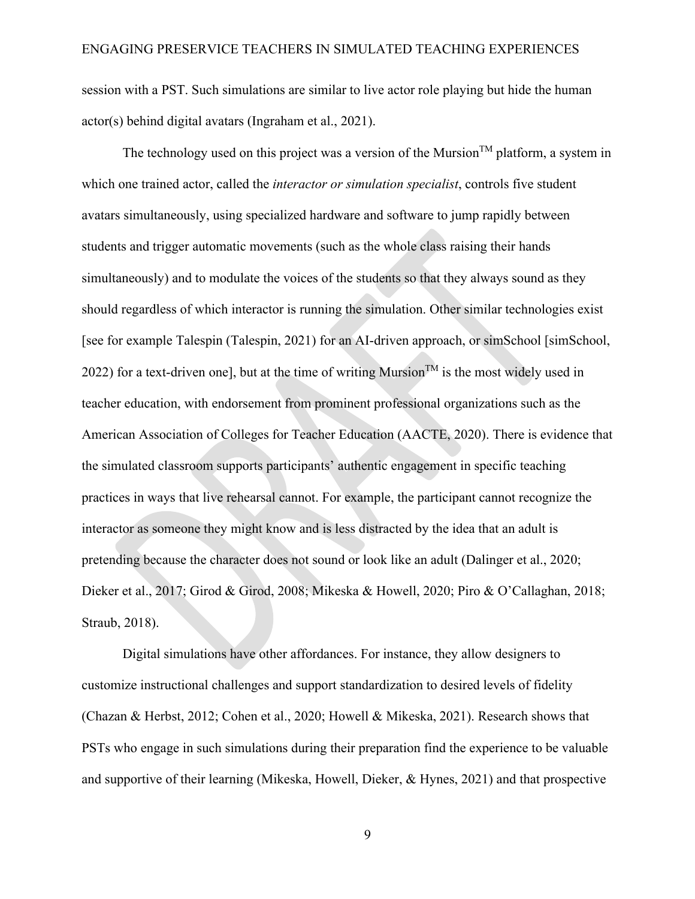session with a PST. Such simulations are similar to live actor role playing but hide the human actor(s) behind digital avatars (Ingraham et al., 2021).

The technology used on this project was a version of the Mursion™ platform, a system in which one trained actor, called the *interactor or simulation specialist*, controls five student avatars simultaneously, using specialized hardware and software to jump rapidly between students and trigger automatic movements (such as the whole class raising their hands simultaneously) and to modulate the voices of the students so that they always sound as they should regardless of which interactor is running the simulation. Other similar technologies exist [see for example Talespin (Talespin, 2021) for an AI-driven approach, or simSchool [simSchool, 2022) for a text-driven one], but at the time of writing Mursion™ is the most widely used in teacher education, with endorsement from prominent professional organizations such as the American Association of Colleges for Teacher Education (AACTE, 2020). There is evidence that the simulated classroom supports participants' authentic engagement in specific teaching practices in ways that live rehearsal cannot. For example, the participant cannot recognize the interactor as someone they might know and is less distracted by the idea that an adult is pretending because the character does not sound or look like an adult (Dalinger et al., 2020; Dieker et al., 2017; Girod & Girod, 2008; Mikeska & Howell, 2020; Piro & O'Callaghan, 2018; Straub, 2018).

Digital simulations have other affordances. For instance, they allow designers to customize instructional challenges and support standardization to desired levels of fidelity (Chazan & Herbst, 2012; Cohen et al., 2020; Howell & Mikeska, 2021). Research shows that PSTs who engage in such simulations during their preparation find the experience to be valuable and supportive of their learning (Mikeska, Howell, Dieker, & Hynes, 2021) and that prospective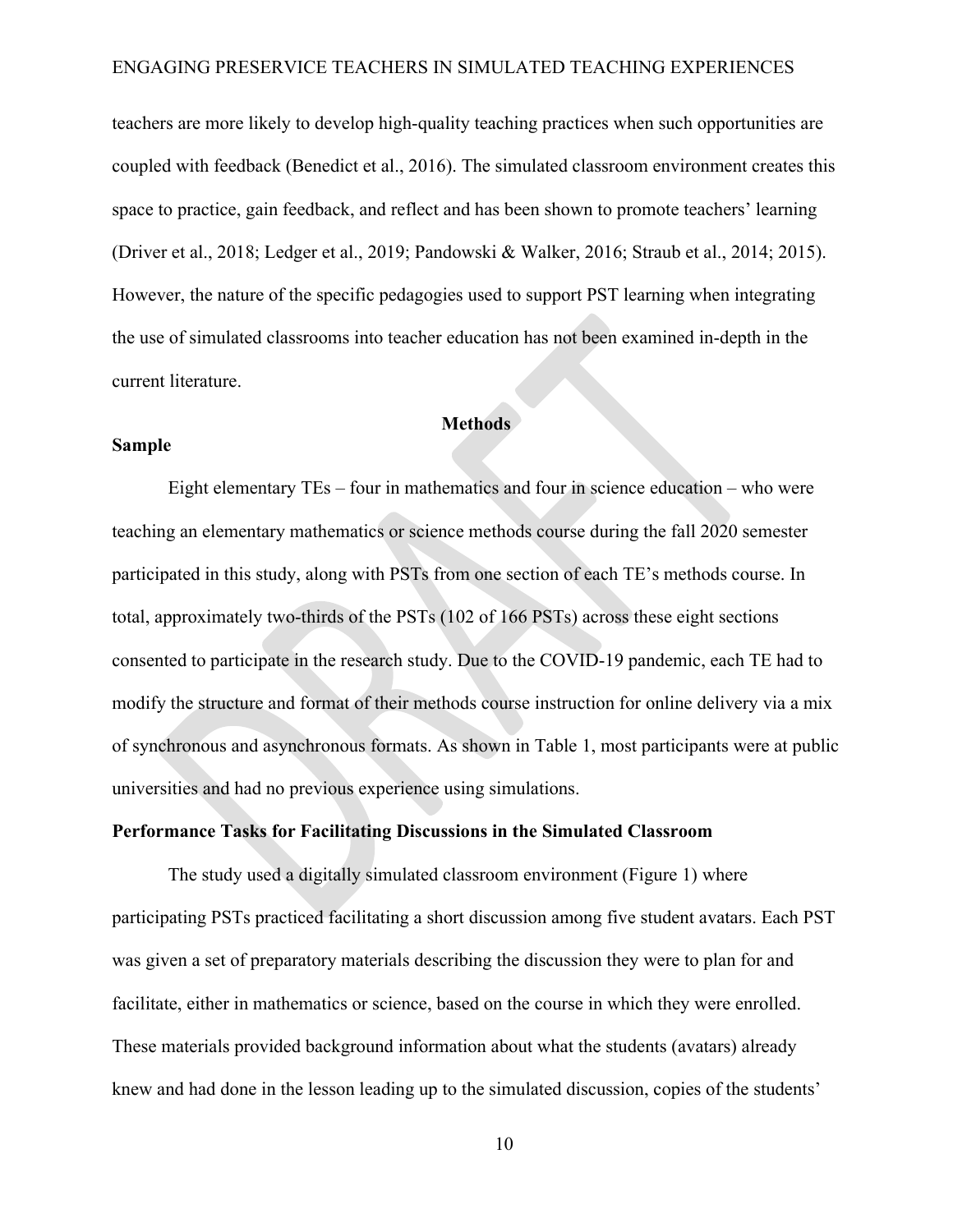teachers are more likely to develop high-quality teaching practices when such opportunities are coupled with feedback (Benedict et al., 2016). The simulated classroom environment creates this space to practice, gain feedback, and reflect and has been shown to promote teachers' learning (Driver et al., 2018; Ledger et al., 2019; Pandowski & Walker, 2016; Straub et al., 2014; 2015). However, the nature of the specific pedagogies used to support PST learning when integrating the use of simulated classrooms into teacher education has not been examined in-depth in the current literature.

# Methods

## Sample

Eight elementary TEs – four in mathematics and four in science education – who were teaching an elementary mathematics or science methods course during the fall 2020 semester participated in this study, along with PSTs from one section of each TE's methods course. In total, approximately two-thirds of the PSTs (102 of 166 PSTs) across these eight sections consented to participate in the research study. Due to the COVID-19 pandemic, each TE had to modify the structure and format of their methods course instruction for online delivery via a mix of synchronous and asynchronous formats. As shown in Table 1, most participants were at public universities and had no previous experience using simulations.

## Performance Tasks for Facilitating Discussions in the Simulated Classroom

The study used a digitally simulated classroom environment (Figure 1) where participating PSTs practiced facilitating a short discussion among five student avatars. Each PST was given a set of preparatory materials describing the discussion they were to plan for and facilitate, either in mathematics or science, based on the course in which they were enrolled. These materials provided background information about what the students (avatars) already knew and had done in the lesson leading up to the simulated discussion, copies of the students'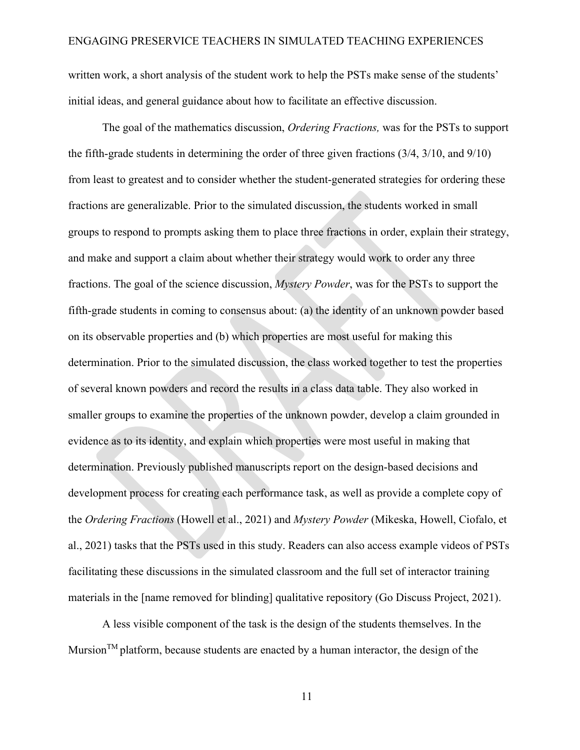written work, a short analysis of the student work to help the PSTs make sense of the students' initial ideas, and general guidance about how to facilitate an effective discussion.

The goal of the mathematics discussion, *Ordering Fractions,* was for the PSTs to support the fifth-grade students in determining the order of three given fractions (3/4, 3/10, and 9/10) from least to greatest and to consider whether the student-generated strategies for ordering these fractions are generalizable. Prior to the simulated discussion, the students worked in small groups to respond to prompts asking them to place three fractions in order, explain their strategy, and make and support a claim about whether their strategy would work to order any three fractions. The goal of the science discussion, *Mystery Powder*, was for the PSTs to support the fifth-grade students in coming to consensus about: (a) the identity of an unknown powder based on its observable properties and (b) which properties are most useful for making this determination. Prior to the simulated discussion, the class worked together to test the properties of several known powders and record the results in a class data table. They also worked in smaller groups to examine the properties of the unknown powder, develop a claim grounded in evidence as to its identity, and explain which properties were most useful in making that determination. Previously published manuscripts report on the design-based decisions and development process for creating each performance task, as well as provide a complete copy of the *Ordering Fractions* (Howell et al., 2021) and *Mystery Powder* (Mikeska, Howell, Ciofalo, et al., 2021) tasks that the PSTs used in this study. Readers can also access example videos of PSTs facilitating these discussions in the simulated classroom and the full set of interactor training materials in the [name removed for blinding] qualitative repository (Go Discuss Project, 2021).

A less visible component of the task is the design of the students themselves. In the Mursion™ platform, because students are enacted by a human interactor, the design of the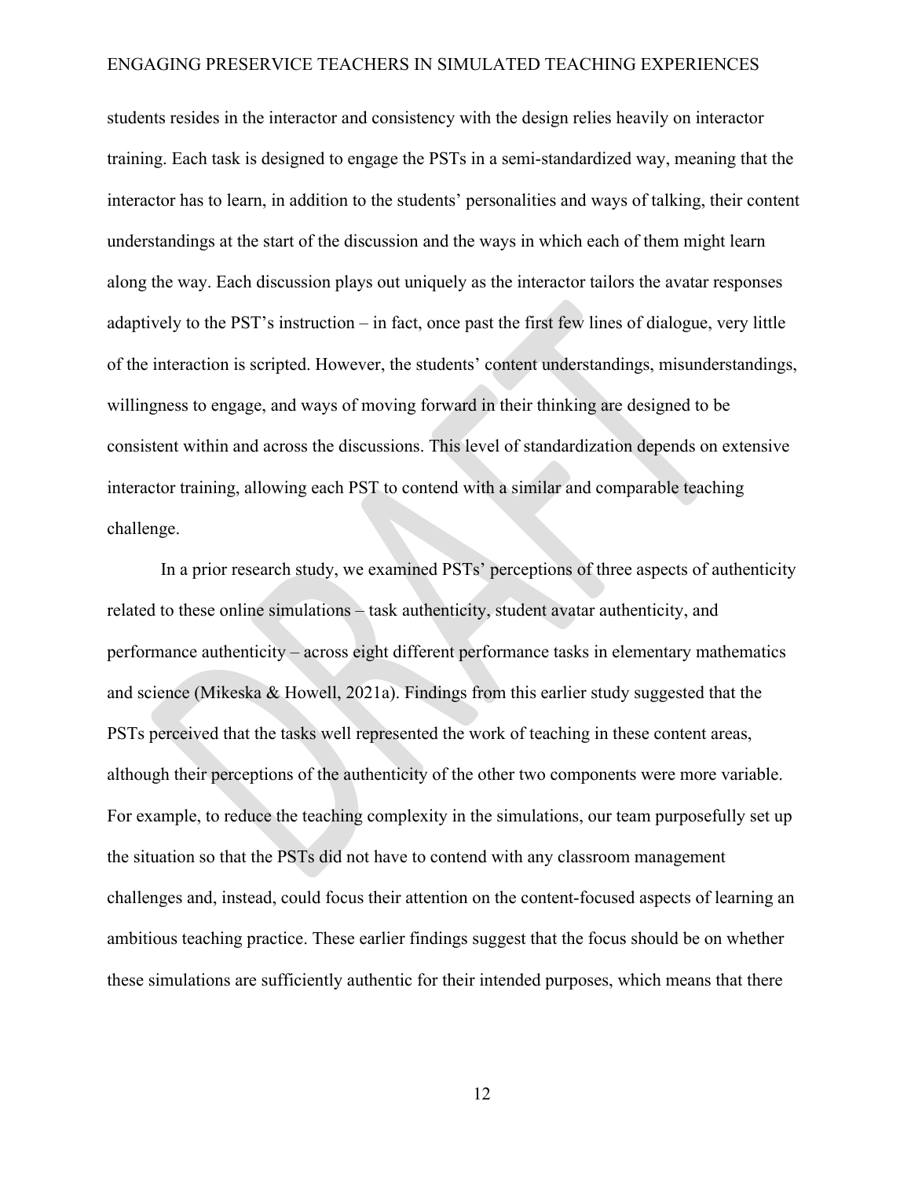students resides in the interactor and consistency with the design relies heavily on interactor training. Each task is designed to engage the PSTs in a semi-standardized way, meaning that the interactor has to learn, in addition to the students' personalities and ways of talking, their content understandings at the start of the discussion and the ways in which each of them might learn along the way. Each discussion plays out uniquely as the interactor tailors the avatar responses adaptively to the PST's instruction – in fact, once past the first few lines of dialogue, very little of the interaction is scripted. However, the students' content understandings, misunderstandings, willingness to engage, and ways of moving forward in their thinking are designed to be consistent within and across the discussions. This level of standardization depends on extensive interactor training, allowing each PST to contend with a similar and comparable teaching challenge.

In a prior research study, we examined PSTs' perceptions of three aspects of authenticity related to these online simulations – task authenticity, student avatar authenticity, and performance authenticity – across eight different performance tasks in elementary mathematics and science (Mikeska & Howell, 2021a). Findings from this earlier study suggested that the PSTs perceived that the tasks well represented the work of teaching in these content areas, although their perceptions of the authenticity of the other two components were more variable. For example, to reduce the teaching complexity in the simulations, our team purposefully set up the situation so that the PSTs did not have to contend with any classroom management challenges and, instead, could focus their attention on the content-focused aspects of learning an ambitious teaching practice. These earlier findings suggest that the focus should be on whether these simulations are sufficiently authentic for their intended purposes, which means that there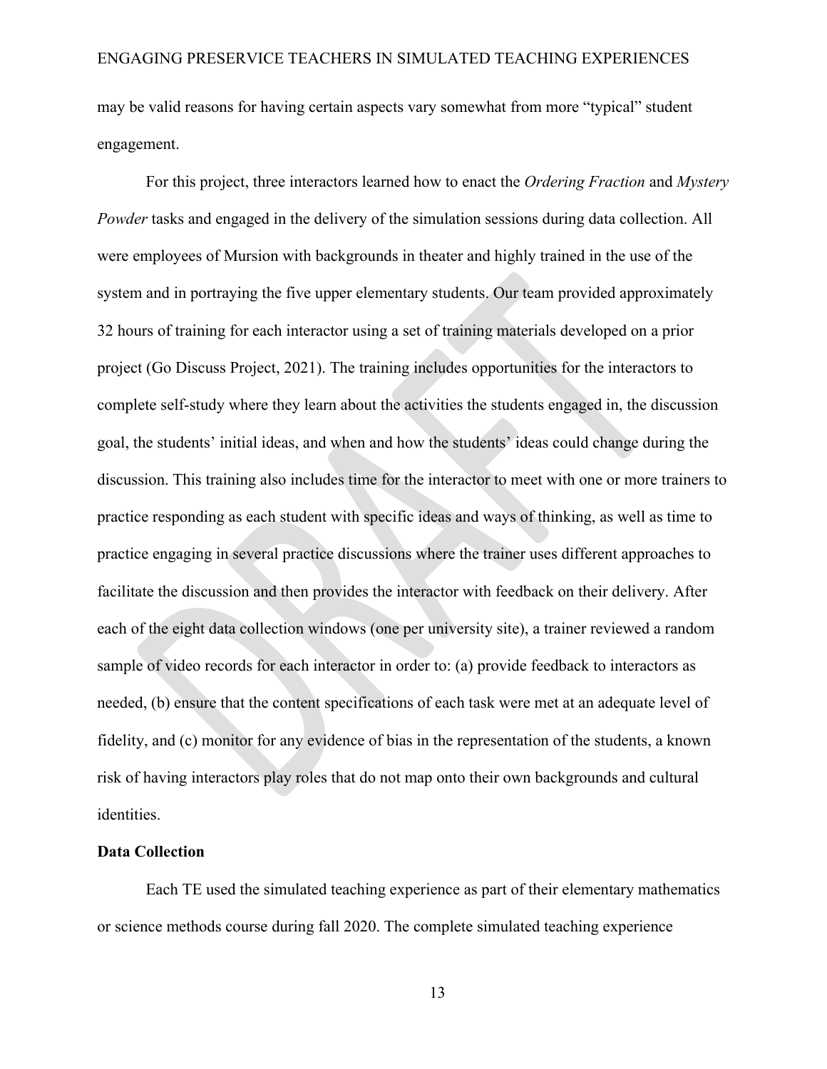may be valid reasons for having certain aspects vary somewhat from more "typical" student engagement.

For this project, three interactors learned how to enact the *Ordering Fraction* and *Mystery Powder* tasks and engaged in the delivery of the simulation sessions during data collection. All were employees of Mursion with backgrounds in theater and highly trained in the use of the system and in portraying the five upper elementary students. Our team provided approximately 32 hours of training for each interactor using a set of training materials developed on a prior project (Go Discuss Project, 2021). The training includes opportunities for the interactors to complete self-study where they learn about the activities the students engaged in, the discussion goal, the students' initial ideas, and when and how the students' ideas could change during the discussion. This training also includes time for the interactor to meet with one or more trainers to practice responding as each student with specific ideas and ways of thinking, as well as time to practice engaging in several practice discussions where the trainer uses different approaches to facilitate the discussion and then provides the interactor with feedback on their delivery. After each of the eight data collection windows (one per university site), a trainer reviewed a random sample of video records for each interactor in order to: (a) provide feedback to interactors as needed, (b) ensure that the content specifications of each task were met at an adequate level of fidelity, and (c) monitor for any evidence of bias in the representation of the students, a known risk of having interactors play roles that do not map onto their own backgrounds and cultural identities.

**Data Collection**

Each TE used the simulated teaching experience as part of their elementary mathematics or science methods course during fall 2020. The complete simulated teaching experience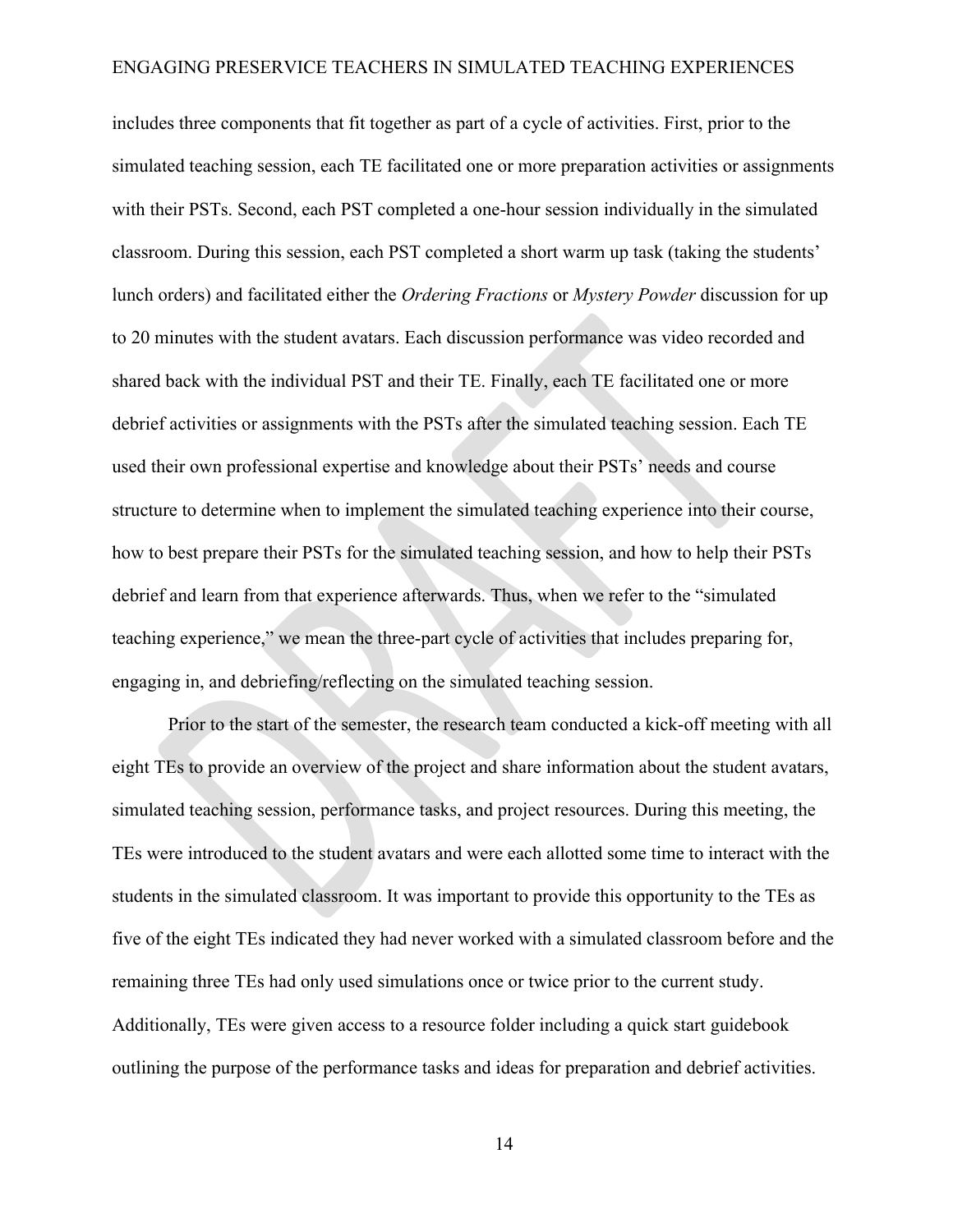includes three components that fit together as part of a cycle of activities. First, prior to the simulated teaching session, each TE facilitated one or more preparation activities or assignments with their PSTs. Second, each PST completed a one-hour session individually in the simulated classroom. During this session, each PST completed a short warm up task (taking the students' lunch orders) and facilitated either the *Ordering Fractions* or *Mystery Powder* discussion for up to 20 minutes with the student avatars. Each discussion performance was video recorded and shared back with the individual PST and their TE. Finally, each TE facilitated one or more debrief activities or assignments with the PSTs after the simulated teaching session. Each TE used their own professional expertise and knowledge about their PSTs' needs and course structure to determine when to implement the simulated teaching experience into their course, how to best prepare their PSTs for the simulated teaching session, and how to help their PSTs debrief and learn from that experience afterwards. Thus, when we refer to the "simulated teaching experience," we mean the three-part cycle of activities that includes preparing for, engaging in, and debriefing/reflecting on the simulated teaching session.

Prior to the start of the semester, the research team conducted a kick-off meeting with all eight TEs to provide an overview of the project and share information about the student avatars, simulated teaching session, performance tasks, and project resources. During this meeting, the TEs were introduced to the student avatars and were each allotted some time to interact with the students in the simulated classroom. It was important to provide this opportunity to the TEs as five of the eight TEs indicated they had never worked with a simulated classroom before and the remaining three TEs had only used simulations once or twice prior to the current study. Additionally, TEs were given access to a resource folder including a quick start guidebook outlining the purpose of the performance tasks and ideas for preparation and debrief activities.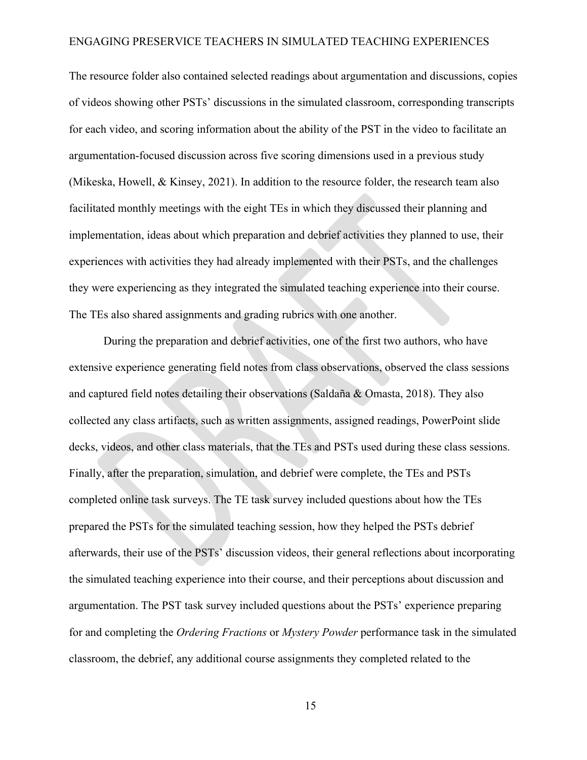The resource folder also contained selected readings about argumentation and discussions, copies of videos showing other PSTs' discussions in the simulated classroom, corresponding transcripts for each video, and scoring information about the ability of the PST in the video to facilitate an argumentation-focused discussion across five scoring dimensions used in a previous study (Mikeska, Howell, & Kinsey, 2021). In addition to the resource folder, the research team also facilitated monthly meetings with the eight TEs in which they discussed their planning and implementation, ideas about which preparation and debrief activities they planned to use, their experiences with activities they had already implemented with their PSTs, and the challenges they were experiencing as they integrated the simulated teaching experience into their course. The TEs also shared assignments and grading rubrics with one another.

During the preparation and debrief activities, one of the first two authors, who have extensive experience generating field notes from class observations, observed the class sessions and captured field notes detailing their observations (Saldaña & Omasta, 2018). They also collected any class artifacts, such as written assignments, assigned readings, PowerPoint slide decks, videos, and other class materials, that the TEs and PSTs used during these class sessions. Finally, after the preparation, simulation, and debrief were complete, the TEs and PSTs completed online task surveys. The TE task survey included questions about how the TEs prepared the PSTs for the simulated teaching session, how they helped the PSTs debrief afterwards, their use of the PSTs' discussion videos, their general reflections about incorporating the simulated teaching experience into their course, and their perceptions about discussion and argumentation. The PST task survey included questions about the PSTs' experience preparing for and completing the *Ordering Fractions* or *Mystery Powder* performance task in the simulated classroom, the debrief, any additional course assignments they completed related to the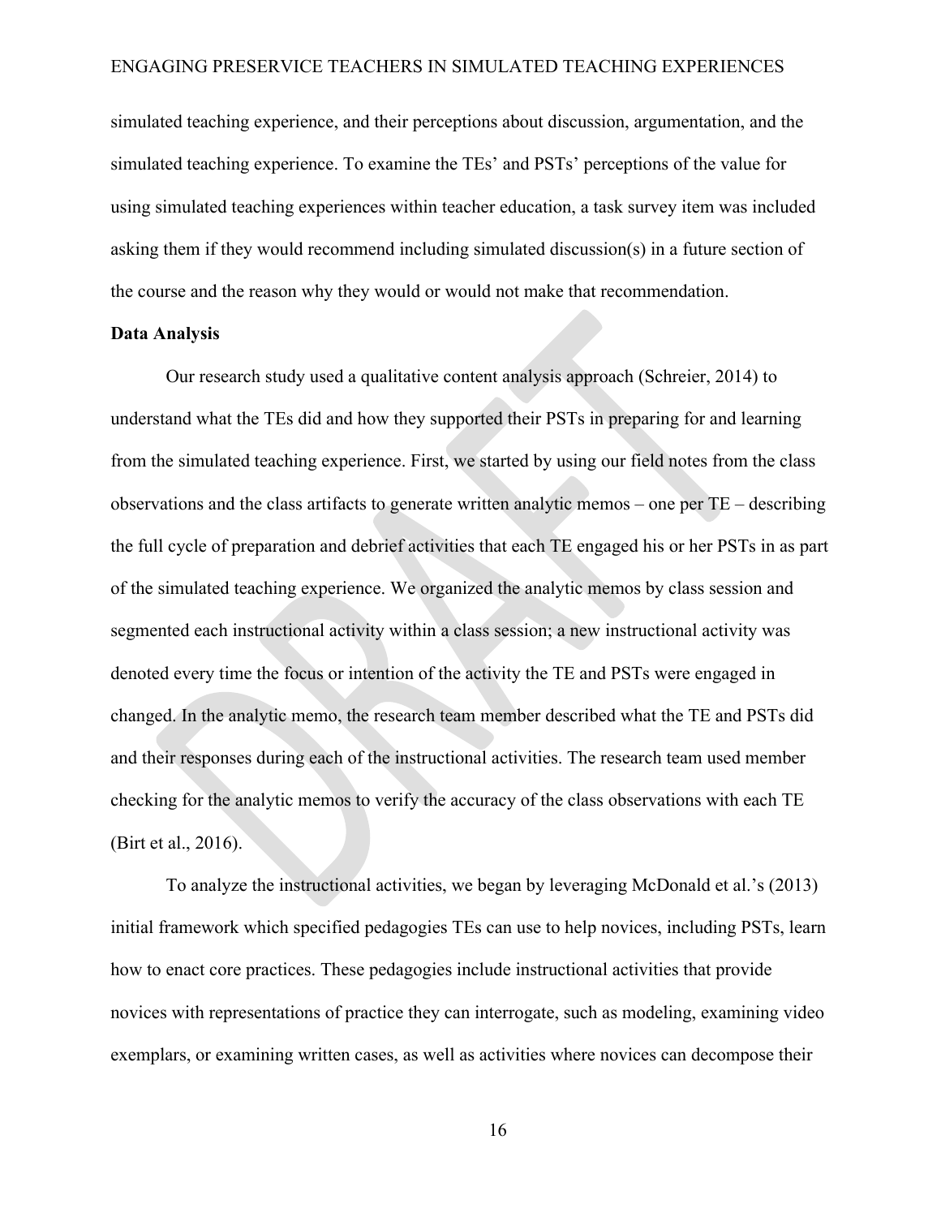simulated teaching experience, and their perceptions about discussion, argumentation, and the simulated teaching experience. To examine the TEs' and PSTs' perceptions of the value for using simulated teaching experiences within teacher education, a task survey item was included asking them if they would recommend including simulated discussion(s) in a future section of the course and the reason why they would or would not make that recommendation.

**Data Analysis**

Our research study used a qualitative content analysis approach (Schreier, 2014) to understand what the TEs did and how they supported their PSTs in preparing for and learning from the simulated teaching experience. First, we started by using our field notes from the class observations and the class artifacts to generate written analytic memos – one per TE – describing the full cycle of preparation and debrief activities that each TE engaged his or her PSTs in as part of the simulated teaching experience. We organized the analytic memos by class session and segmented each instructional activity within a class session; a new instructional activity was denoted every time the focus or intention of the activity the TE and PSTs were engaged in changed. In the analytic memo, the research team member described what the TE and PSTs did and their responses during each of the instructional activities. The research team used member checking for the analytic memos to verify the accuracy of the class observations with each TE (Birt et al., 2016).

To analyze the instructional activities, we began by leveraging McDonald et al.'s (2013) initial framework which specified pedagogies TEs can use to help novices, including PSTs, learn how to enact core practices. These pedagogies include instructional activities that provide novices with representations of practice they can interrogate, such as modeling, examining video exemplars, or examining written cases, as well as activities where novices can decompose their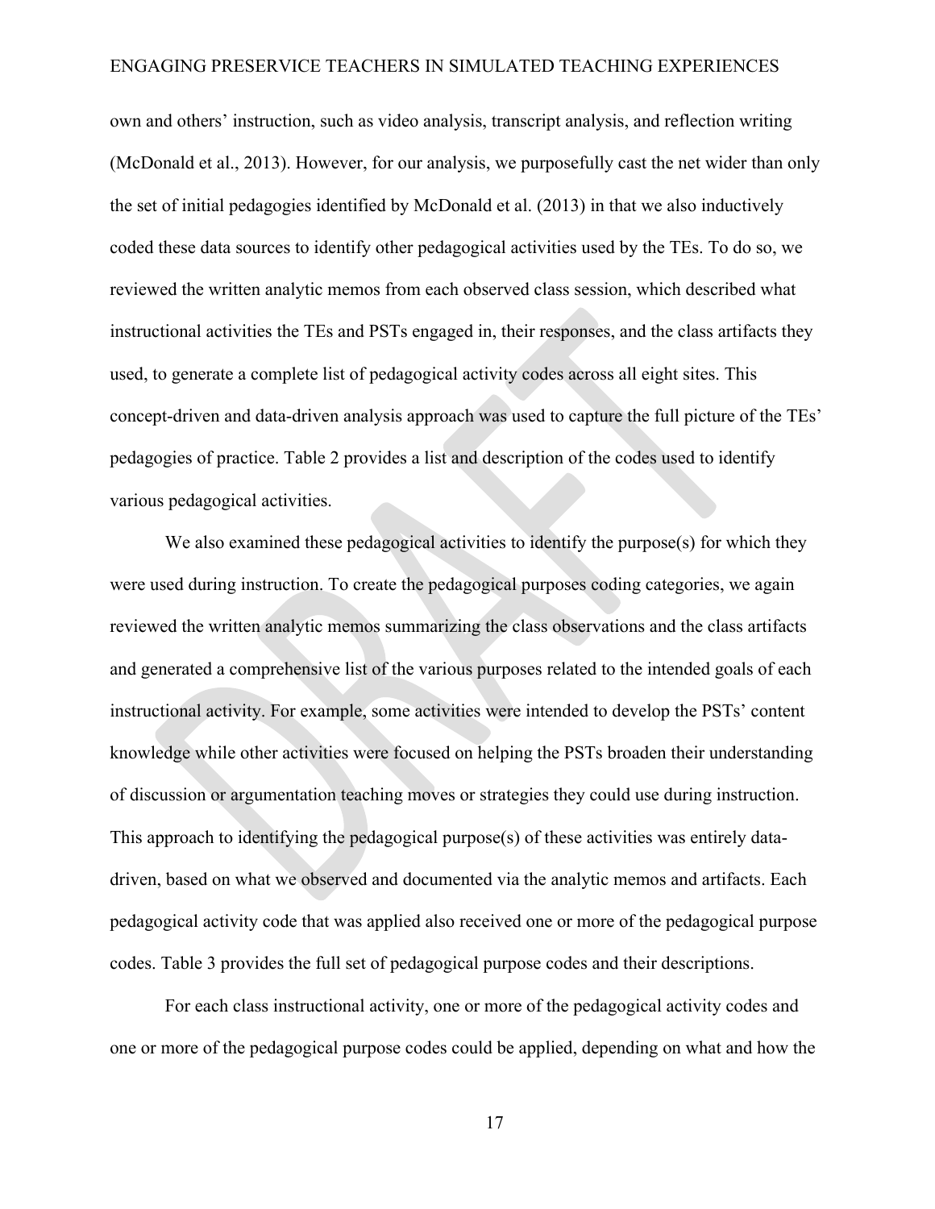own and others' instruction, such as video analysis, transcript analysis, and reflection writing (McDonald et al., 2013). However, for our analysis, we purposefully cast the net wider than only the set of initial pedagogies identified by McDonald et al. (2013) in that we also inductively coded these data sources to identify other pedagogical activities used by the TEs. To do so, we reviewed the written analytic memos from each observed class session, which described what instructional activities the TEs and PSTs engaged in, their responses, and the class artifacts they used, to generate a complete list of pedagogical activity codes across all eight sites. This concept-driven and data-driven analysis approach was used to capture the full picture of the TEs' pedagogies of practice. Table 2 provides a list and description of the codes used to identify various pedagogical activities.

We also examined these pedagogical activities to identify the purpose(s) for which they were used during instruction. To create the pedagogical purposes coding categories, we again reviewed the written analytic memos summarizing the class observations and the class artifacts and generated a comprehensive list of the various purposes related to the intended goals of each instructional activity. For example, some activities were intended to develop the PSTs' content knowledge while other activities were focused on helping the PSTs broaden their understanding of discussion or argumentation teaching moves or strategies they could use during instruction. This approach to identifying the pedagogical purpose(s) of these activities was entirely data-driven, based on what we observed and documented via the analytic memos and artifacts. Each pedagogical activity code that was applied also received one or more of the pedagogical purpose codes. Table 3 provides the full set of pedagogical purpose codes and their descriptions.

For each class instructional activity, one or more of the pedagogical activity codes and one or more of the pedagogical purpose codes could be applied, depending on what and how the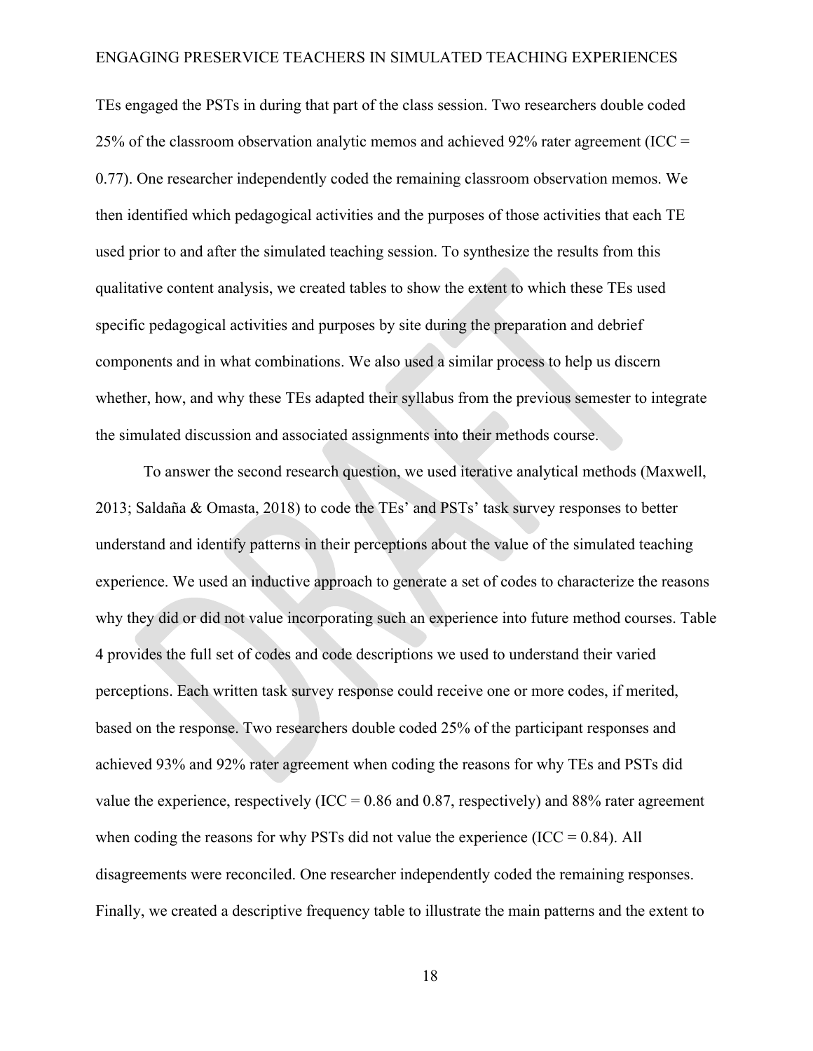TEs engaged the PSTs in during that part of the class session. Two researchers double coded 25% of the classroom observation analytic memos and achieved 92% rater agreement (ICC = 0.77). One researcher independently coded the remaining classroom observation memos. We then identified which pedagogical activities and the purposes of those activities that each TE used prior to and after the simulated teaching session. To synthesize the results from this qualitative content analysis, we created tables to show the extent to which these TEs used specific pedagogical activities and purposes by site during the preparation and debrief components and in what combinations. We also used a similar process to help us discern whether, how, and why these TEs adapted their syllabus from the previous semester to integrate the simulated discussion and associated assignments into their methods course.

To answer the second research question, we used iterative analytical methods (Maxwell, 2013; Saldaña & Omasta, 2018) to code the TEs' and PSTs' task survey responses to better understand and identify patterns in their perceptions about the value of the simulated teaching experience. We used an inductive approach to generate a set of codes to characterize the reasons why they did or did not value incorporating such an experience into future method courses. Table 4 provides the full set of codes and code descriptions we used to understand their varied perceptions. Each written task survey response could receive one or more codes, if merited, based on the response. Two researchers double coded 25% of the participant responses and achieved 93% and 92% rater agreement when coding the reasons for why TEs and PSTs did value the experience, respectively (ICC = 0.86 and 0.87, respectively) and 88% rater agreement when coding the reasons for why PSTs did not value the experience (ICC = 0.84). All disagreements were reconciled. One researcher independently coded the remaining responses. Finally, we created a descriptive frequency table to illustrate the main patterns and the extent to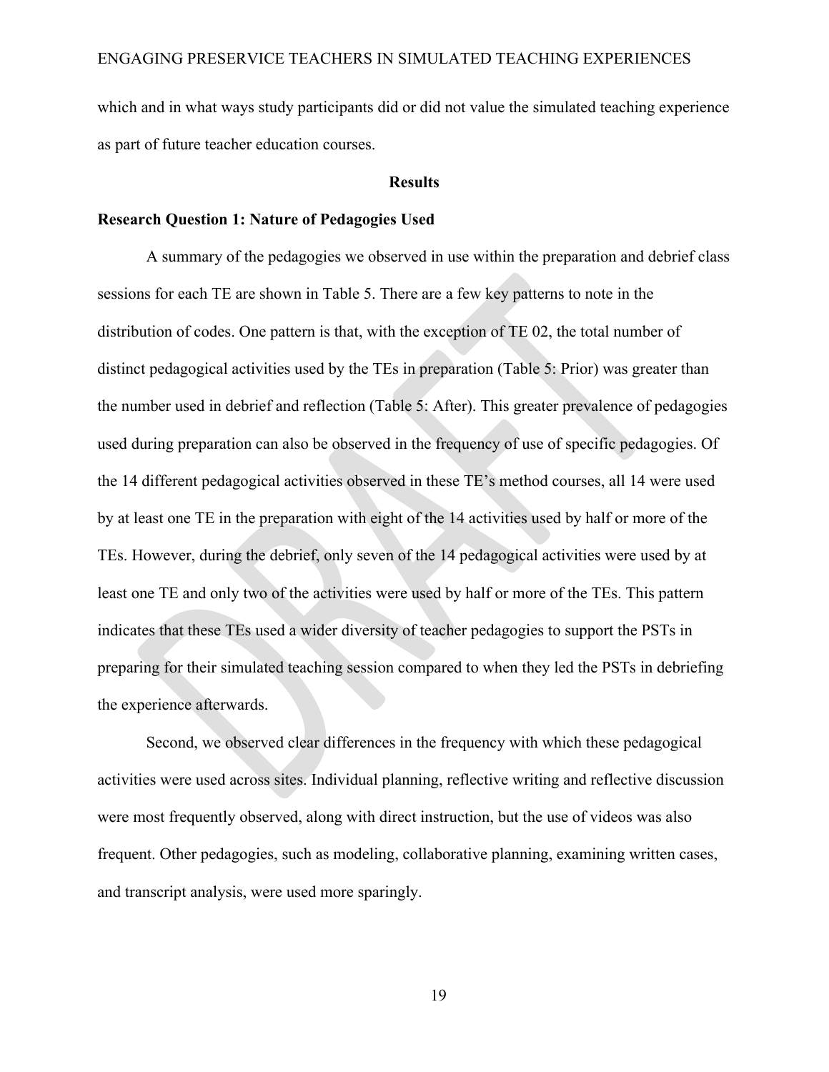which and in what ways study participants did or did not value the simulated teaching experience as part of future teacher education courses.

## Results

### Research Question 1: Nature of Pedagogies Used

A summary of the pedagogies we observed in use within the preparation and debrief class sessions for each TE are shown in Table 5. There are a few key patterns to note in the distribution of codes. One pattern is that, with the exception of TE 02, the total number of distinct pedagogical activities used by the TEs in preparation (Table 5: Prior) was greater than the number used in debrief and reflection (Table 5: After). This greater prevalence of pedagogies used during preparation can also be observed in the frequency of use of specific pedagogies. Of the 14 different pedagogical activities observed in these TE's method courses, all 14 were used by at least one TE in the preparation with eight of the 14 activities used by half or more of the TEs. However, during the debrief, only seven of the 14 pedagogical activities were used by at least one TE and only two of the activities were used by half or more of the TEs. This pattern indicates that these TEs used a wider diversity of teacher pedagogies to support the PSTs in preparing for their simulated teaching session compared to when they led the PSTs in debriefing the experience afterwards.

Second, we observed clear differences in the frequency with which these pedagogical activities were used across sites. Individual planning, reflective writing and reflective discussion were most frequently observed, along with direct instruction, but the use of videos was also frequent. Other pedagogies, such as modeling, collaborative planning, examining written cases, and transcript analysis, were used more sparingly.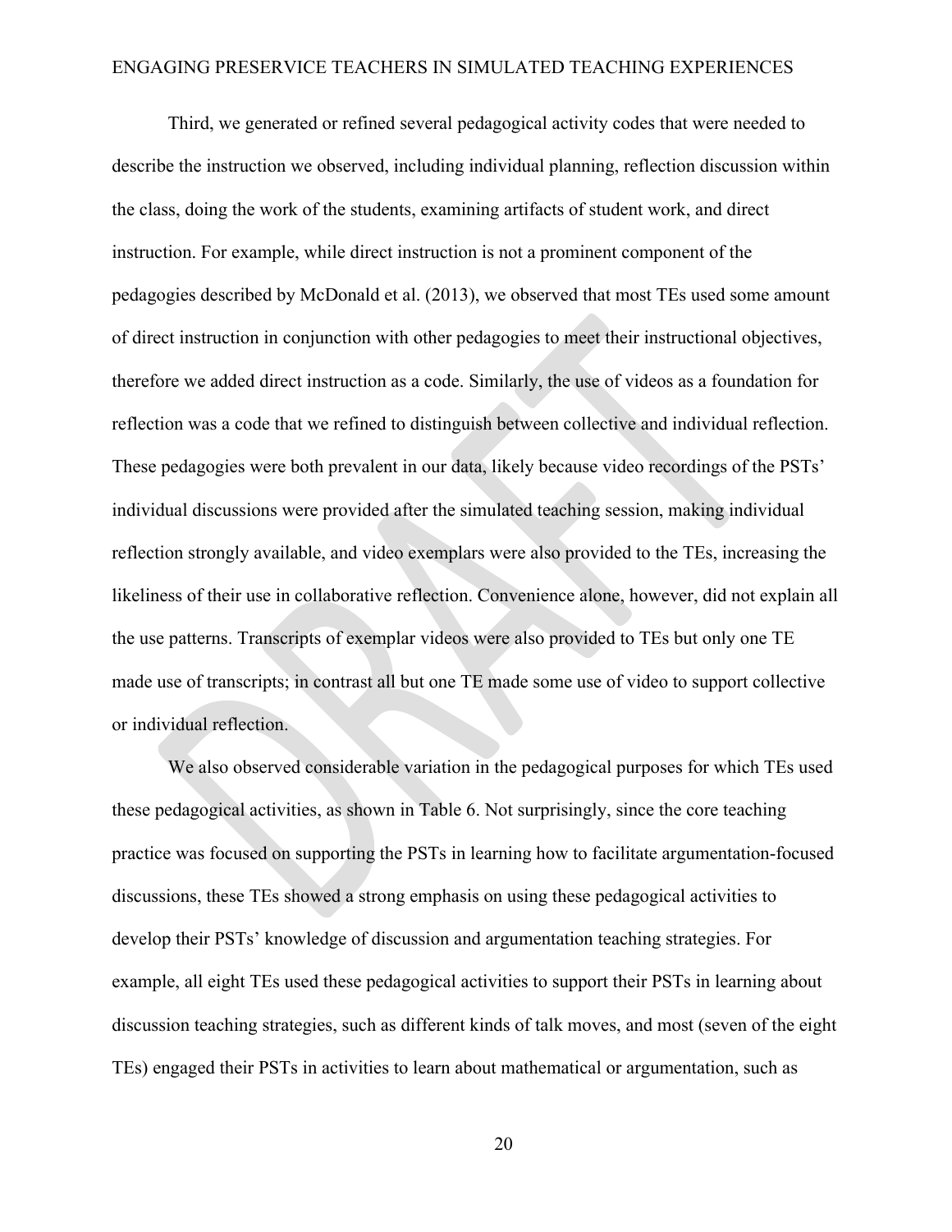Third, we generated or refined several pedagogical activity codes that were needed to describe the instruction we observed, including individual planning, reflection discussion within the class, doing the work of the students, examining artifacts of student work, and direct instruction. For example, while direct instruction is not a prominent component of the pedagogies described by McDonald et al. (2013), we observed that most TEs used some amount of direct instruction in conjunction with other pedagogies to meet their instructional objectives, therefore we added direct instruction as a code. Similarly, the use of videos as a foundation for reflection was a code that we refined to distinguish between collective and individual reflection. These pedagogies were both prevalent in our data, likely because video recordings of the PSTs' individual discussions were provided after the simulated teaching session, making individual reflection strongly available, and video exemplars were also provided to the TEs, increasing the likeliness of their use in collaborative reflection. Convenience alone, however, did not explain all the use patterns. Transcripts of exemplar videos were also provided to TEs but only one TE made use of transcripts; in contrast all but one TE made some use of video to support collective or individual reflection.

We also observed considerable variation in the pedagogical purposes for which TEs used these pedagogical activities, as shown in Table 6. Not surprisingly, since the core teaching practice was focused on supporting the PSTs in learning how to facilitate argumentation-focused discussions, these TEs showed a strong emphasis on using these pedagogical activities to develop their PSTs' knowledge of discussion and argumentation teaching strategies. For example, all eight TEs used these pedagogical activities to support their PSTs in learning about discussion teaching strategies, such as different kinds of talk moves, and most (seven of the eight TEs) engaged their PSTs in activities to learn about mathematical or argumentation, such as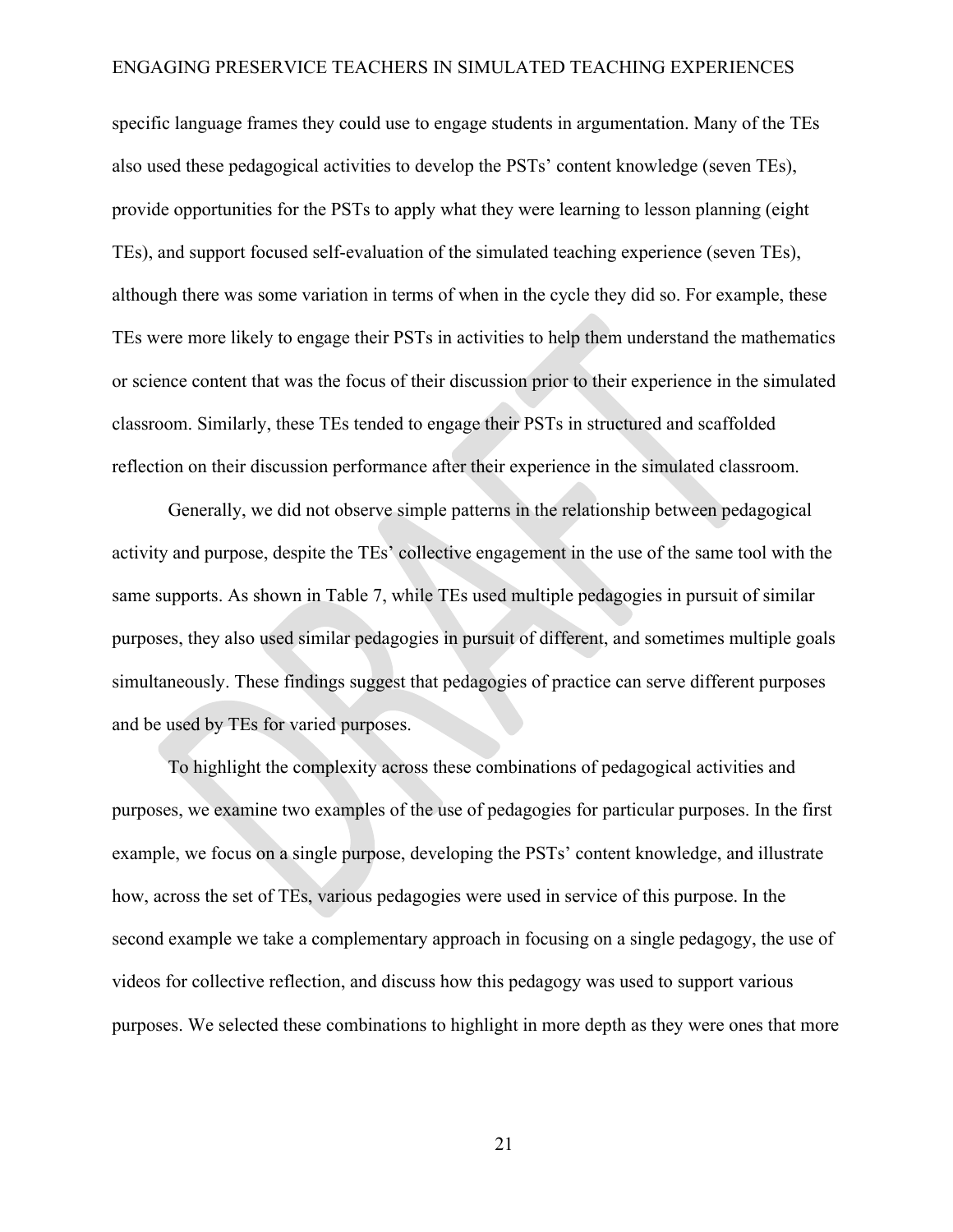specific language frames they could use to engage students in argumentation. Many of the TEs also used these pedagogical activities to develop the PSTs' content knowledge (seven TEs), provide opportunities for the PSTs to apply what they were learning to lesson planning (eight TEs), and support focused self-evaluation of the simulated teaching experience (seven TEs), although there was some variation in terms of when in the cycle they did so. For example, these TEs were more likely to engage their PSTs in activities to help them understand the mathematics or science content that was the focus of their discussion prior to their experience in the simulated classroom. Similarly, these TEs tended to engage their PSTs in structured and scaffolded reflection on their discussion performance after their experience in the simulated classroom.

Generally, we did not observe simple patterns in the relationship between pedagogical activity and purpose, despite the TEs' collective engagement in the use of the same tool with the same supports. As shown in Table 7, while TEs used multiple pedagogies in pursuit of similar purposes, they also used similar pedagogies in pursuit of different, and sometimes multiple goals simultaneously. These findings suggest that pedagogies of practice can serve different purposes and be used by TEs for varied purposes.

To highlight the complexity across these combinations of pedagogical activities and purposes, we examine two examples of the use of pedagogies for particular purposes. In the first example, we focus on a single purpose, developing the PSTs' content knowledge, and illustrate how, across the set of TEs, various pedagogies were used in service of this purpose. In the second example we take a complementary approach in focusing on a single pedagogy, the use of videos for collective reflection, and discuss how this pedagogy was used to support various purposes. We selected these combinations to highlight in more depth as they were ones that more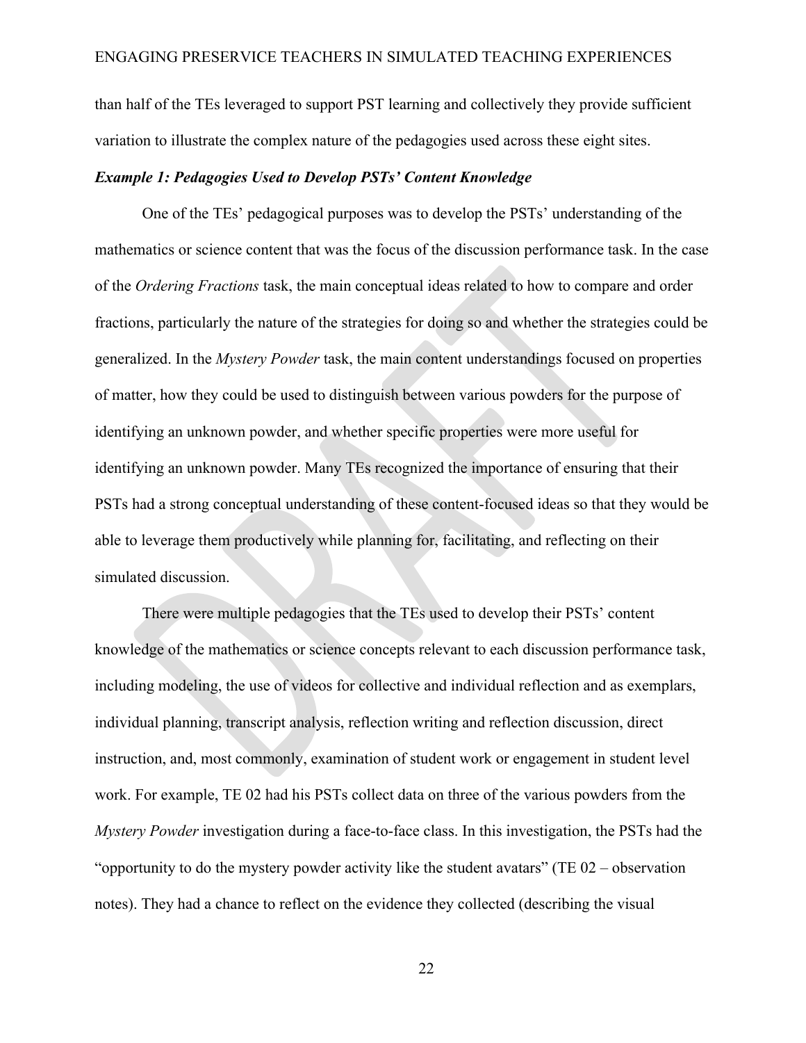than half of the TEs leveraged to support PST learning and collectively they provide sufficient variation to illustrate the complex nature of the pedagogies used across these eight sites.

### *Example 1: Pedagogies Used to Develop PSTs' Content Knowledge*

One of the TEs' pedagogical purposes was to develop the PSTs' understanding of the mathematics or science content that was the focus of the discussion performance task. In the case of the *Ordering Fractions* task, the main conceptual ideas related to how to compare and order fractions, particularly the nature of the strategies for doing so and whether the strategies could be generalized. In the *Mystery Powder* task, the main content understandings focused on properties of matter, how they could be used to distinguish between various powders for the purpose of identifying an unknown powder, and whether specific properties were more useful for identifying an unknown powder. Many TEs recognized the importance of ensuring that their PSTs had a strong conceptual understanding of these content-focused ideas so that they would be able to leverage them productively while planning for, facilitating, and reflecting on their simulated discussion.

There were multiple pedagogies that the TEs used to develop their PSTs' content knowledge of the mathematics or science concepts relevant to each discussion performance task, including modeling, the use of videos for collective and individual reflection and as exemplars, individual planning, transcript analysis, reflection writing and reflection discussion, direct instruction, and, most commonly, examination of student work or engagement in student level work. For example, TE 02 had his PSTs collect data on three of the various powders from the *Mystery Powder* investigation during a face-to-face class. In this investigation, the PSTs had the "opportunity to do the mystery powder activity like the student avatars" (TE 02 – observation notes). They had a chance to reflect on the evidence they collected (describing the visual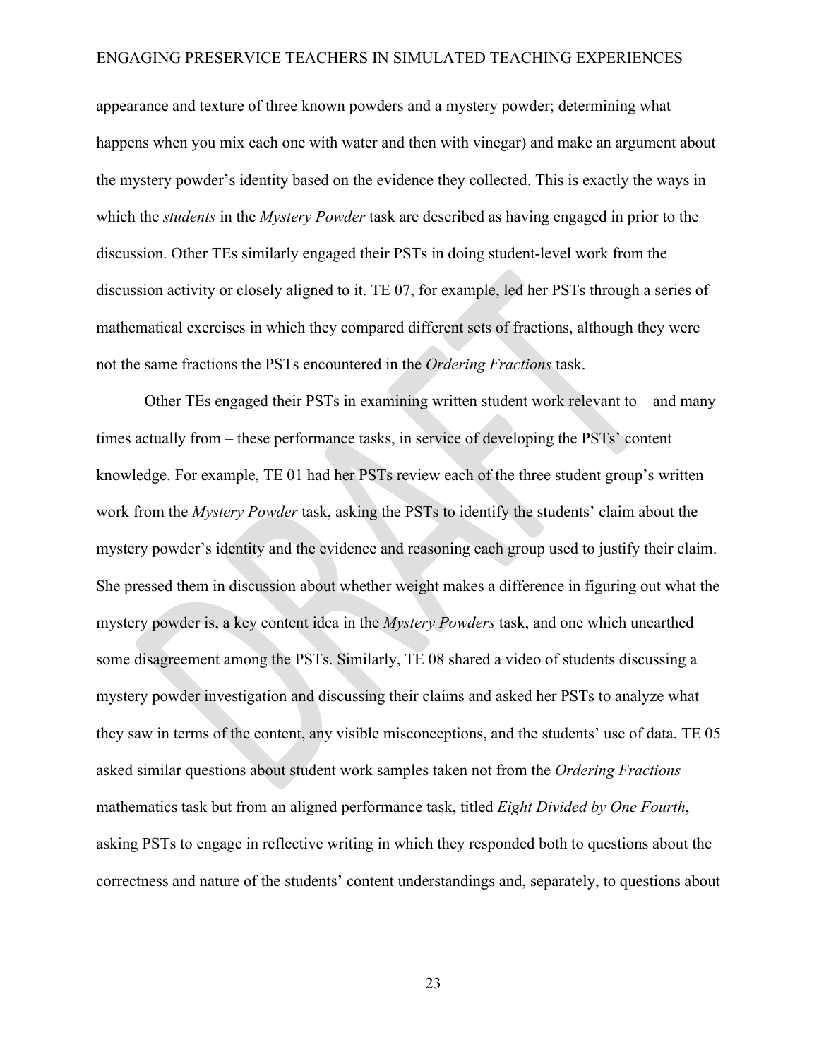appearance and texture of three known powders and a mystery powder; determining what happens when you mix each one with water and then with vinegar) and make an argument about the mystery powder's identity based on the evidence they collected. This is exactly the ways in which the *students* in the *Mystery Powder* task are described as having engaged in prior to the discussion. Other TEs similarly engaged their PSTs in doing student-level work from the discussion activity or closely aligned to it. TE 07, for example, led her PSTs through a series of mathematical exercises in which they compared different sets of fractions, although they were not the same fractions the PSTs encountered in the *Ordering Fractions* task.

Other TEs engaged their PSTs in examining written student work relevant to – and many times actually from – these performance tasks, in service of developing the PSTs' content knowledge. For example, TE 01 had her PSTs review each of the three student group's written work from the *Mystery Powder* task, asking the PSTs to identify the students' claim about the mystery powder's identity and the evidence and reasoning each group used to justify their claim. She pressed them in discussion about whether weight makes a difference in figuring out what the mystery powder is, a key content idea in the *Mystery Powders* task, and one which unearthed some disagreement among the PSTs. Similarly, TE 08 shared a video of students discussing a mystery powder investigation and discussing their claims and asked her PSTs to analyze what they saw in terms of the content, any visible misconceptions, and the students' use of data. TE 05 asked similar questions about student work samples taken not from the *Ordering Fractions* mathematics task but from an aligned performance task, titled *Eight Divided by One Fourth*, asking PSTs to engage in reflective writing in which they responded both to questions about the correctness and nature of the students' content understandings and, separately, to questions about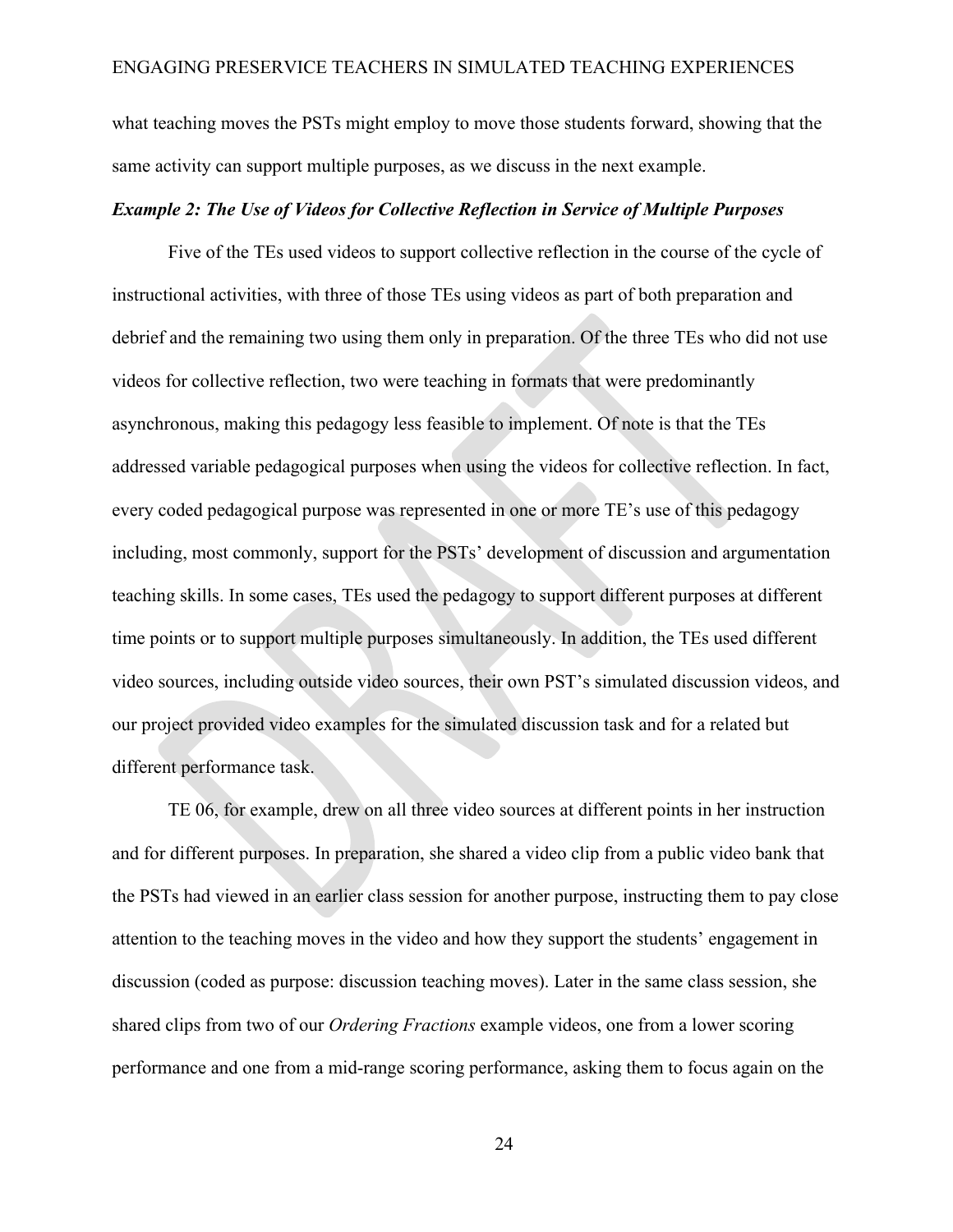what teaching moves the PSTs might employ to move those students forward, showing that the same activity can support multiple purposes, as we discuss in the next example.

### *Example 2: The Use of Videos for Collective Reflection in Service of Multiple Purposes*

Five of the TEs used videos to support collective reflection in the course of the cycle of instructional activities, with three of those TEs using videos as part of both preparation and debrief and the remaining two using them only in preparation. Of the three TEs who did not use videos for collective reflection, two were teaching in formats that were predominantly asynchronous, making this pedagogy less feasible to implement. Of note is that the TEs addressed variable pedagogical purposes when using the videos for collective reflection. In fact, every coded pedagogical purpose was represented in one or more TE's use of this pedagogy including, most commonly, support for the PSTs' development of discussion and argumentation teaching skills. In some cases, TEs used the pedagogy to support different purposes at different time points or to support multiple purposes simultaneously. In addition, the TEs used different video sources, including outside video sources, their own PST's simulated discussion videos, and our project provided video examples for the simulated discussion task and for a related but different performance task.

TE 06, for example, drew on all three video sources at different points in her instruction and for different purposes. In preparation, she shared a video clip from a public video bank that the PSTs had viewed in an earlier class session for another purpose, instructing them to pay close attention to the teaching moves in the video and how they support the students' engagement in discussion (coded as purpose: discussion teaching moves). Later in the same class session, she shared clips from two of our *Ordering Fractions* example videos, one from a lower scoring performance and one from a mid-range scoring performance, asking them to focus again on the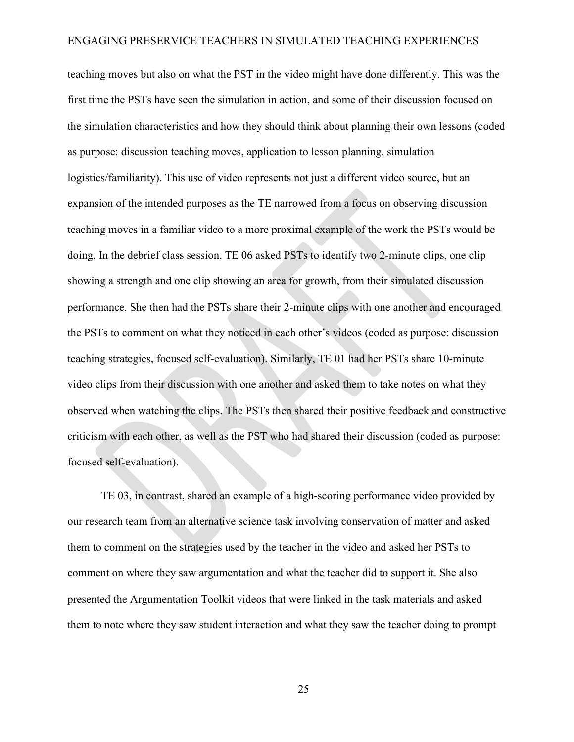teaching moves but also on what the PST in the video might have done differently. This was the first time the PSTs have seen the simulation in action, and some of their discussion focused on the simulation characteristics and how they should think about planning their own lessons (coded as purpose: discussion teaching moves, application to lesson planning, simulation logistics/familiarity). This use of video represents not just a different video source, but an expansion of the intended purposes as the TE narrowed from a focus on observing discussion teaching moves in a familiar video to a more proximal example of the work the PSTs would be doing. In the debrief class session, TE 06 asked PSTs to identify two 2-minute clips, one clip showing a strength and one clip showing an area for growth, from their simulated discussion performance. She then had the PSTs share their 2-minute clips with one another and encouraged the PSTs to comment on what they noticed in each other's videos (coded as purpose: discussion teaching strategies, focused self-evaluation). Similarly, TE 01 had her PSTs share 10-minute video clips from their discussion with one another and asked them to take notes on what they observed when watching the clips. The PSTs then shared their positive feedback and constructive criticism with each other, as well as the PST who had shared their discussion (coded as purpose: focused self-evaluation).

TE 03, in contrast, shared an example of a high-scoring performance video provided by our research team from an alternative science task involving conservation of matter and asked them to comment on the strategies used by the teacher in the video and asked her PSTs to comment on where they saw argumentation and what the teacher did to support it. She also presented the Argumentation Toolkit videos that were linked in the task materials and asked them to note where they saw student interaction and what they saw the teacher doing to prompt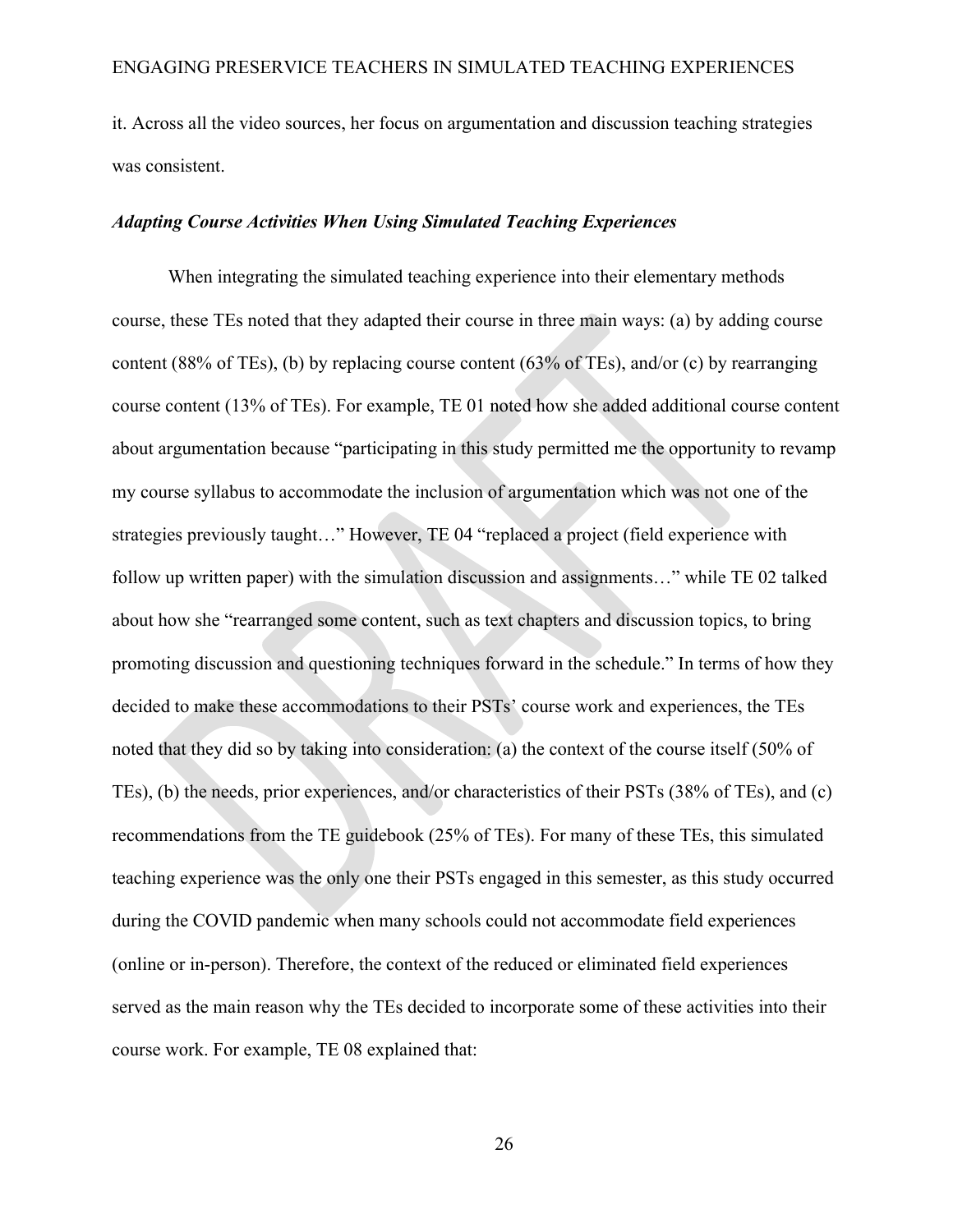it. Across all the video sources, her focus on argumentation and discussion teaching strategies was consistent.

### *Adapting Course Activities When Using Simulated Teaching Experiences*

When integrating the simulated teaching experience into their elementary methods course, these TEs noted that they adapted their course in three main ways: (a) by adding course content (88% of TEs), (b) by replacing course content (63% of TEs), and/or (c) by rearranging course content (13% of TEs). For example, TE 01 noted how she added additional course content about argumentation because "participating in this study permitted me the opportunity to revamp my course syllabus to accommodate the inclusion of argumentation which was not one of the strategies previously taught…" However, TE 04 "replaced a project (field experience with follow up written paper) with the simulation discussion and assignments…" while TE 02 talked about how she "rearranged some content, such as text chapters and discussion topics, to bring promoting discussion and questioning techniques forward in the schedule." In terms of how they decided to make these accommodations to their PSTs' course work and experiences, the TEs noted that they did so by taking into consideration: (a) the context of the course itself (50% of TEs), (b) the needs, prior experiences, and/or characteristics of their PSTs (38% of TEs), and (c) recommendations from the TE guidebook (25% of TEs). For many of these TEs, this simulated teaching experience was the only one their PSTs engaged in this semester, as this study occurred during the COVID pandemic when many schools could not accommodate field experiences (online or in-person). Therefore, the context of the reduced or eliminated field experiences served as the main reason why the TEs decided to incorporate some of these activities into their course work. For example, TE 08 explained that: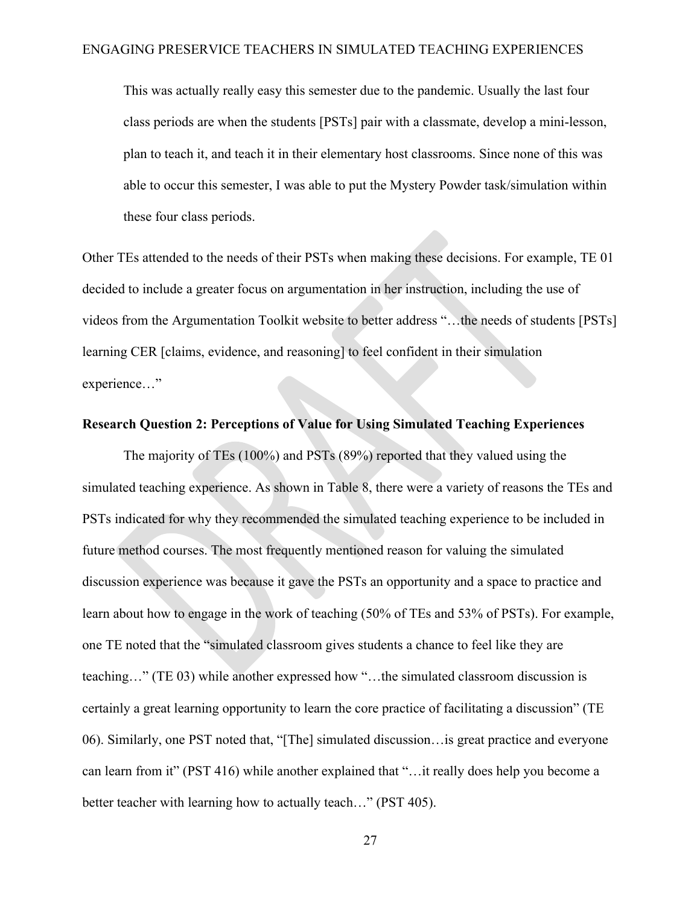> This was actually really easy this semester due to the pandemic. Usually the last four class periods are when the students [PSTs] pair with a classmate, develop a mini-lesson, plan to teach it, and teach it in their elementary host classrooms. Since none of this was able to occur this semester, I was able to put the Mystery Powder task/simulation within these four class periods.

Other TEs attended to the needs of their PSTs when making these decisions. For example, TE 01 decided to include a greater focus on argumentation in her instruction, including the use of videos from the Argumentation Toolkit website to better address "…the needs of students [PSTs] learning CER [claims, evidence, and reasoning] to feel confident in their simulation experience…"

### Research Question 2: Perceptions of Value for Using Simulated Teaching Experiences

The majority of TEs (100%) and PSTs (89%) reported that they valued using the simulated teaching experience. As shown in Table 8, there were a variety of reasons the TEs and PSTs indicated for why they recommended the simulated teaching experience to be included in future method courses. The most frequently mentioned reason for valuing the simulated discussion experience was because it gave the PSTs an opportunity and a space to practice and learn about how to engage in the work of teaching (50% of TEs and 53% of PSTs). For example, one TE noted that the "simulated classroom gives students a chance to feel like they are teaching…" (TE 03) while another expressed how "…the simulated classroom discussion is certainly a great learning opportunity to learn the core practice of facilitating a discussion" (TE 06). Similarly, one PST noted that, "[The] simulated discussion…is great practice and everyone can learn from it" (PST 416) while another explained that "…it really does help you become a better teacher with learning how to actually teach…" (PST 405).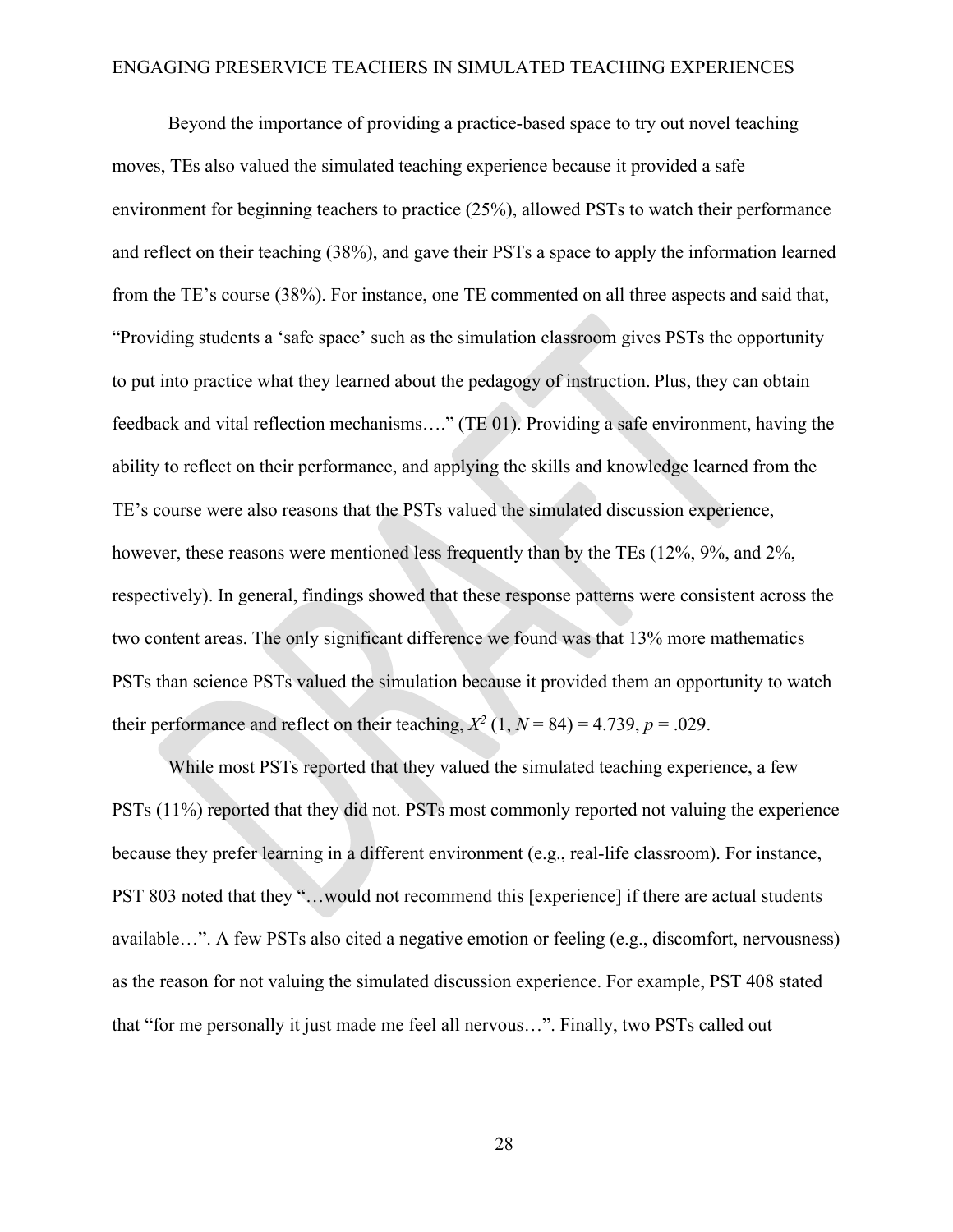Beyond the importance of providing a practice-based space to try out novel teaching moves, TEs also valued the simulated teaching experience because it provided a safe environment for beginning teachers to practice (25%), allowed PSTs to watch their performance and reflect on their teaching (38%), and gave their PSTs a space to apply the information learned from the TE's course (38%). For instance, one TE commented on all three aspects and said that, "Providing students a 'safe space' such as the simulation classroom gives PSTs the opportunity to put into practice what they learned about the pedagogy of instruction. Plus, they can obtain feedback and vital reflection mechanisms…." (TE 01). Providing a safe environment, having the ability to reflect on their performance, and applying the skills and knowledge learned from the TE's course were also reasons that the PSTs valued the simulated discussion experience, however, these reasons were mentioned less frequently than by the TEs (12%, 9%, and 2%, respectively). In general, findings showed that these response patterns were consistent across the two content areas. The only significant difference we found was that 13% more mathematics PSTs than science PSTs valued the simulation because it provided them an opportunity to watch their performance and reflect on their teaching, $X^2$ (1, $N$ = 84) = 4.739, $p$ = .029.

While most PSTs reported that they valued the simulated teaching experience, a few PSTs (11%) reported that they did not. PSTs most commonly reported not valuing the experience because they prefer learning in a different environment (e.g., real-life classroom). For instance, PST 803 noted that they "…would not recommend this [experience] if there are actual students available…". A few PSTs also cited a negative emotion or feeling (e.g., discomfort, nervousness) as the reason for not valuing the simulated discussion experience. For example, PST 408 stated that "for me personally it just made me feel all nervous…". Finally, two PSTs called out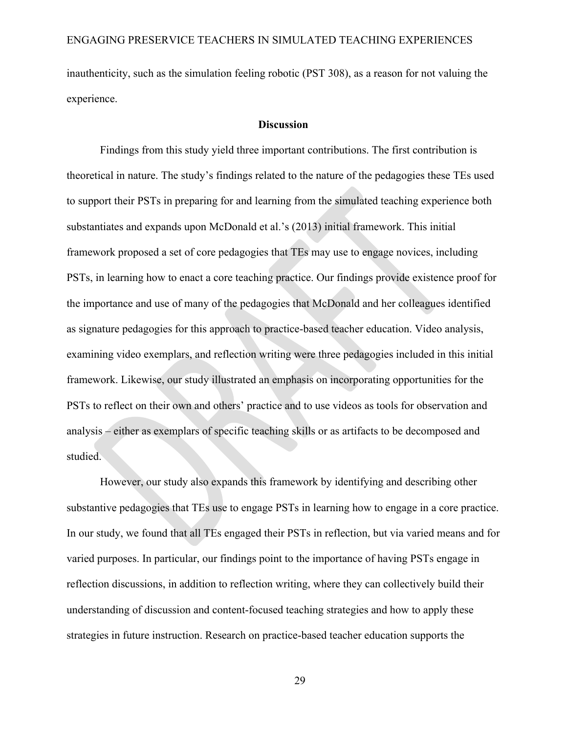inauthenticity, such as the simulation feeling robotic (PST 308), as a reason for not valuing the experience.

## Discussion

Findings from this study yield three important contributions. The first contribution is theoretical in nature. The study's findings related to the nature of the pedagogies these TEs used to support their PSTs in preparing for and learning from the simulated teaching experience both substantiates and expands upon McDonald et al.'s (2013) initial framework. This initial framework proposed a set of core pedagogies that TEs may use to engage novices, including PSTs, in learning how to enact a core teaching practice. Our findings provide existence proof for the importance and use of many of the pedagogies that McDonald and her colleagues identified as signature pedagogies for this approach to practice-based teacher education. Video analysis, examining video exemplars, and reflection writing were three pedagogies included in this initial framework. Likewise, our study illustrated an emphasis on incorporating opportunities for the PSTs to reflect on their own and others' practice and to use videos as tools for observation and analysis – either as exemplars of specific teaching skills or as artifacts to be decomposed and studied.

However, our study also expands this framework by identifying and describing other substantive pedagogies that TEs use to engage PSTs in learning how to engage in a core practice. In our study, we found that all TEs engaged their PSTs in reflection, but via varied means and for varied purposes. In particular, our findings point to the importance of having PSTs engage in reflection discussions, in addition to reflection writing, where they can collectively build their understanding of discussion and content-focused teaching strategies and how to apply these strategies in future instruction. Research on practice-based teacher education supports the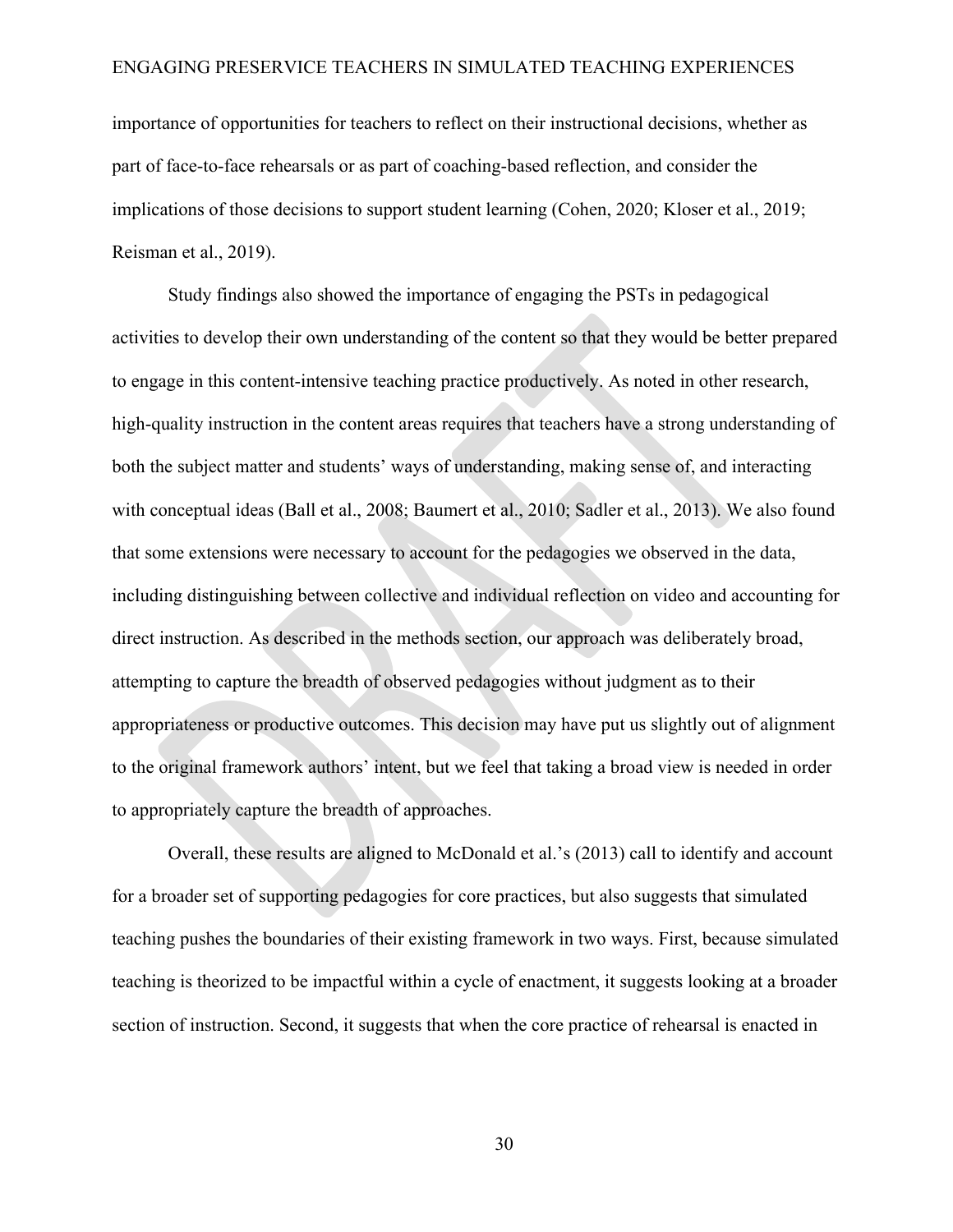importance of opportunities for teachers to reflect on their instructional decisions, whether as part of face-to-face rehearsals or as part of coaching-based reflection, and consider the implications of those decisions to support student learning (Cohen, 2020; Kloser et al., 2019; Reisman et al., 2019).

Study findings also showed the importance of engaging the PSTs in pedagogical activities to develop their own understanding of the content so that they would be better prepared to engage in this content-intensive teaching practice productively. As noted in other research, high-quality instruction in the content areas requires that teachers have a strong understanding of both the subject matter and students' ways of understanding, making sense of, and interacting with conceptual ideas (Ball et al., 2008; Baumert et al., 2010; Sadler et al., 2013). We also found that some extensions were necessary to account for the pedagogies we observed in the data, including distinguishing between collective and individual reflection on video and accounting for direct instruction. As described in the methods section, our approach was deliberately broad, attempting to capture the breadth of observed pedagogies without judgment as to their appropriateness or productive outcomes. This decision may have put us slightly out of alignment to the original framework authors' intent, but we feel that taking a broad view is needed in order to appropriately capture the breadth of approaches.

Overall, these results are aligned to McDonald et al.'s (2013) call to identify and account for a broader set of supporting pedagogies for core practices, but also suggests that simulated teaching pushes the boundaries of their existing framework in two ways. First, because simulated teaching is theorized to be impactful within a cycle of enactment, it suggests looking at a broader section of instruction. Second, it suggests that when the core practice of rehearsal is enacted in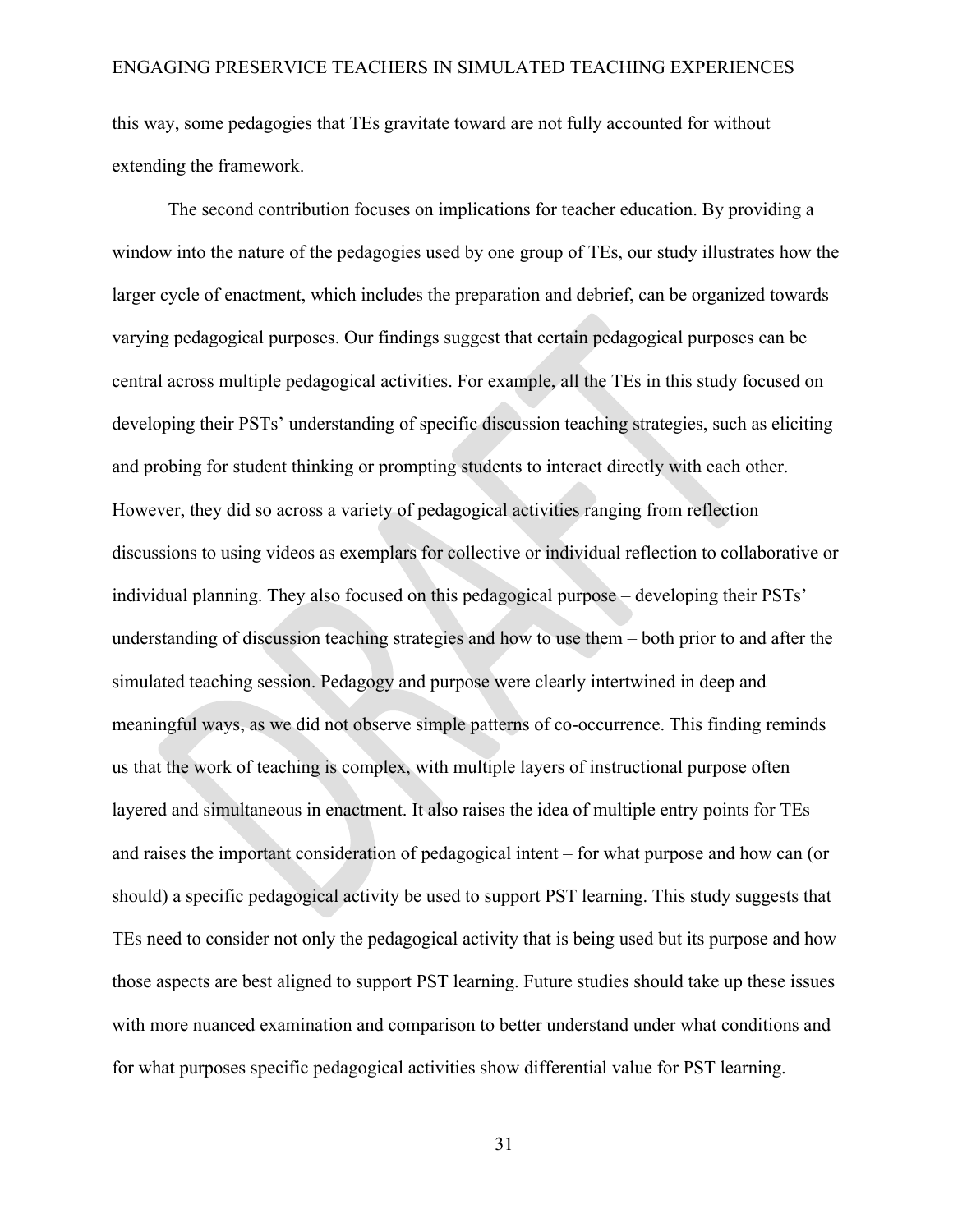this way, some pedagogies that TEs gravitate toward are not fully accounted for without extending the framework.

The second contribution focuses on implications for teacher education. By providing a window into the nature of the pedagogies used by one group of TEs, our study illustrates how the larger cycle of enactment, which includes the preparation and debrief, can be organized towards varying pedagogical purposes. Our findings suggest that certain pedagogical purposes can be central across multiple pedagogical activities. For example, all the TEs in this study focused on developing their PSTs' understanding of specific discussion teaching strategies, such as eliciting and probing for student thinking or prompting students to interact directly with each other. However, they did so across a variety of pedagogical activities ranging from reflection discussions to using videos as exemplars for collective or individual reflection to collaborative or individual planning. They also focused on this pedagogical purpose – developing their PSTs' understanding of discussion teaching strategies and how to use them – both prior to and after the simulated teaching session. Pedagogy and purpose were clearly intertwined in deep and meaningful ways, as we did not observe simple patterns of co-occurrence. This finding reminds us that the work of teaching is complex, with multiple layers of instructional purpose often layered and simultaneous in enactment. It also raises the idea of multiple entry points for TEs and raises the important consideration of pedagogical intent – for what purpose and how can (or should) a specific pedagogical activity be used to support PST learning. This study suggests that TEs need to consider not only the pedagogical activity that is being used but its purpose and how those aspects are best aligned to support PST learning. Future studies should take up these issues with more nuanced examination and comparison to better understand under what conditions and for what purposes specific pedagogical activities show differential value for PST learning.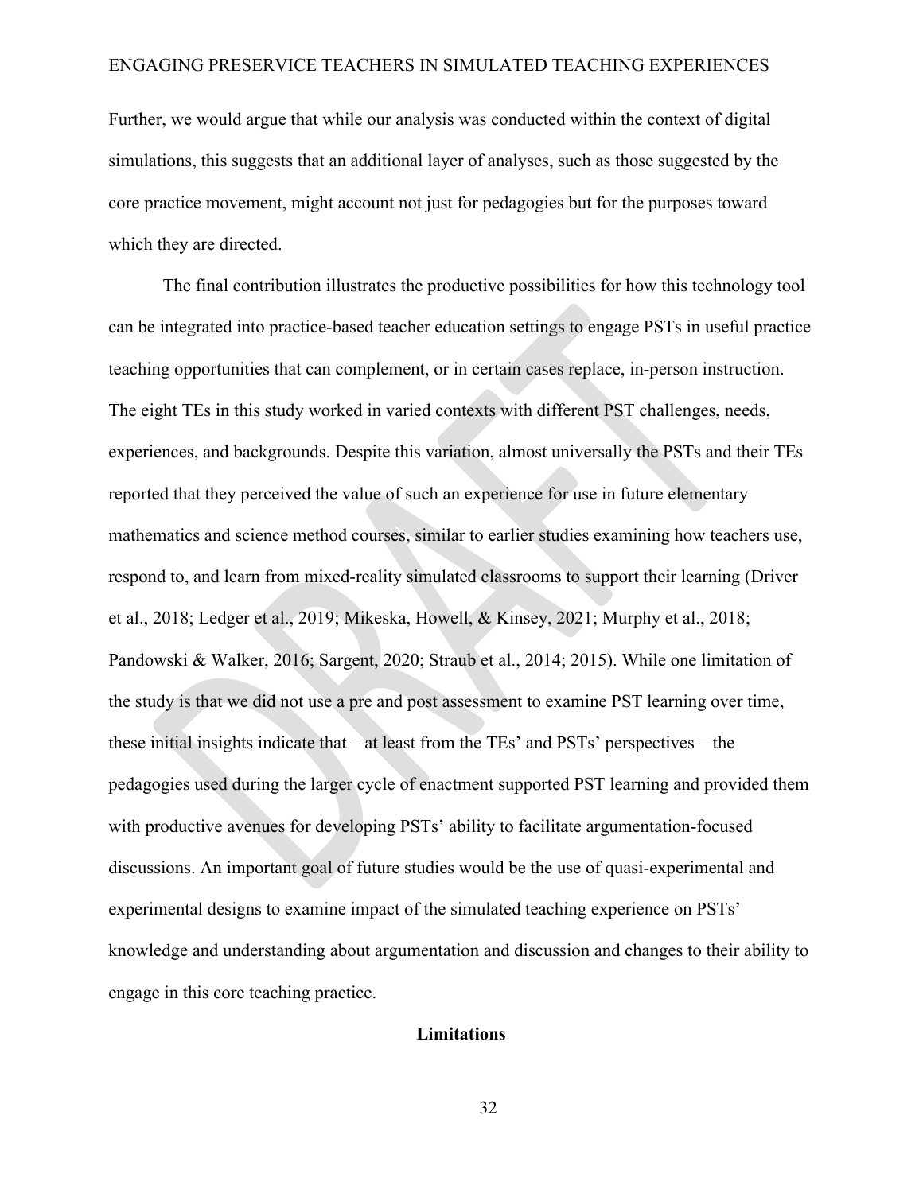Further, we would argue that while our analysis was conducted within the context of digital simulations, this suggests that an additional layer of analyses, such as those suggested by the core practice movement, might account not just for pedagogies but for the purposes toward which they are directed.

The final contribution illustrates the productive possibilities for how this technology tool can be integrated into practice-based teacher education settings to engage PSTs in useful practice teaching opportunities that can complement, or in certain cases replace, in-person instruction. The eight TEs in this study worked in varied contexts with different PST challenges, needs, experiences, and backgrounds. Despite this variation, almost universally the PSTs and their TEs reported that they perceived the value of such an experience for use in future elementary mathematics and science method courses, similar to earlier studies examining how teachers use, respond to, and learn from mixed-reality simulated classrooms to support their learning (Driver et al., 2018; Ledger et al., 2019; Mikeska, Howell, & Kinsey, 2021; Murphy et al., 2018; Pandowski & Walker, 2016; Sargent, 2020; Straub et al., 2014; 2015). While one limitation of the study is that we did not use a pre and post assessment to examine PST learning over time, these initial insights indicate that – at least from the TEs' and PSTs' perspectives – the pedagogies used during the larger cycle of enactment supported PST learning and provided them with productive avenues for developing PSTs' ability to facilitate argumentation-focused discussions. An important goal of future studies would be the use of quasi-experimental and experimental designs to examine impact of the simulated teaching experience on PSTs' knowledge and understanding about argumentation and discussion and changes to their ability to engage in this core teaching practice.

## Limitations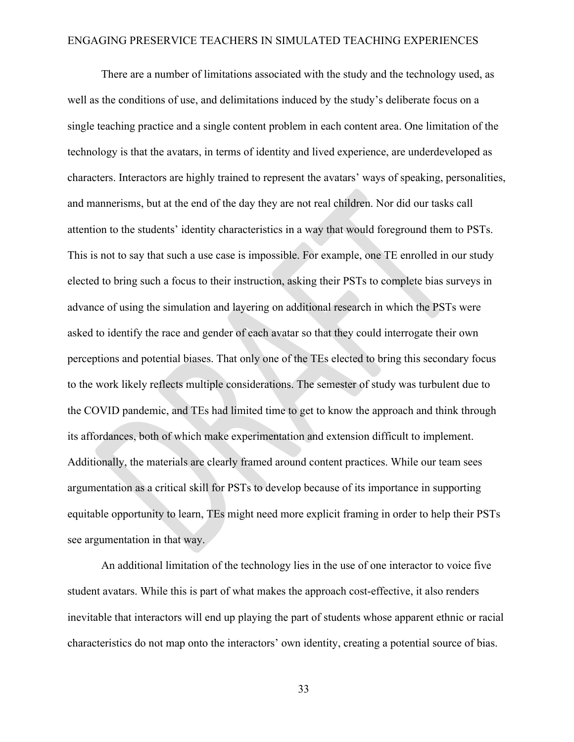There are a number of limitations associated with the study and the technology used, as well as the conditions of use, and delimitations induced by the study's deliberate focus on a single teaching practice and a single content problem in each content area. One limitation of the technology is that the avatars, in terms of identity and lived experience, are underdeveloped as characters. Interactors are highly trained to represent the avatars' ways of speaking, personalities, and mannerisms, but at the end of the day they are not real children. Nor did our tasks call attention to the students' identity characteristics in a way that would foreground them to PSTs. This is not to say that such a use case is impossible. For example, one TE enrolled in our study elected to bring such a focus to their instruction, asking their PSTs to complete bias surveys in advance of using the simulation and layering on additional research in which the PSTs were asked to identify the race and gender of each avatar so that they could interrogate their own perceptions and potential biases. That only one of the TEs elected to bring this secondary focus to the work likely reflects multiple considerations. The semester of study was turbulent due to the COVID pandemic, and TEs had limited time to get to know the approach and think through its affordances, both of which make experimentation and extension difficult to implement. Additionally, the materials are clearly framed around content practices. While our team sees argumentation as a critical skill for PSTs to develop because of its importance in supporting equitable opportunity to learn, TEs might need more explicit framing in order to help their PSTs see argumentation in that way.

An additional limitation of the technology lies in the use of one interactor to voice five student avatars. While this is part of what makes the approach cost-effective, it also renders inevitable that interactors will end up playing the part of students whose apparent ethnic or racial characteristics do not map onto the interactors' own identity, creating a potential source of bias.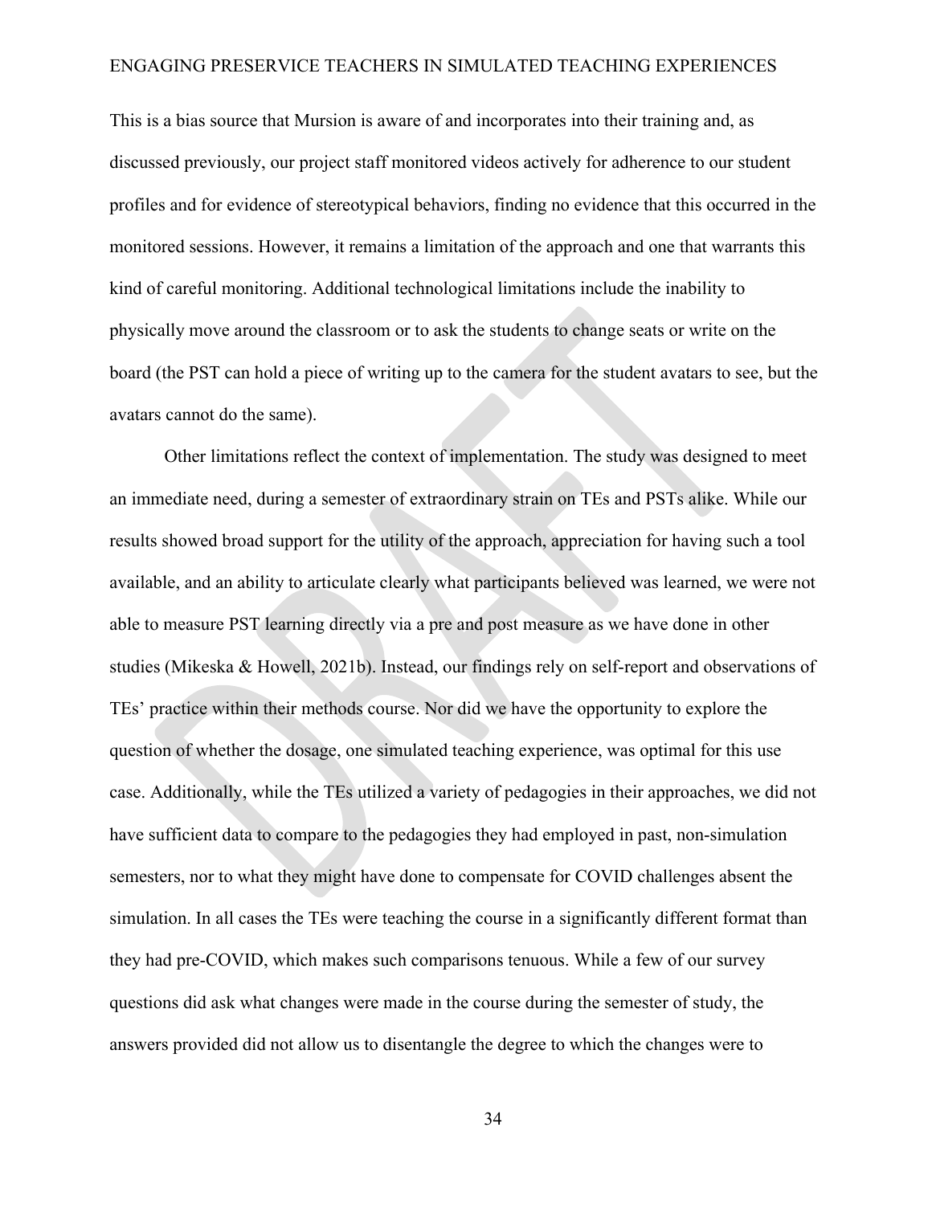This is a bias source that Mursion is aware of and incorporates into their training and, as discussed previously, our project staff monitored videos actively for adherence to our student profiles and for evidence of stereotypical behaviors, finding no evidence that this occurred in the monitored sessions. However, it remains a limitation of the approach and one that warrants this kind of careful monitoring. Additional technological limitations include the inability to physically move around the classroom or to ask the students to change seats or write on the board (the PST can hold a piece of writing up to the camera for the student avatars to see, but the avatars cannot do the same).

Other limitations reflect the context of implementation. The study was designed to meet an immediate need, during a semester of extraordinary strain on TEs and PSTs alike. While our results showed broad support for the utility of the approach, appreciation for having such a tool available, and an ability to articulate clearly what participants believed was learned, we were not able to measure PST learning directly via a pre and post measure as we have done in other studies (Mikeska & Howell, 2021b). Instead, our findings rely on self-report and observations of TEs' practice within their methods course. Nor did we have the opportunity to explore the question of whether the dosage, one simulated teaching experience, was optimal for this use case. Additionally, while the TEs utilized a variety of pedagogies in their approaches, we did not have sufficient data to compare to the pedagogies they had employed in past, non-simulation semesters, nor to what they might have done to compensate for COVID challenges absent the simulation. In all cases the TEs were teaching the course in a significantly different format than they had pre-COVID, which makes such comparisons tenuous. While a few of our survey questions did ask what changes were made in the course during the semester of study, the answers provided did not allow us to disentangle the degree to which the changes were to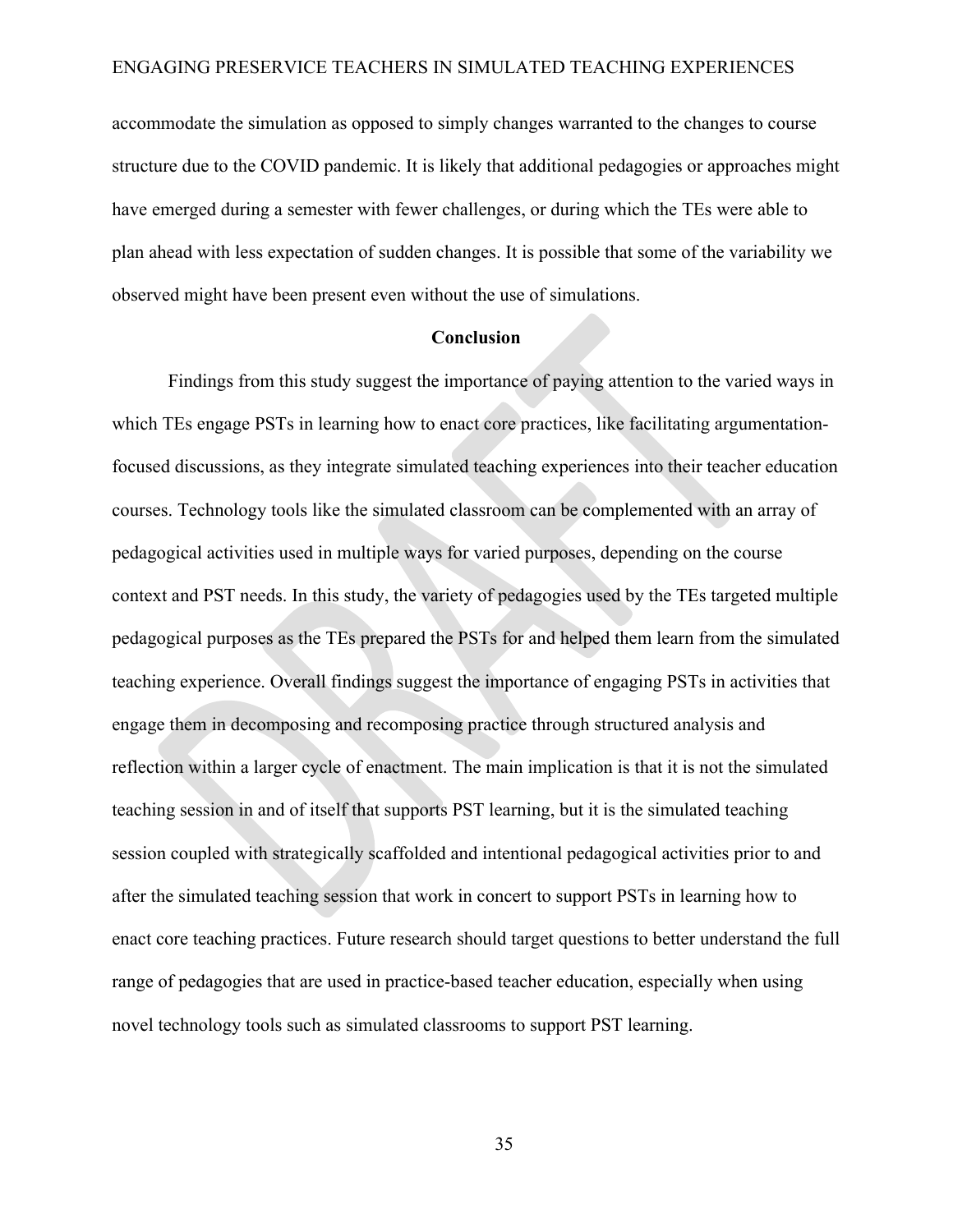accommodate the simulation as opposed to simply changes warranted to the changes to course structure due to the COVID pandemic. It is likely that additional pedagogies or approaches might have emerged during a semester with fewer challenges, or during which the TEs were able to plan ahead with less expectation of sudden changes. It is possible that some of the variability we observed might have been present even without the use of simulations.

## Conclusion

Findings from this study suggest the importance of paying attention to the varied ways in which TEs engage PSTs in learning how to enact core practices, like facilitating argumentation-focused discussions, as they integrate simulated teaching experiences into their teacher education courses. Technology tools like the simulated classroom can be complemented with an array of pedagogical activities used in multiple ways for varied purposes, depending on the course context and PST needs. In this study, the variety of pedagogies used by the TEs targeted multiple pedagogical purposes as the TEs prepared the PSTs for and helped them learn from the simulated teaching experience. Overall findings suggest the importance of engaging PSTs in activities that engage them in decomposing and recomposing practice through structured analysis and reflection within a larger cycle of enactment. The main implication is that it is not the simulated teaching session in and of itself that supports PST learning, but it is the simulated teaching session coupled with strategically scaffolded and intentional pedagogical activities prior to and after the simulated teaching session that work in concert to support PSTs in learning how to enact core teaching practices. Future research should target questions to better understand the full range of pedagogies that are used in practice-based teacher education, especially when using novel technology tools such as simulated classrooms to support PST learning.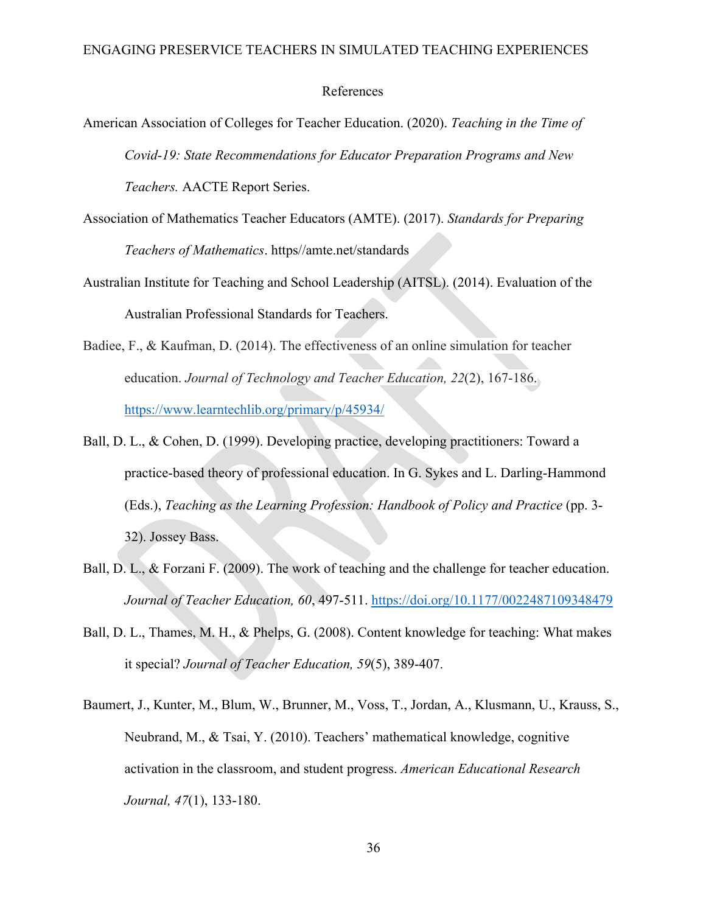# References

American Association of Colleges for Teacher Education. (2020). *Teaching in the Time of Covid-19: State Recommendations for Educator Preparation Programs and New Teachers.* AACTE Report Series.

Association of Mathematics Teacher Educators (AMTE). (2017). *Standards for Preparing Teachers of Mathematics*. https//amte.net/standards

Australian Institute for Teaching and School Leadership (AITSL). (2014). Evaluation of the Australian Professional Standards for Teachers.

Badiee, F., & Kaufman, D. (2014). The effectiveness of an online simulation for teacher education. *Journal of Technology and Teacher Education, 22*(2), 167-186. https://www.learntechlib.org/primary/p/45934/

Ball, D. L., & Cohen, D. (1999). Developing practice, developing practitioners: Toward a practice-based theory of professional education. In G. Sykes and L. Darling-Hammond (Eds.), *Teaching as the Learning Profession: Handbook of Policy and Practice* (pp. 3-32). Jossey Bass.

Ball, D. L., & Forzani F. (2009). The work of teaching and the challenge for teacher education. *Journal of Teacher Education, 60*, 497-511. https://doi.org/10.1177/0022487109348479

Ball, D. L., Thames, M. H., & Phelps, G. (2008). Content knowledge for teaching: What makes it special? *Journal of Teacher Education, 59*(5), 389-407.

Baumert, J., Kunter, M., Blum, W., Brunner, M., Voss, T., Jordan, A., Klusmann, U., Krauss, S., Neubrand, M., & Tsai, Y. (2010). Teachers' mathematical knowledge, cognitive activation in the classroom, and student progress. *American Educational Research Journal, 47*(1), 133-180.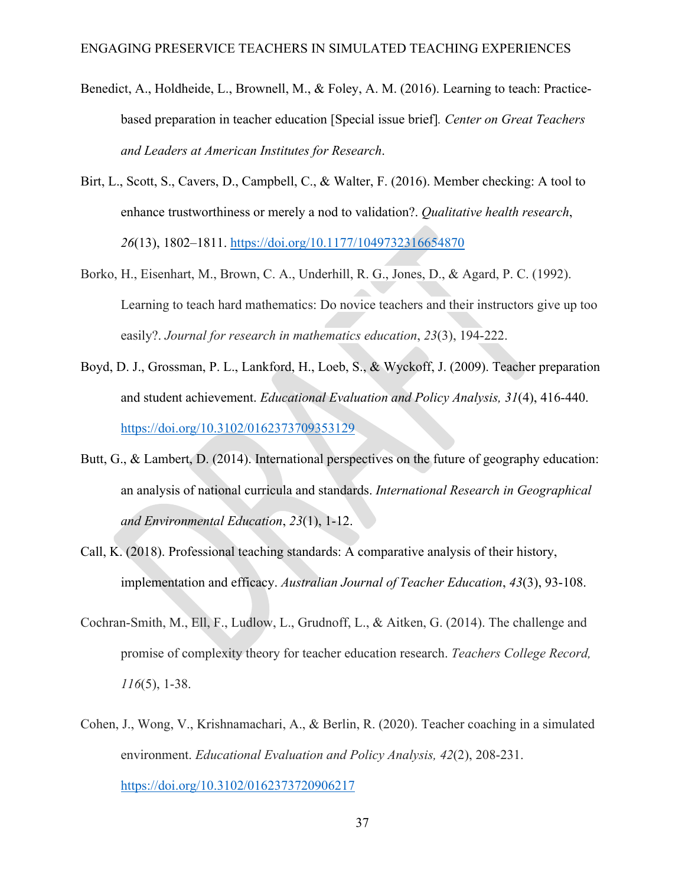Benedict, A., Holdheide, L., Brownell, M., & Foley, A. M. (2016). Learning to teach: Practice-based preparation in teacher education [Special issue brief]. *Center on Great Teachers and Leaders at American Institutes for Research*.

Birt, L., Scott, S., Cavers, D., Campbell, C., & Walter, F. (2016). Member checking: A tool to enhance trustworthiness or merely a nod to validation?. *Qualitative health research*, *26*(13), 1802–1811. https://doi.org/10.1177/1049732316654870

Borko, H., Eisenhart, M., Brown, C. A., Underhill, R. G., Jones, D., & Agard, P. C. (1992). Learning to teach hard mathematics: Do novice teachers and their instructors give up too easily?. *Journal for research in mathematics education*, *23*(3), 194-222.

Boyd, D. J., Grossman, P. L., Lankford, H., Loeb, S., & Wyckoff, J. (2009). Teacher preparation and student achievement. *Educational Evaluation and Policy Analysis, 31*(4), 416-440. https://doi.org/10.3102/0162373709353129

Butt, G., & Lambert, D. (2014). International perspectives on the future of geography education: an analysis of national curricula and standards. *International Research in Geographical and Environmental Education*, *23*(1), 1-12.

Call, K. (2018). Professional teaching standards: A comparative analysis of their history, implementation and efficacy. *Australian Journal of Teacher Education*, *43*(3), 93-108.

Cochran-Smith, M., Ell, F., Ludlow, L., Grudnoff, L., & Aitken, G. (2014). The challenge and promise of complexity theory for teacher education research. *Teachers College Record, 116*(5), 1-38.

Cohen, J., Wong, V., Krishnamachari, A., & Berlin, R. (2020). Teacher coaching in a simulated environment. *Educational Evaluation and Policy Analysis, 42*(2), 208-231. https://doi.org/10.3102/0162373720906217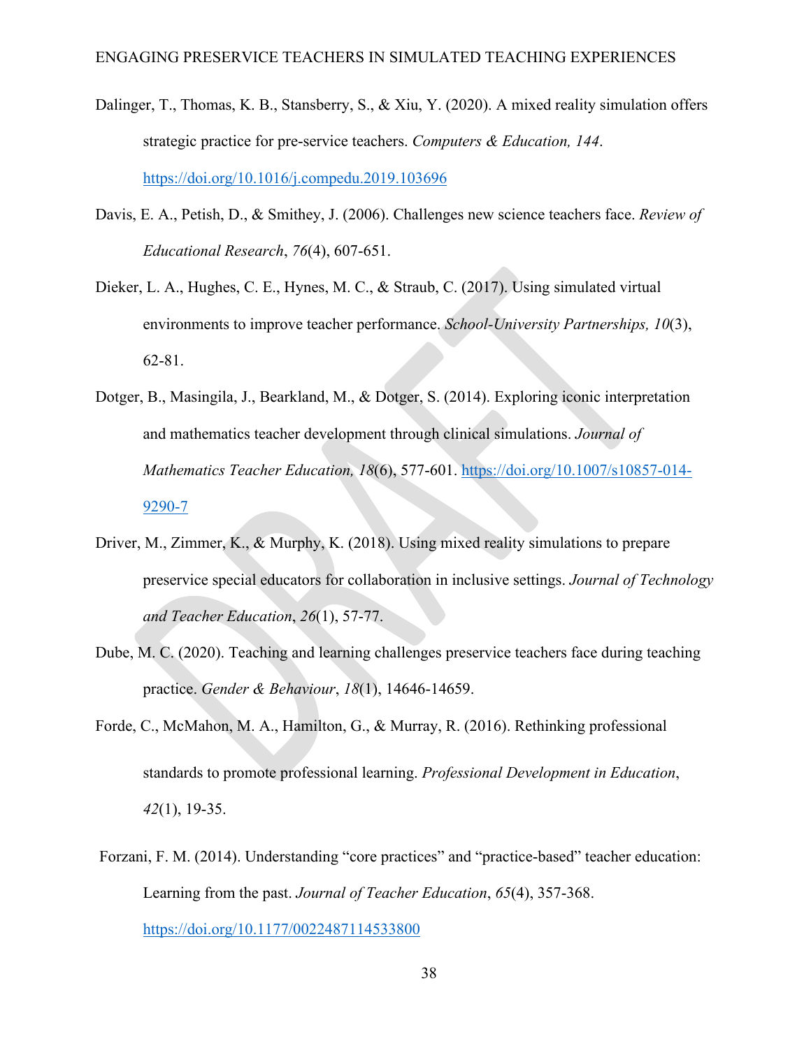Dalinger, T., Thomas, K. B., Stansberry, S., & Xiu, Y. (2020). A mixed reality simulation offers strategic practice for pre-service teachers. *Computers & Education, 144*. https://doi.org/10.1016/j.compedu.2019.103696

Davis, E. A., Petish, D., & Smithey, J. (2006). Challenges new science teachers face. *Review of Educational Research*, *76*(4), 607-651.

Dieker, L. A., Hughes, C. E., Hynes, M. C., & Straub, C. (2017). Using simulated virtual environments to improve teacher performance. *School-University Partnerships, 10*(3), 62-81.

Dotger, B., Masingila, J., Bearkland, M., & Dotger, S. (2014). Exploring iconic interpretation and mathematics teacher development through clinical simulations. *Journal of Mathematics Teacher Education, 18*(6), 577-601. https://doi.org/10.1007/s10857-014-9290-7

Driver, M., Zimmer, K., & Murphy, K. (2018). Using mixed reality simulations to prepare preservice special educators for collaboration in inclusive settings. *Journal of Technology and Teacher Education*, *26*(1), 57-77.

Dube, M. C. (2020). Teaching and learning challenges preservice teachers face during teaching practice. *Gender & Behaviour*, *18*(1), 14646-14659.

Forde, C., McMahon, M. A., Hamilton, G., & Murray, R. (2016). Rethinking professional standards to promote professional learning. *Professional Development in Education*, *42*(1), 19-35.

Forzani, F. M. (2014). Understanding "core practices" and "practice-based" teacher education: Learning from the past. *Journal of Teacher Education*, *65*(4), 357-368. https://doi.org/10.1177/0022487114533800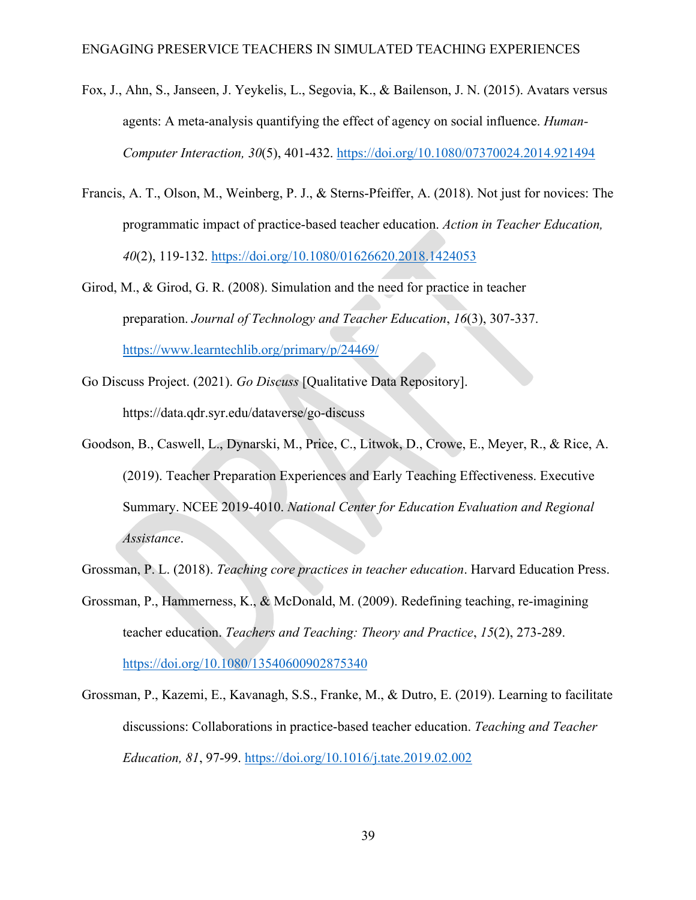Fox, J., Ahn, S., Janseen, J. Yeykelis, L., Segovia, K., & Bailenson, J. N. (2015). Avatars versus agents: A meta-analysis quantifying the effect of agency on social influence. *Human-Computer Interaction, 30*(5), 401-432. https://doi.org/10.1080/07370024.2014.921494

Francis, A. T., Olson, M., Weinberg, P. J., & Sterns-Pfeiffer, A. (2018). Not just for novices: The programmatic impact of practice-based teacher education. *Action in Teacher Education, 40*(2), 119-132. https://doi.org/10.1080/01626620.2018.1424053

Girod, M., & Girod, G. R. (2008). Simulation and the need for practice in teacher preparation. *Journal of Technology and Teacher Education*, *16*(3), 307-337. https://www.learntechlib.org/primary/p/24469/

Go Discuss Project. (2021). *Go Discuss* [Qualitative Data Repository]. https://data.qdr.syr.edu/dataverse/go-discuss

Goodson, B., Caswell, L., Dynarski, M., Price, C., Litwok, D., Crowe, E., Meyer, R., & Rice, A. (2019). Teacher Preparation Experiences and Early Teaching Effectiveness. Executive Summary. NCEE 2019-4010. *National Center for Education Evaluation and Regional Assistance*.

Grossman, P. L. (2018). *Teaching core practices in teacher education*. Harvard Education Press.

Grossman, P., Hammerness, K., & McDonald, M. (2009). Redefining teaching, re-imagining teacher education. *Teachers and Teaching: Theory and Practice*, *15*(2), 273-289. https://doi.org/10.1080/13540600902875340

Grossman, P., Kazemi, E., Kavanagh, S.S., Franke, M., & Dutro, E. (2019). Learning to facilitate discussions: Collaborations in practice-based teacher education. *Teaching and Teacher Education, 81*, 97-99. https://doi.org/10.1016/j.tate.2019.02.002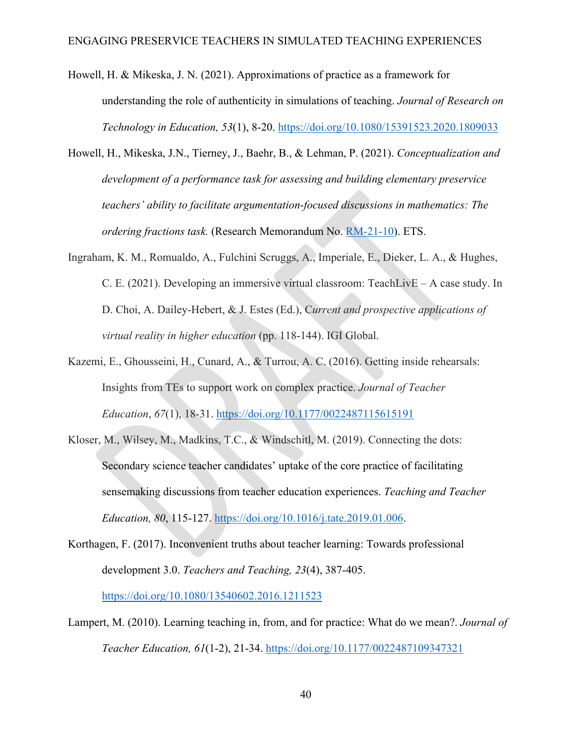Howell, H. & Mikeska, J. N. (2021). Approximations of practice as a framework for understanding the role of authenticity in simulations of teaching. *Journal of Research on Technology in Education, 53*(1), 8-20. https://doi.org/10.1080/15391523.2020.1809033

Howell, H., Mikeska, J.N., Tierney, J., Baehr, B., & Lehman, P. (2021). *Conceptualization and development of a performance task for assessing and building elementary preservice teachers' ability to facilitate argumentation-focused discussions in mathematics: The ordering fractions task.* (Research Memorandum No. RM-21-10). ETS.

Ingraham, K. M., Romualdo, A., Fulchini Scruggs, A., Imperiale, E., Dieker, L. A., & Hughes, C. E. (2021). Developing an immersive virtual classroom: TeachLivE – A case study. In D. Choi, A. Dailey-Hebert, & J. Estes (Ed.), C*urrent and prospective applications of virtual reality in higher education* (pp. 118-144). IGI Global.

Kazemi, E., Ghousseini, H., Cunard, A., & Turrou, A. C. (2016). Getting inside rehearsals: Insights from TEs to support work on complex practice. *Journal of Teacher Education*, *67*(1), 18-31. https://doi.org/10.1177/0022487115615191

Kloser, M., Wilsey, M., Madkins, T.C., & Windschitl, M. (2019). Connecting the dots: Secondary science teacher candidates' uptake of the core practice of facilitating sensemaking discussions from teacher education experiences. *Teaching and Teacher Education, 80*, 115-127. https://doi.org/10.1016/j.tate.2019.01.006.

Korthagen, F. (2017). Inconvenient truths about teacher learning: Towards professional development 3.0. *Teachers and Teaching, 23*(4), 387-405. https://doi.org/10.1080/13540602.2016.1211523

Lampert, M. (2010). Learning teaching in, from, and for practice: What do we mean?. *Journal of Teacher Education, 61*(1-2), 21-34. https://doi.org/10.1177/0022487109347321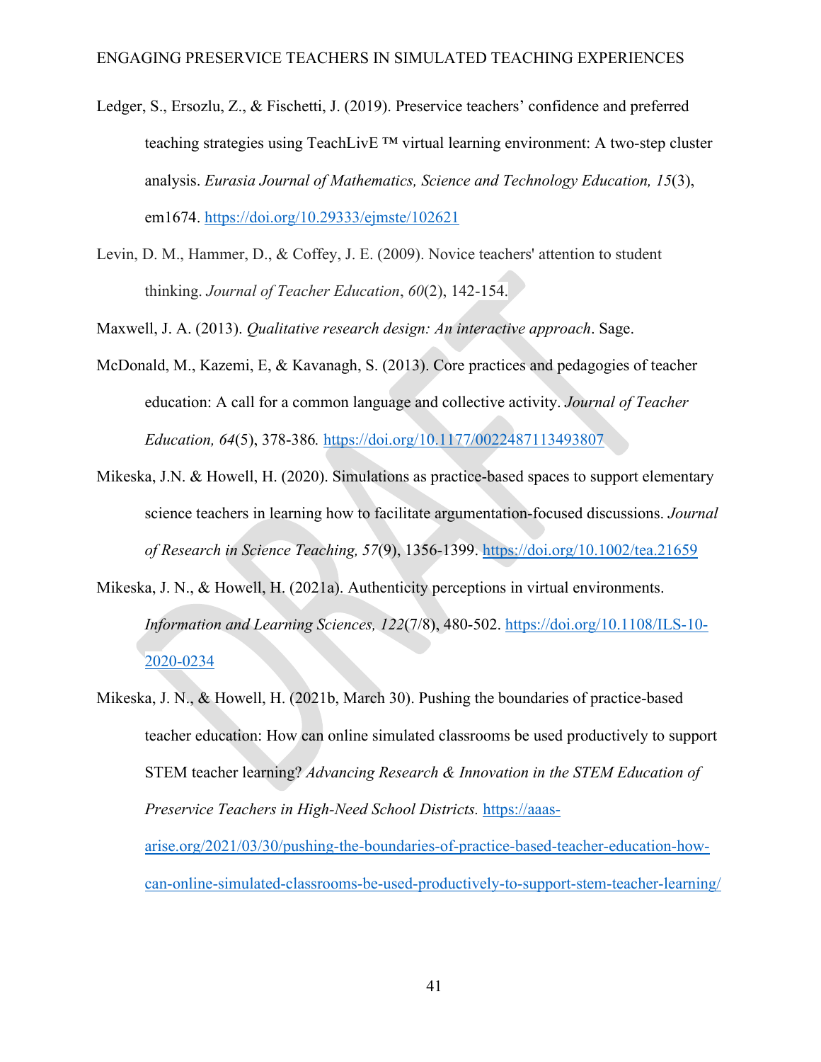Ledger, S., Ersozlu, Z., & Fischetti, J. (2019). Preservice teachers' confidence and preferred teaching strategies using TeachLivE ™ virtual learning environment: A two-step cluster analysis. *Eurasia Journal of Mathematics, Science and Technology Education, 15*(3), em1674. https://doi.org/10.29333/ejmste/102621

Levin, D. M., Hammer, D., & Coffey, J. E. (2009). Novice teachers' attention to student thinking. *Journal of Teacher Education*, *60*(2), 142-154.

Maxwell, J. A. (2013). *Qualitative research design: An interactive approach*. Sage.

McDonald, M., Kazemi, E, & Kavanagh, S. (2013). Core practices and pedagogies of teacher education: A call for a common language and collective activity. *Journal of Teacher Education, 64*(5), 378-386*.* https://doi.org/10.1177/0022487113493807

Mikeska, J.N. & Howell, H. (2020). Simulations as practice-based spaces to support elementary science teachers in learning how to facilitate argumentation-focused discussions. *Journal of Research in Science Teaching, 57*(9), 1356-1399. https://doi.org/10.1002/tea.21659

Mikeska, J. N., & Howell, H. (2021a). Authenticity perceptions in virtual environments. *Information and Learning Sciences, 122*(7/8), 480-502. https://doi.org/10.1108/ILS-10-2020-0234

Mikeska, J. N., & Howell, H. (2021b, March 30). Pushing the boundaries of practice-based teacher education: How can online simulated classrooms be used productively to support STEM teacher learning? *Advancing Research & Innovation in the STEM Education of Preservice Teachers in High-Need School Districts.* https://aaas-arise.org/2021/03/30/pushing-the-boundaries-of-practice-based-teacher-education-how-can-online-simulated-classrooms-be-used-productively-to-support-stem-teacher-learning/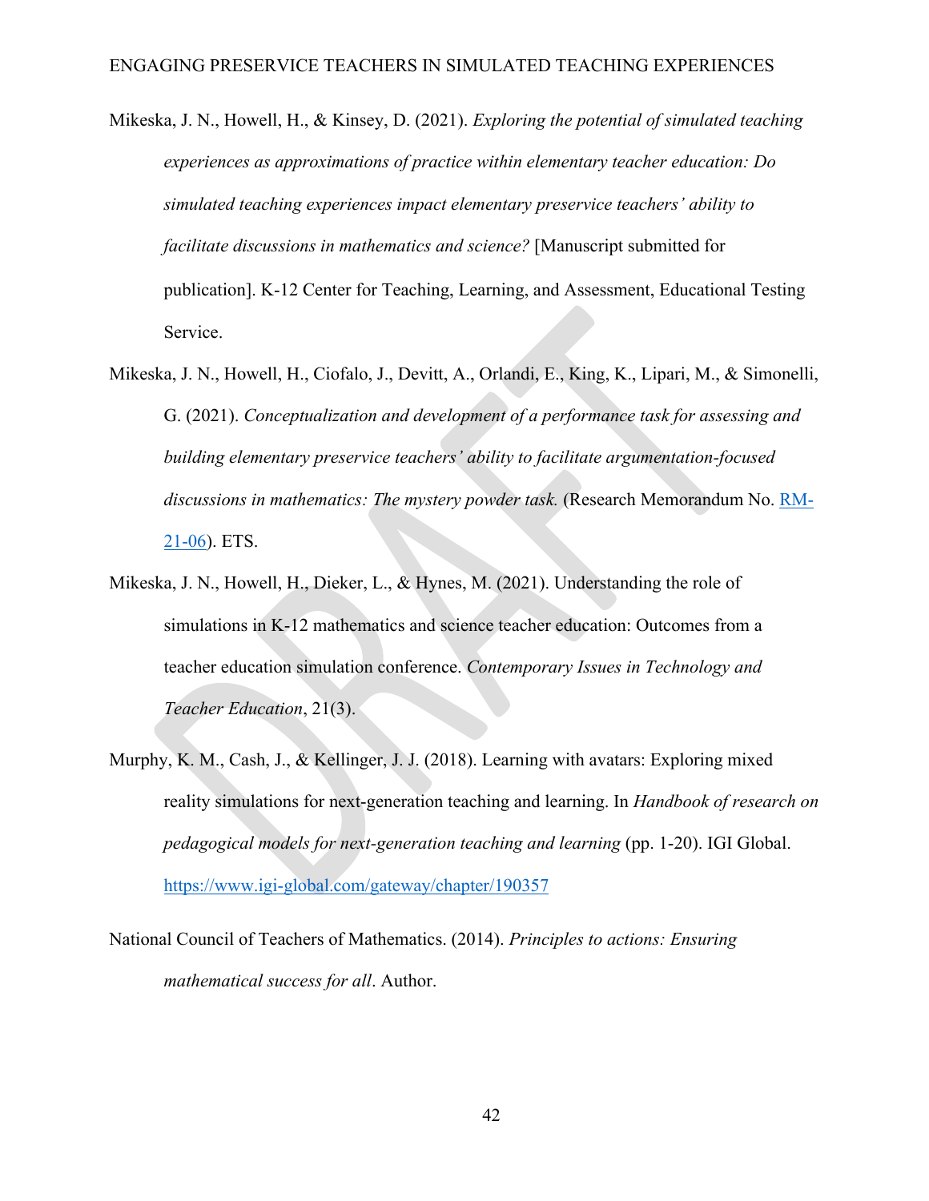Mikeska, J. N., Howell, H., & Kinsey, D. (2021). *Exploring the potential of simulated teaching experiences as approximations of practice within elementary teacher education: Do simulated teaching experiences impact elementary preservice teachers' ability to facilitate discussions in mathematics and science?* [Manuscript submitted for publication]. K-12 Center for Teaching, Learning, and Assessment, Educational Testing Service.

Mikeska, J. N., Howell, H., Ciofalo, J., Devitt, A., Orlandi, E., King, K., Lipari, M., & Simonelli, G. (2021). *Conceptualization and development of a performance task for assessing and building elementary preservice teachers' ability to facilitate argumentation-focused discussions in mathematics: The mystery powder task.* (Research Memorandum No. RM-21-06). ETS.

Mikeska, J. N., Howell, H., Dieker, L., & Hynes, M. (2021). Understanding the role of simulations in K-12 mathematics and science teacher education: Outcomes from a teacher education simulation conference. *Contemporary Issues in Technology and Teacher Education*, 21(3).

Murphy, K. M., Cash, J., & Kellinger, J. J. (2018). Learning with avatars: Exploring mixed reality simulations for next-generation teaching and learning. In *Handbook of research on pedagogical models for next-generation teaching and learning* (pp. 1-20). IGI Global. https://www.igi-global.com/gateway/chapter/190357

National Council of Teachers of Mathematics. (2014). *Principles to actions: Ensuring mathematical success for all*. Author.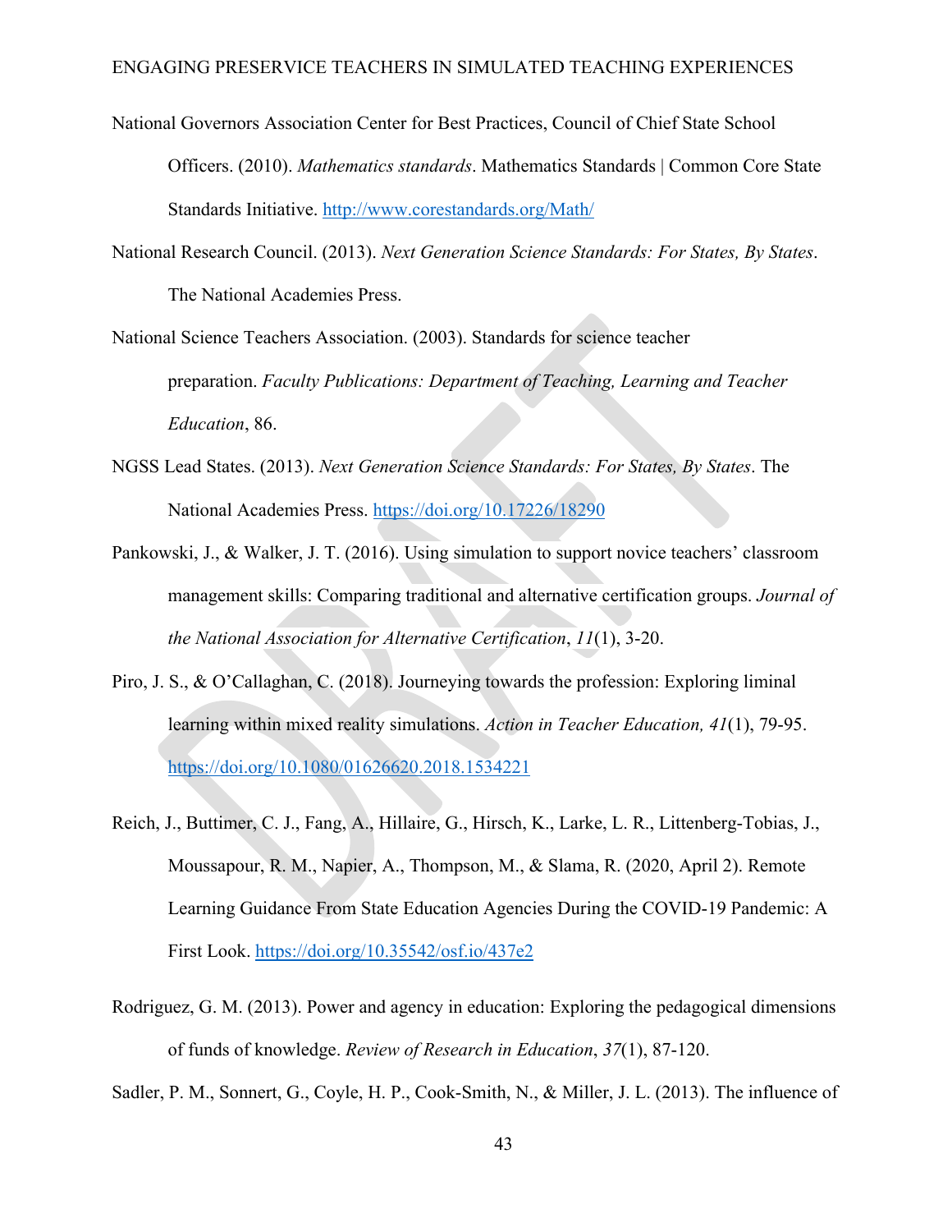National Governors Association Center for Best Practices, Council of Chief State School Officers. (2010). *Mathematics standards*. Mathematics Standards | Common Core State Standards Initiative. http://www.corestandards.org/Math/

National Research Council. (2013). *Next Generation Science Standards: For States, By States*. The National Academies Press.

National Science Teachers Association. (2003). Standards for science teacher preparation. *Faculty Publications: Department of Teaching, Learning and Teacher Education*, 86.

NGSS Lead States. (2013). *Next Generation Science Standards: For States, By States*. The National Academies Press. https://doi.org/10.17226/18290

Pankowski, J., & Walker, J. T. (2016). Using simulation to support novice teachers' classroom management skills: Comparing traditional and alternative certification groups. *Journal of the National Association for Alternative Certification*, *11*(1), 3-20.

Piro, J. S., & O'Callaghan, C. (2018). Journeying towards the profession: Exploring liminal learning within mixed reality simulations. *Action in Teacher Education, 41*(1), 79-95. https://doi.org/10.1080/01626620.2018.1534221

Reich, J., Buttimer, C. J., Fang, A., Hillaire, G., Hirsch, K., Larke, L. R., Littenberg-Tobias, J., Moussapour, R. M., Napier, A., Thompson, M., & Slama, R. (2020, April 2). Remote Learning Guidance From State Education Agencies During the COVID-19 Pandemic: A First Look. https://doi.org/10.35542/osf.io/437e2

Rodriguez, G. M. (2013). Power and agency in education: Exploring the pedagogical dimensions of funds of knowledge. *Review of Research in Education*, *37*(1), 87-120.

Sadler, P. M., Sonnert, G., Coyle, H. P., Cook-Smith, N., & Miller, J. L. (2013). The influence of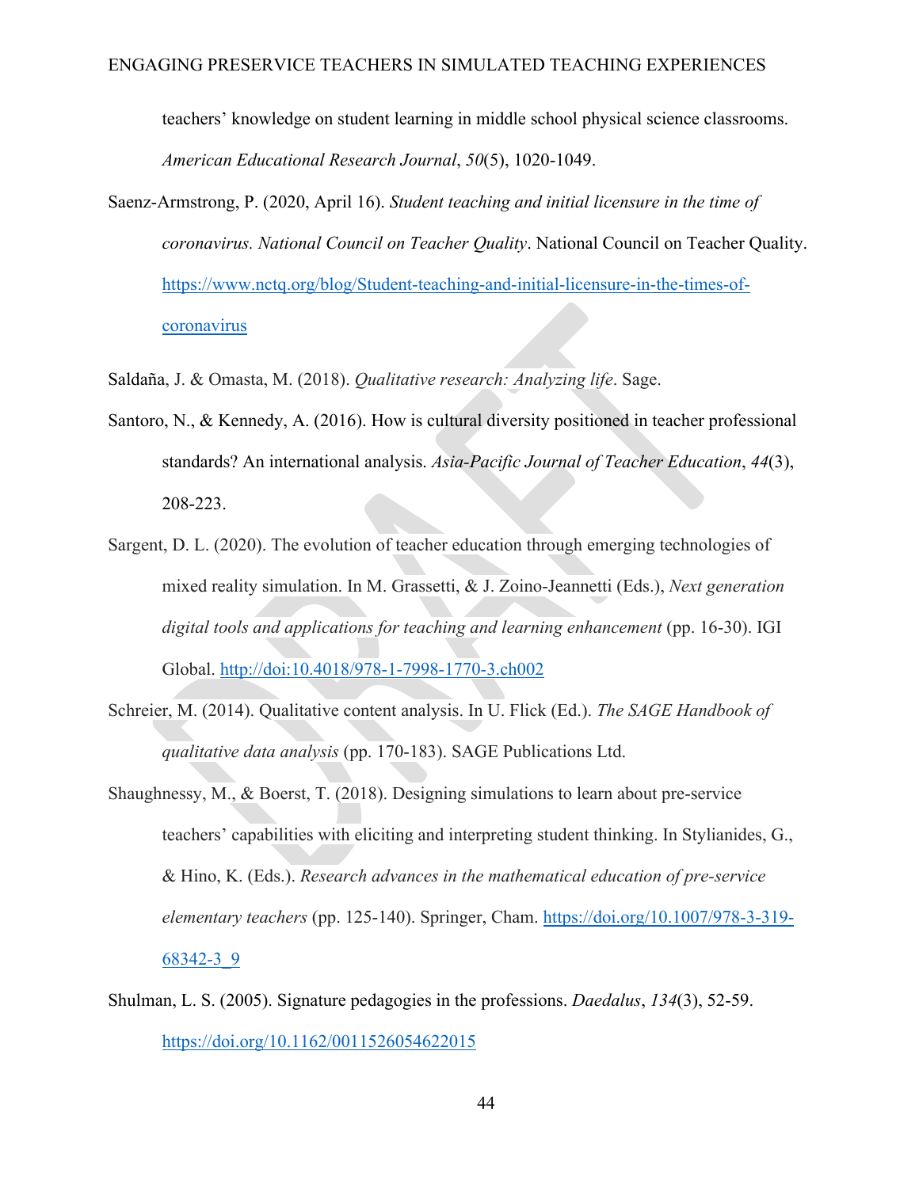teachers' knowledge on student learning in middle school physical science classrooms. *American Educational Research Journal*, *50*(5), 1020-1049.

Saenz-Armstrong, P. (2020, April 16). *Student teaching and initial licensure in the time of coronavirus. National Council on Teacher Quality*. National Council on Teacher Quality. https://www.nctq.org/blog/Student-teaching-and-initial-licensure-in-the-times-of-coronavirus

Saldaña, J. & Omasta, M. (2018). *Qualitative research: Analyzing life*. Sage.

Santoro, N., & Kennedy, A. (2016). How is cultural diversity positioned in teacher professional standards? An international analysis. *Asia-Pacific Journal of Teacher Education*, *44*(3), 208-223.

Sargent, D. L. (2020). The evolution of teacher education through emerging technologies of mixed reality simulation. In M. Grassetti, & J. Zoino-Jeannetti (Eds.), *Next generation digital tools and applications for teaching and learning enhancement* (pp. 16-30). IGI Global. http://doi:10.4018/978-1-7998-1770-3.ch002

Schreier, M. (2014). Qualitative content analysis. In U. Flick (Ed.). *The SAGE Handbook of qualitative data analysis* (pp. 170-183). SAGE Publications Ltd.

Shaughnessy, M., & Boerst, T. (2018). Designing simulations to learn about pre-service teachers' capabilities with eliciting and interpreting student thinking. In Stylianides, G., & Hino, K. (Eds.). *Research advances in the mathematical education of pre-service elementary teachers* (pp. 125-140). Springer, Cham. https://doi.org/10.1007/978-3-319-68342-3_9

Shulman, L. S. (2005). Signature pedagogies in the professions. *Daedalus*, *134*(3), 52-59. https://doi.org/10.1162/0011526054622015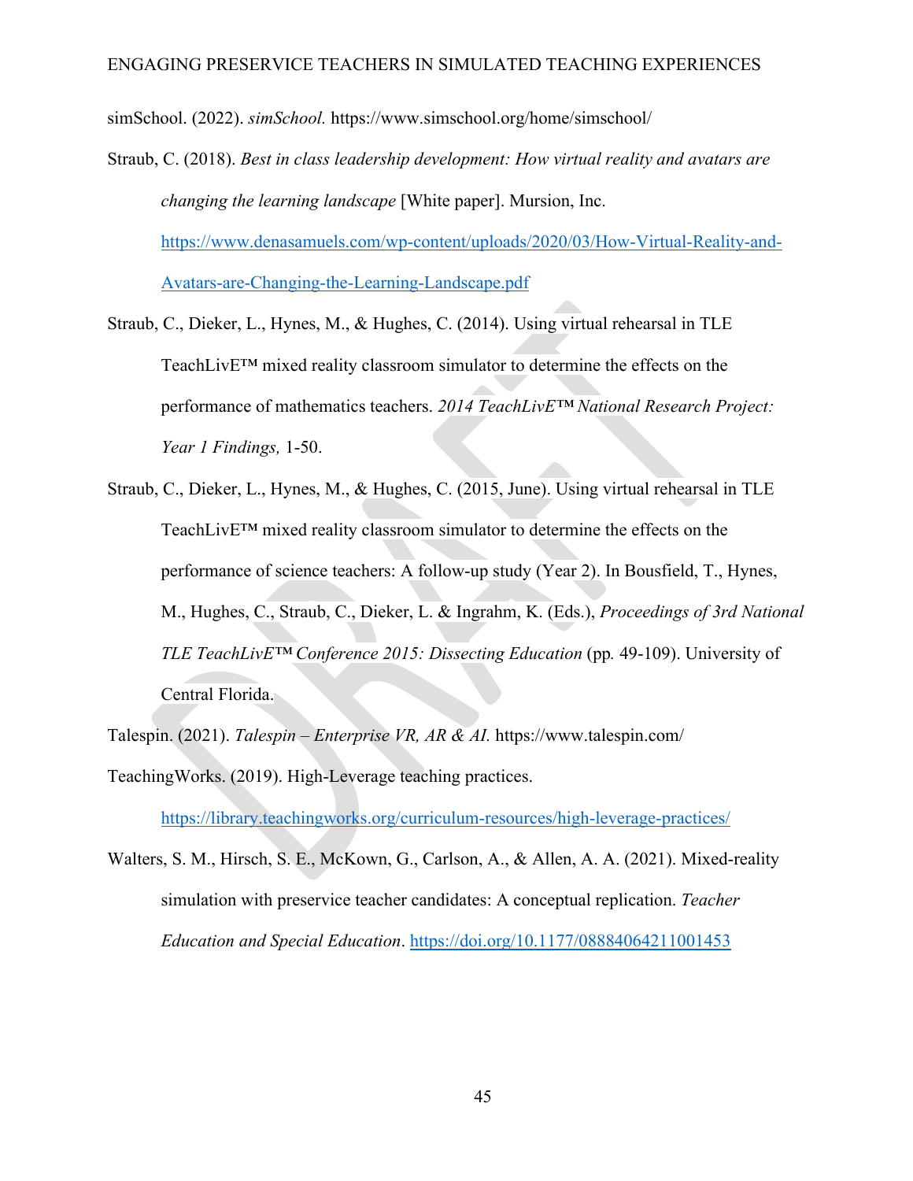simSchool. (2022). *simSchool.* https://www.simschool.org/home/simschool/

Straub, C. (2018). *Best in class leadership development: How virtual reality and avatars are changing the learning landscape* [White paper]. Mursion, Inc. https://www.denasamuels.com/wp-content/uploads/2020/03/How-Virtual-Reality-and-Avatars-are-Changing-the-Learning-Landscape.pdf

Straub, C., Dieker, L., Hynes, M., & Hughes, C. (2014). Using virtual rehearsal in TLE TeachLivE™ mixed reality classroom simulator to determine the effects on the performance of mathematics teachers. *2014 TeachLivE™ National Research Project: Year 1 Findings,* 1-50.

Straub, C., Dieker, L., Hynes, M., & Hughes, C. (2015, June). Using virtual rehearsal in TLE TeachLivE™ mixed reality classroom simulator to determine the effects on the performance of science teachers: A follow-up study (Year 2). In Bousfield, T., Hynes, M., Hughes, C., Straub, C., Dieker, L. & Ingrahm, K. (Eds.), *Proceedings of 3rd National TLE TeachLivE™ Conference 2015: Dissecting Education* (pp. 49-109). University of Central Florida.

Talespin. (2021). *Talespin – Enterprise VR, AR & AI.* https://www.talespin.com/

TeachingWorks. (2019). High-Leverage teaching practices. https://library.teachingworks.org/curriculum-resources/high-leverage-practices/

Walters, S. M., Hirsch, S. E., McKown, G., Carlson, A., & Allen, A. A. (2021). Mixed-reality simulation with preservice teacher candidates: A conceptual replication. *Teacher Education and Special Education*. https://doi.org/10.1177/08884064211001453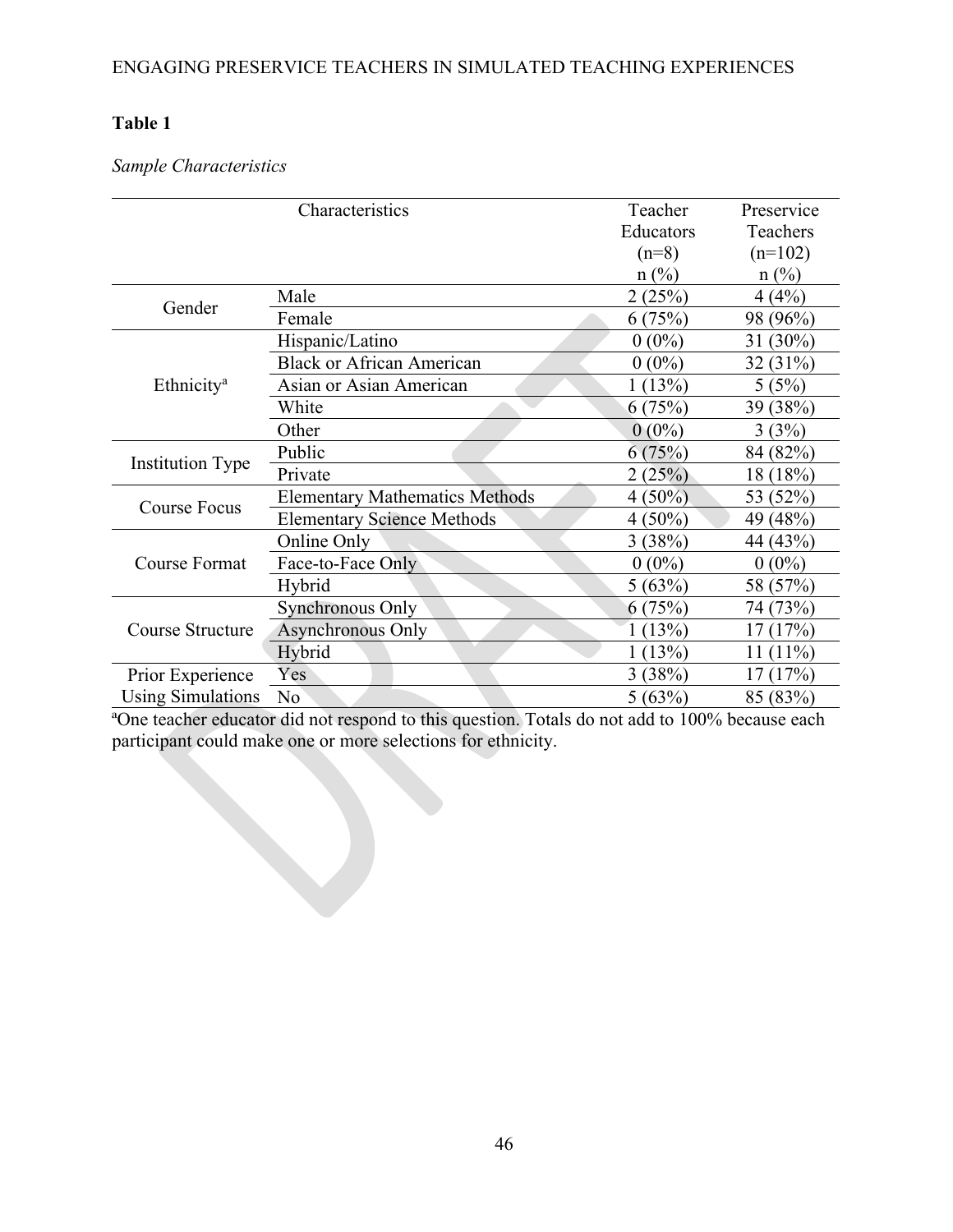**Table 1**

*Sample Characteristics*

| Characteristics | | Teacher Educators (n=8) n (%) | Preservice Teachers (n=102) n (%) |
|---|---|---|---|
| Gender | Male | 2 (25%) | 4 (4%) |
| | Female | 6 (75%) | 98 (96%) |
| Ethnicity[a] | Hispanic/Latino | 0 (0%) | 31 (30%) |
| | Black or African American | 0 (0%) | 32 (31%) |
| | Asian or Asian American | 1 (13%) | 5 (5%) |
| | White | 6 (75%) | 39 (38%) |
| | Other | 0 (0%) | 3 (3%) |
| Institution Type | Public | 6 (75%) | 84 (82%) |
| | Private | 2 (25%) | 18 (18%) |
| Course Focus | Elementary Mathematics Methods | 4 (50%) | 53 (52%) |
| | Elementary Science Methods | 4 (50%) | 49 (48%) |
| Course Format | Online Only | 3 (38%) | 44 (43%) |
| | Face-to-Face Only | 0 (0%) | 0 (0%) |
| | Hybrid | 5 (63%) | 58 (57%) |
| Course Structure | Synchronous Only | 6 (75%) | 74 (73%) |
| | Asynchronous Only | 1 (13%) | 17 (17%) |
| | Hybrid | 1 (13%) | 11 (11%) |
| Prior Experience Using Simulations | Yes | 3 (38%) | 17 (17%) |
| | No | 5 (63%) | 85 (83%) |

[a]One teacher educator did not respond to this question. Totals do not add to 100% because each participant could make one or more selections for ethnicity.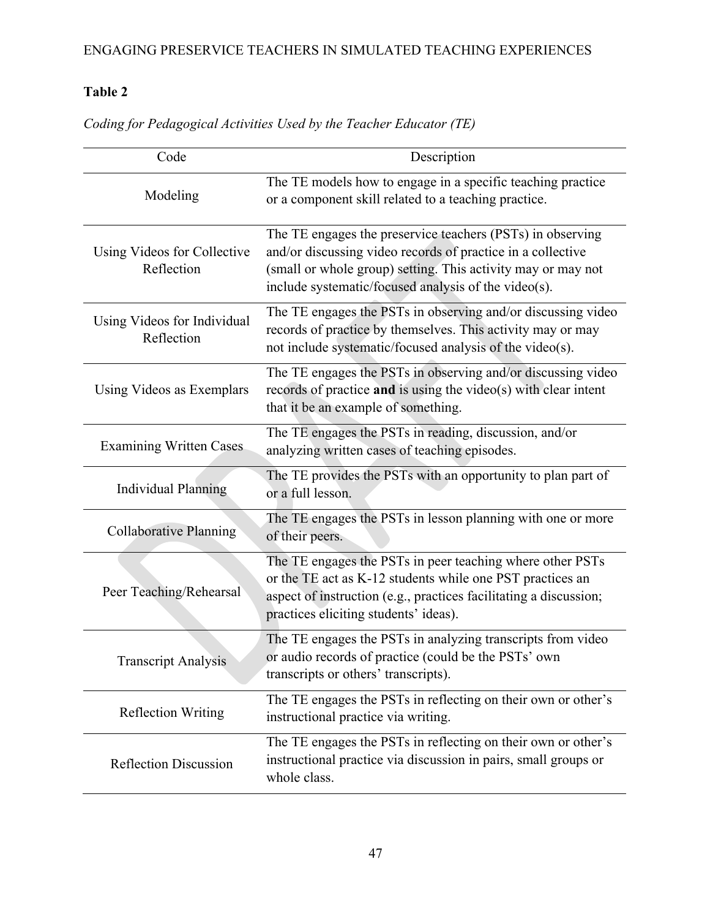**Table 2**

*Coding for Pedagogical Activities Used by the Teacher Educator (TE)*

| Code | Description |
|---|---|
| Modeling | The TE models how to engage in a specific teaching practice or a component skill related to a teaching practice. |
| Using Videos for Collective Reflection | The TE engages the preservice teachers (PSTs) in observing and/or discussing video records of practice in a collective (small or whole group) setting. This activity may or may not include systematic/focused analysis of the video(s). |
| Using Videos for Individual Reflection | The TE engages the PSTs in observing and/or discussing video records of practice by themselves. This activity may or may not include systematic/focused analysis of the video(s). |
| Using Videos as Exemplars | The TE engages the PSTs in observing and/or discussing video records of practice **and** is using the video(s) with clear intent that it be an example of something. |
| Examining Written Cases | The TE engages the PSTs in reading, discussion, and/or analyzing written cases of teaching episodes. |
| Individual Planning | The TE provides the PSTs with an opportunity to plan part of or a full lesson. |
| Collaborative Planning | The TE engages the PSTs in lesson planning with one or more of their peers. |
| Peer Teaching/Rehearsal | The TE engages the PSTs in peer teaching where other PSTs or the TE act as K-12 students while one PST practices an aspect of instruction (e.g., practices facilitating a discussion; practices eliciting students' ideas). |
| Transcript Analysis | The TE engages the PSTs in analyzing transcripts from video or audio records of practice (could be the PSTs' own transcripts or others' transcripts). |
| Reflection Writing | The TE engages the PSTs in reflecting on their own or other's instructional practice via writing. |
| Reflection Discussion | The TE engages the PSTs in reflecting on their own or other's instructional practice via discussion in pairs, small groups or whole class. |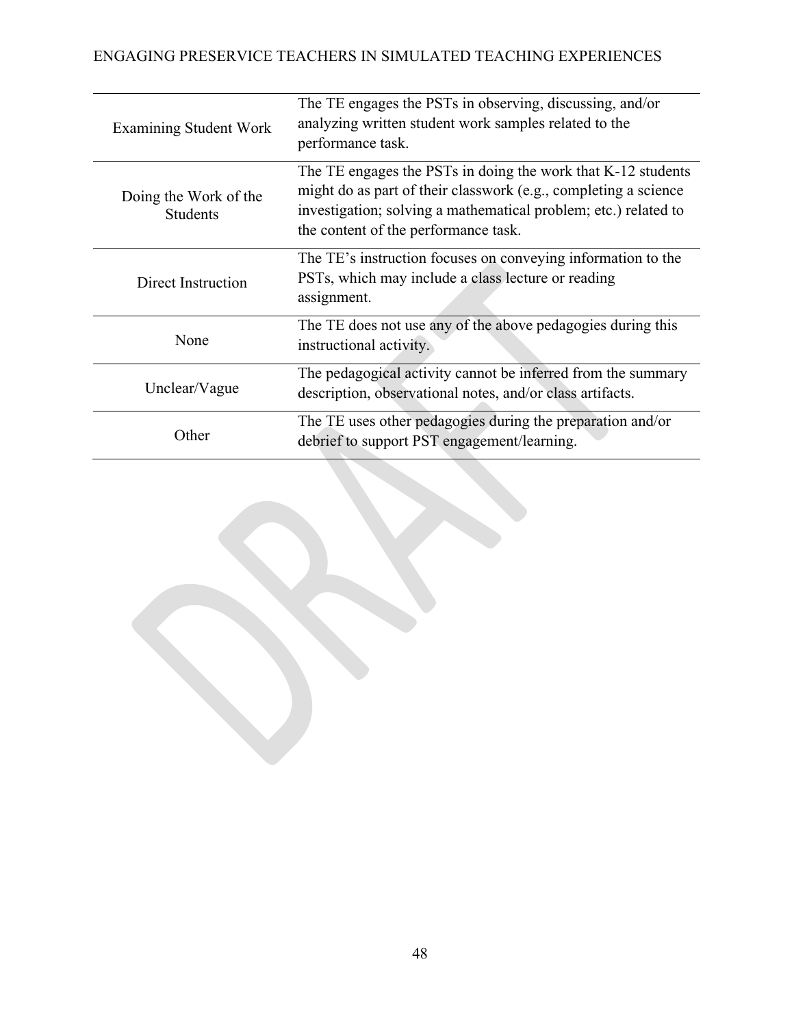| | |
|---|---|
| Examining Student Work | The TE engages the PSTs in observing, discussing, and/or analyzing written student work samples related to the performance task. |
| Doing the Work of the Students | The TE engages the PSTs in doing the work that K-12 students might do as part of their classwork (e.g., completing a science investigation; solving a mathematical problem; etc.) related to the content of the performance task. |
| Direct Instruction | The TE's instruction focuses on conveying information to the PSTs, which may include a class lecture or reading assignment. |
| None | The TE does not use any of the above pedagogies during this instructional activity. |
| Unclear/Vague | The pedagogical activity cannot be inferred from the summary description, observational notes, and/or class artifacts. |
| Other | The TE uses other pedagogies during the preparation and/or debrief to support PST engagement/learning. |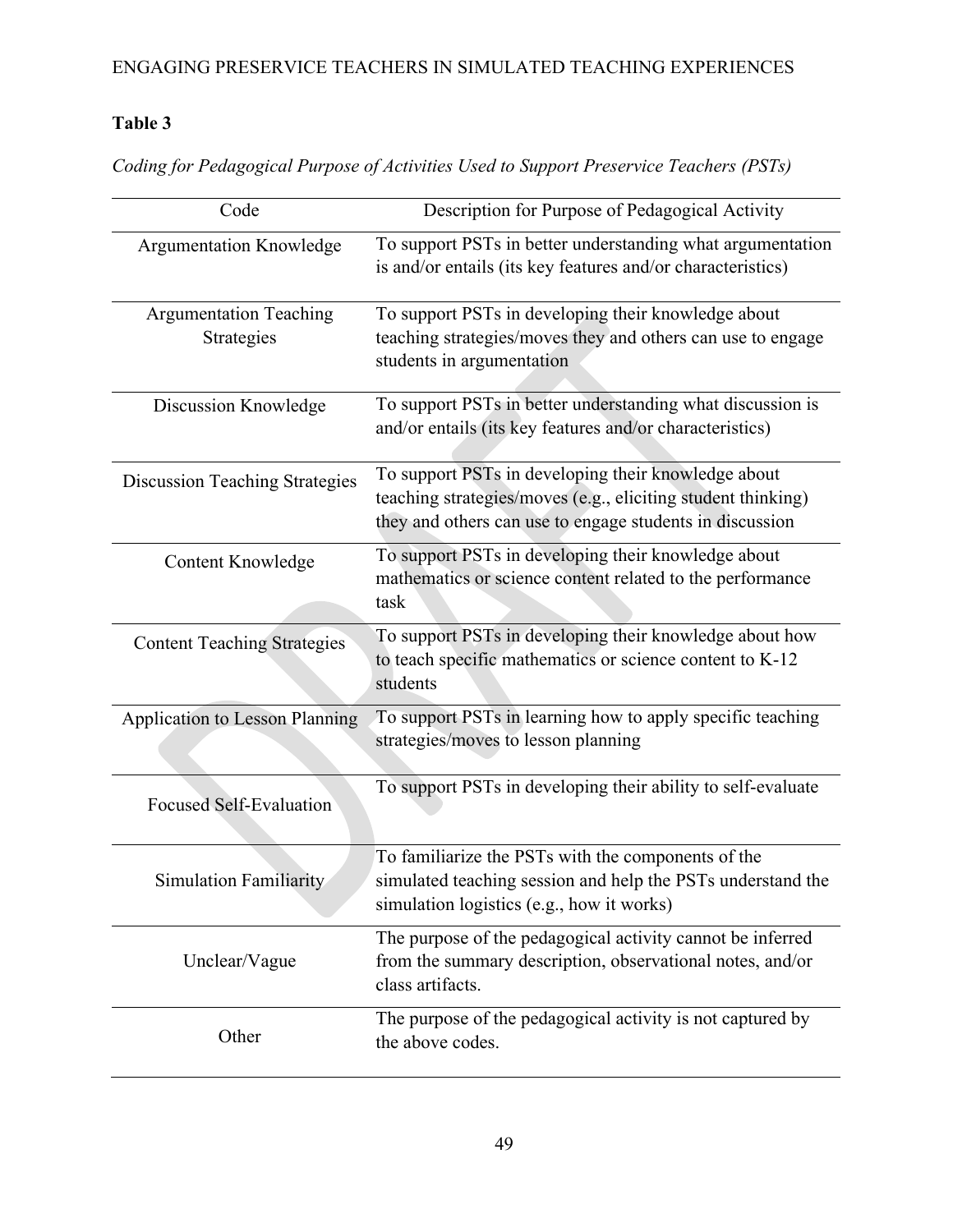**Table 3**

*Coding for Pedagogical Purpose of Activities Used to Support Preservice Teachers (PSTs)*

| Code | Description for Purpose of Pedagogical Activity |
| --- | --- |
| Argumentation Knowledge | To support PSTs in better understanding what argumentation is and/or entails (its key features and/or characteristics) |
| Argumentation Teaching Strategies | To support PSTs in developing their knowledge about teaching strategies/moves they and others can use to engage students in argumentation |
| Discussion Knowledge | To support PSTs in better understanding what discussion is and/or entails (its key features and/or characteristics) |
| Discussion Teaching Strategies | To support PSTs in developing their knowledge about teaching strategies/moves (e.g., eliciting student thinking) they and others can use to engage students in discussion |
| Content Knowledge | To support PSTs in developing their knowledge about mathematics or science content related to the performance task |
| Content Teaching Strategies | To support PSTs in developing their knowledge about how to teach specific mathematics or science content to K-12 students |
| Application to Lesson Planning | To support PSTs in learning how to apply specific teaching strategies/moves to lesson planning |
| Focused Self-Evaluation | To support PSTs in developing their ability to self-evaluate |
| Simulation Familiarity | To familiarize the PSTs with the components of the simulated teaching session and help the PSTs understand the simulation logistics (e.g., how it works) |
| Unclear/Vague | The purpose of the pedagogical activity cannot be inferred from the summary description, observational notes, and/or class artifacts. |
| Other | The purpose of the pedagogical activity is not captured by the above codes. |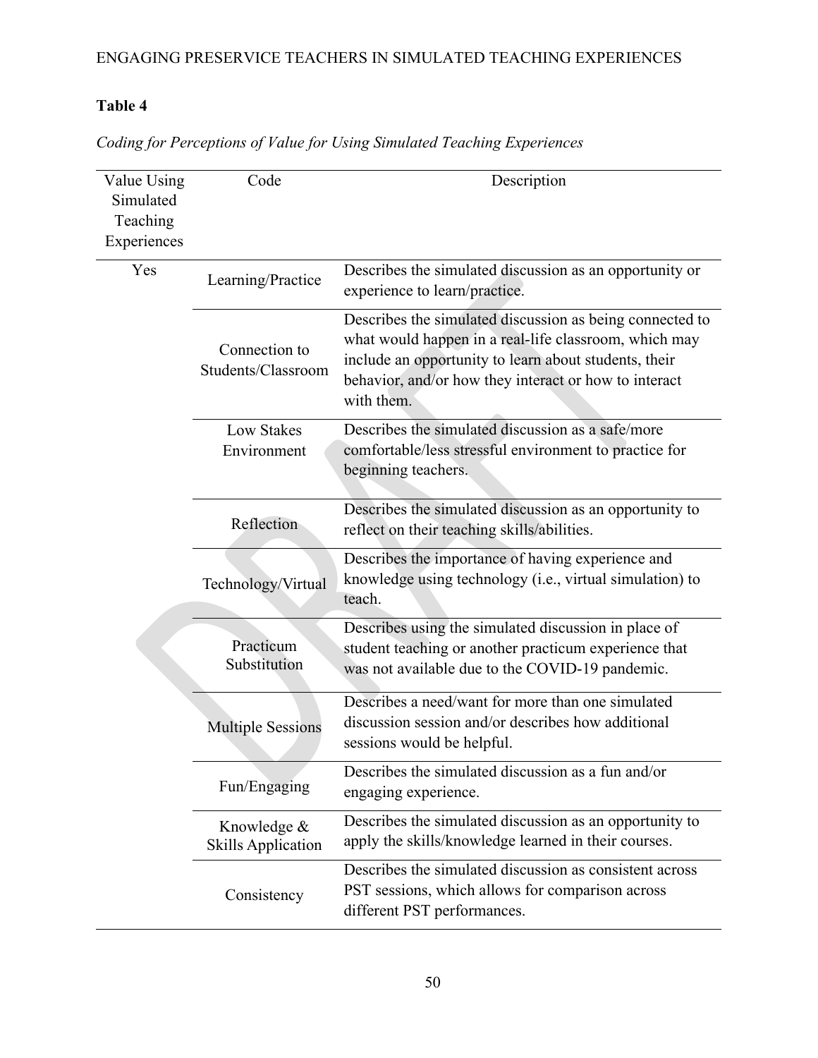**Table 4**

*Coding for Perceptions of Value for Using Simulated Teaching Experiences*

| Value Using Simulated Teaching Experiences | Code | Description |
|---|---|---|
| Yes | Learning/Practice | Describes the simulated discussion as an opportunity or experience to learn/practice. |
| | Connection to Students/Classroom | Describes the simulated discussion as being connected to what would happen in a real-life classroom, which may include an opportunity to learn about students, their behavior, and/or how they interact or how to interact with them. |
| | Low Stakes Environment | Describes the simulated discussion as a safe/more comfortable/less stressful environment to practice for beginning teachers. |
| | Reflection | Describes the simulated discussion as an opportunity to reflect on their teaching skills/abilities. |
| | Technology/Virtual | Describes the importance of having experience and knowledge using technology (i.e., virtual simulation) to teach. |
| | Practicum Substitution | Describes using the simulated discussion in place of student teaching or another practicum experience that was not available due to the COVID-19 pandemic. |
| | Multiple Sessions | Describes a need/want for more than one simulated discussion session and/or describes how additional sessions would be helpful. |
| | Fun/Engaging | Describes the simulated discussion as a fun and/or engaging experience. |
| | Knowledge & Skills Application | Describes the simulated discussion as an opportunity to apply the skills/knowledge learned in their courses. |
| | Consistency | Describes the simulated discussion as consistent across PST sessions, which allows for comparison across different PST performances. |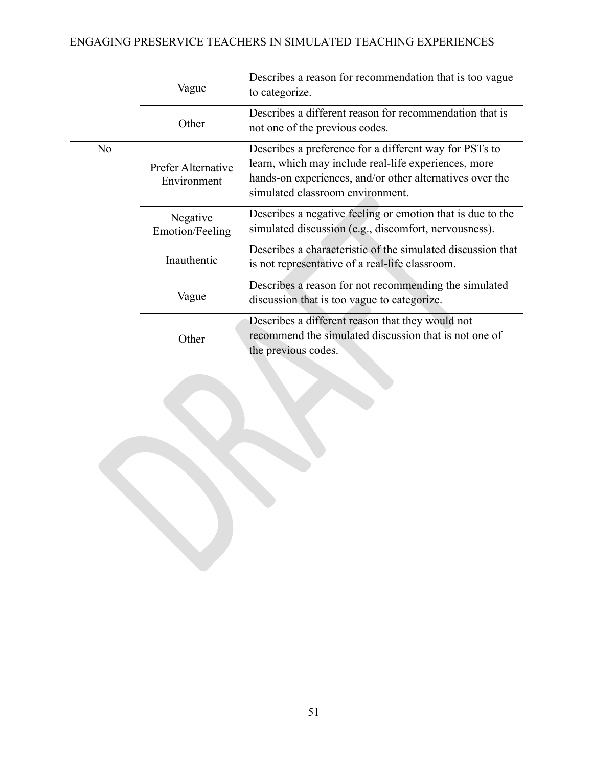| | | |
|---|---|---|
| | Vague | Describes a reason for recommendation that is too vague to categorize. |
| | Other | Describes a different reason for recommendation that is not one of the previous codes. |
| No | Prefer Alternative Environment | Describes a preference for a different way for PSTs to learn, which may include real-life experiences, more hands-on experiences, and/or other alternatives over the simulated classroom environment. |
| | Negative Emotion/Feeling | Describes a negative feeling or emotion that is due to the simulated discussion (e.g., discomfort, nervousness). |
| | Inauthentic | Describes a characteristic of the simulated discussion that is not representative of a real-life classroom. |
| | Vague | Describes a reason for not recommending the simulated discussion that is too vague to categorize. |
| | Other | Describes a different reason that they would not recommend the simulated discussion that is not one of the previous codes. |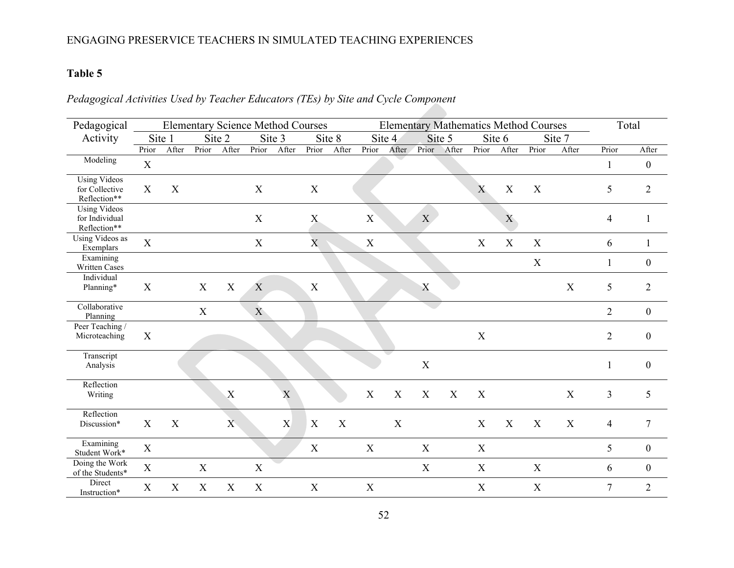### Table 5

*Pedagogical Activities Used by Teacher Educators (TEs) by Site and Cycle Component*

| Pedagogical Activity | Elementary Science Method Courses | | | | | | | | Elementary Mathematics Method Courses | | | | | | | | Total | |
|---|---|---|---|---|---|---|---|---|---|---|---|---|---|---|---|---|---|---|
| | Site 1 | | Site 2 | | Site 3 | | Site 8 | | Site 4 | | Site 5 | | Site 6 | | Site 7 | | | |
| | Prior | After | Prior | After | Prior | After | Prior | After | Prior | After | Prior | After | Prior | After | Prior | After | Prior | After |
| Modeling | X | | | | | | | | | | | | | | | | 1 | 0 |
| Using Videos for Collective Reflection** | X | X | | | X | | X | | | | | | X | X | X | | 5 | 2 |
| Using Videos for Individual Reflection** | | | | | X | | X | | X | | X | | | X | | | 4 | 1 |
| Using Videos as Exemplars | X | | | | X | | X | | X | | | | X | X | X | | 6 | 1 |
| Examining Written Cases | | | | | | | | | | | | | | | X | | 1 | 0 |
| Individual Planning* | X | | X | X | X | | X | | | | X | | | | | X | 5 | 2 |
| Collaborative Planning | | | X | | X | | | | | | | | | | | | 2 | 0 |
| Peer Teaching / Microteaching | X | | | | | | | | | | | | X | | | | 2 | 0 |
| Transcript Analysis | | | | | | | | | | | X | | | | | | 1 | 0 |
| Reflection Writing | | | | X | | X | | | X | X | X | X | X | | | X | 3 | 5 |
| Reflection Discussion* | X | X | | X | | X | X | X | | X | | | X | X | X | X | 4 | 7 |
| Examining Student Work* | X | | | | | | X | | X | | X | | X | | | | 5 | 0 |
| Doing the Work of the Students* | X | | X | | X | | | | | | X | | X | | X | | 6 | 0 |
| Direct Instruction* | X | X | X | X | X | | X | | X | | | | X | | X | | 7 | 2 |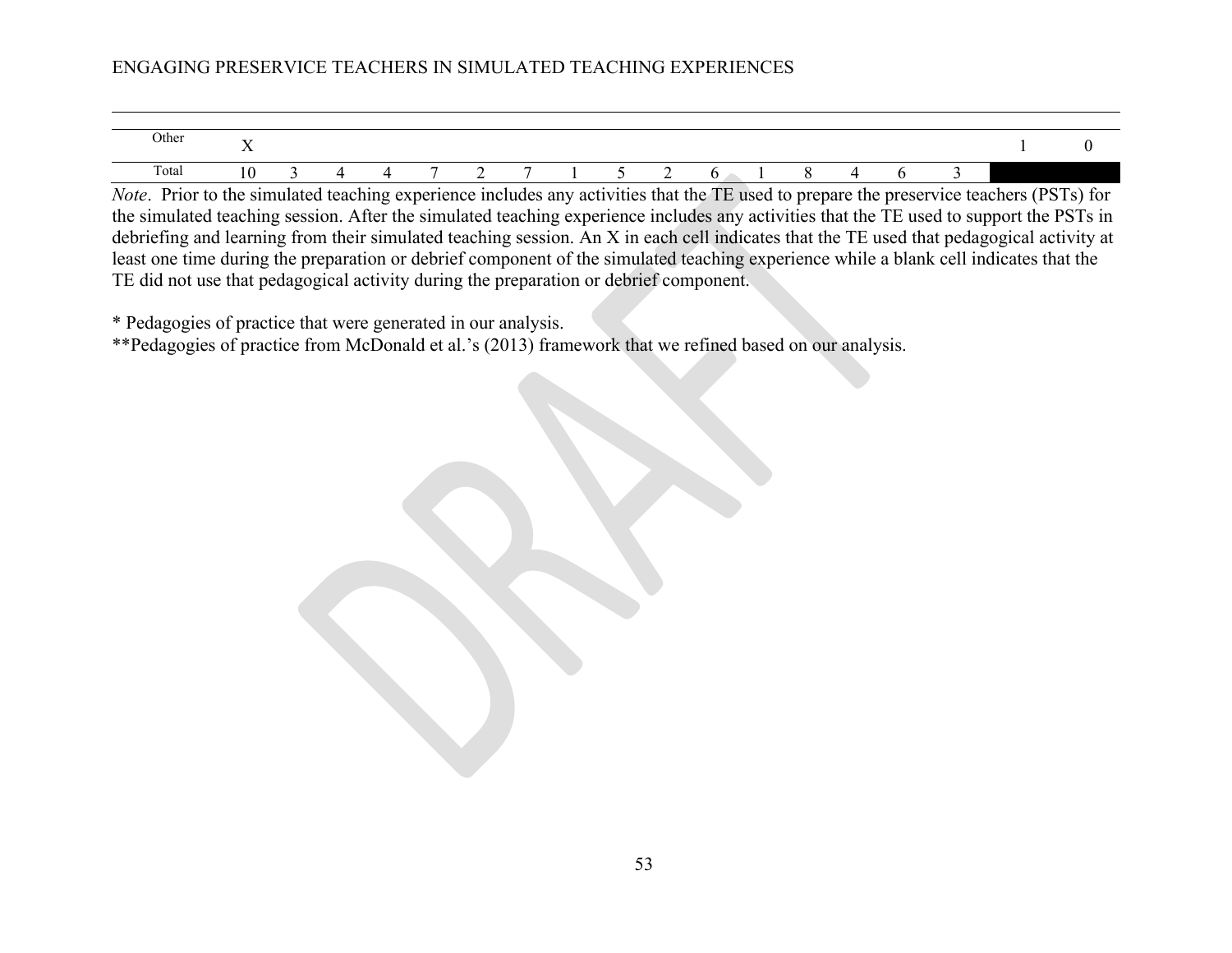| | | | | | | | | | | | | | | | | | | |
|---|---|---|---|---|---|---|---|---|---|---|---|---|---|---|---|---|---|---|
| Other | X | | | | | | | | | | | | | | | | 1 | 0 |
| Total | 10 | 3 | 4 | 4 | 7 | 2 | 7 | 1 | 5 | 2 | 6 | 1 | 8 | 4 | 6 | 3 | | |

*Note*. Prior to the simulated teaching experience includes any activities that the TE used to prepare the preservice teachers (PSTs) for the simulated teaching session. After the simulated teaching experience includes any activities that the TE used to support the PSTs in debriefing and learning from their simulated teaching session. An X in each cell indicates that the TE used that pedagogical activity at least one time during the preparation or debrief component of the simulated teaching experience while a blank cell indicates that the TE did not use that pedagogical activity during the preparation or debrief component.

* Pedagogies of practice that were generated in our analysis.
**Pedagogies of practice from McDonald et al.'s (2013) framework that we refined based on our analysis.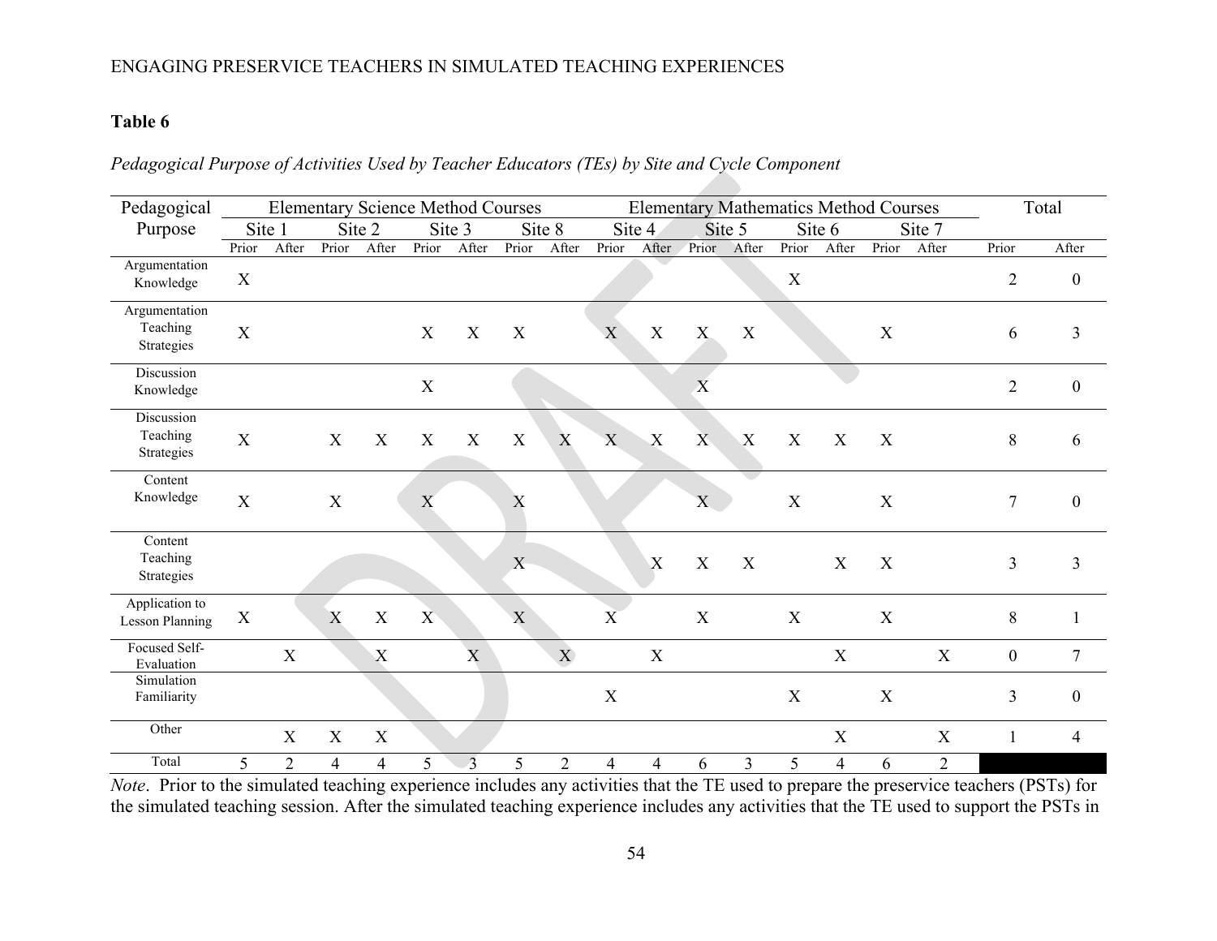**Table 6**

*Pedagogical Purpose of Activities Used by Teacher Educators (TEs) by Site and Cycle Component*

| Pedagogical Purpose | Elementary Science Method Courses | | | | | | | | Elementary Mathematics Method Courses | | | | | | | | Total | |
|---|---|---|---|---|---|---|---|---|---|---|---|---|---|---|---|---|---|---|
| | Site 1 | | Site 2 | | Site 3 | | Site 8 | | Site 4 | | Site 5 | | Site 6 | | Site 7 | | | |
| | Prior | After | Prior | After | Prior | After | Prior | After | Prior | After | Prior | After | Prior | After | Prior | After | Prior | After |
| Argumentation Knowledge | X | | | | | | | | | | | | X | | | | 2 | 0 |
| Argumentation Teaching Strategies | X | | | | X | X | X | | X | X | X | X | | | X | | 6 | 3 |
| Discussion Knowledge | | | | | X | | | | | | X | | | | | | 2 | 0 |
| Discussion Teaching Strategies | X | | X | X | X | X | X | X | X | X | X | X | X | X | X | | 8 | 6 |
| Content Knowledge | X | | X | | X | | X | | | | X | | X | | X | | 7 | 0 |
| Content Teaching Strategies | | | | | | | X | | | X | X | X | | X | X | | 3 | 3 |
| Application to Lesson Planning | X | | X | X | X | | X | | X | | X | | X | | X | | 8 | 1 |
| Focused Self-Evaluation | | X | | X | | X | | X | | X | | | | X | | X | 0 | 7 |
| Simulation Familiarity | | | | | | | | | X | | | | X | | X | | 3 | 0 |
| Other | | X | X | X | | | | | | | | | | X | | X | 1 | 4 |
| Total | 5 | 2 | 4 | 4 | 5 | 3 | 5 | 2 | 4 | 4 | 6 | 3 | 5 | 4 | 6 | 2 | | |

*Note*. Prior to the simulated teaching experience includes any activities that the TE used to prepare the preservice teachers (PSTs) for the simulated teaching session. After the simulated teaching experience includes any activities that the TE used to support the PSTs in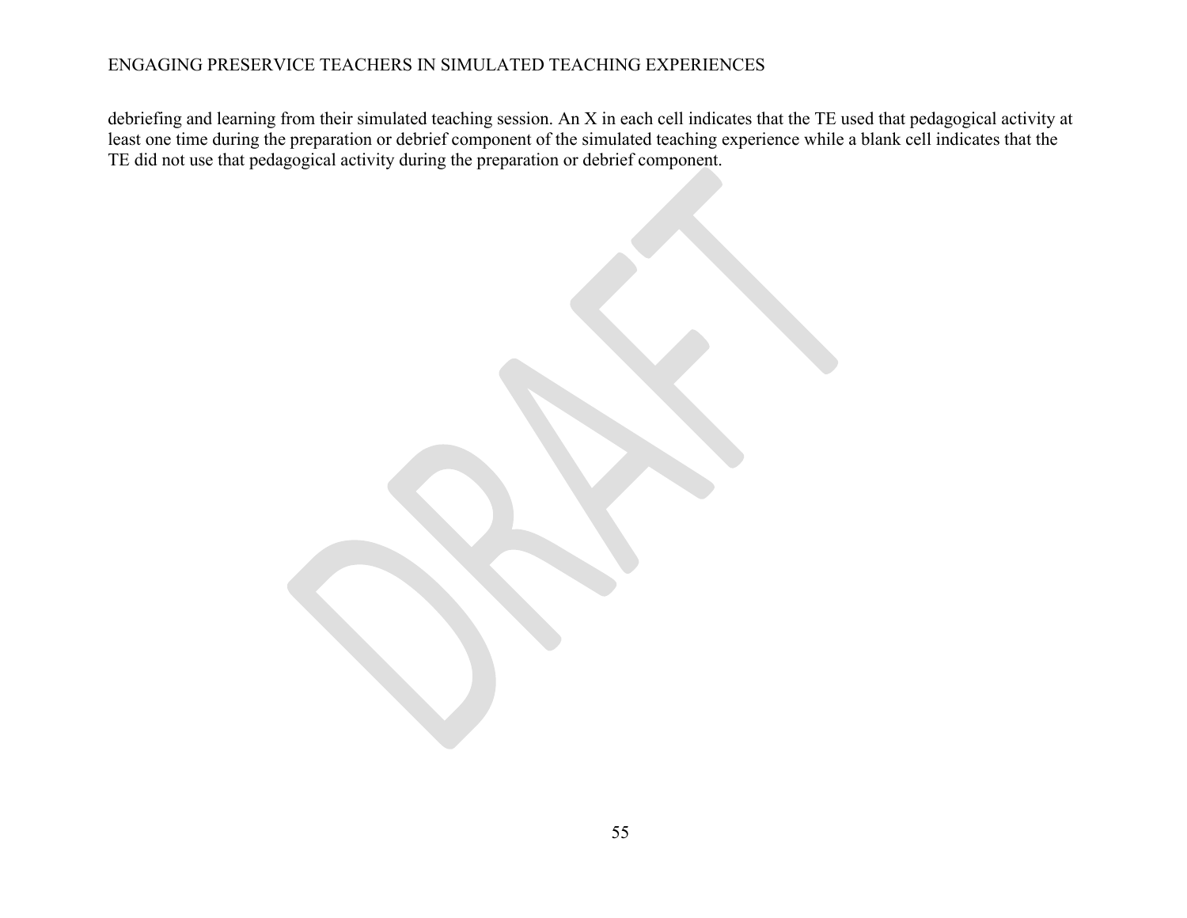debriefing and learning from their simulated teaching session. An X in each cell indicates that the TE used that pedagogical activity at least one time during the preparation or debrief component of the simulated teaching experience while a blank cell indicates that the TE did not use that pedagogical activity during the preparation or debrief component.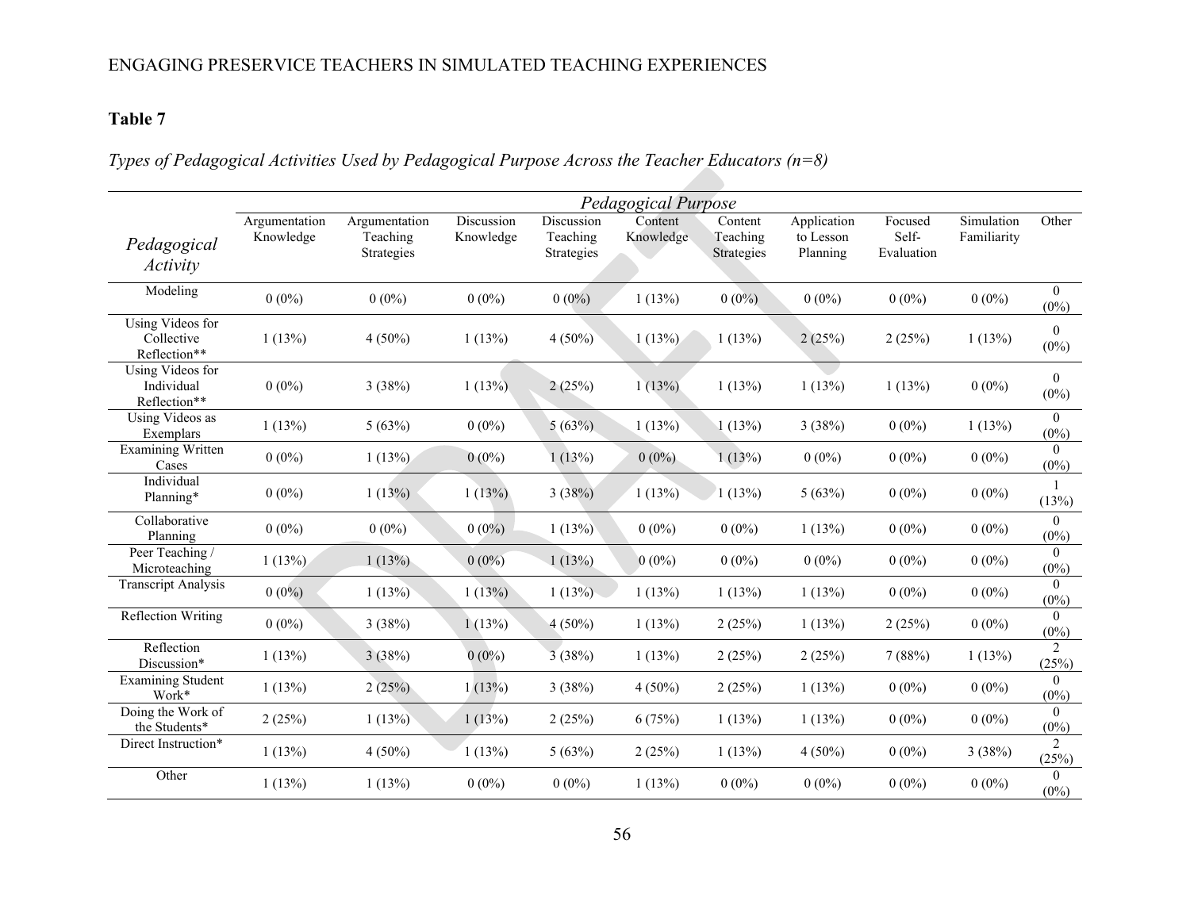**Table 7**

*Types of Pedagogical Activities Used by Pedagogical Purpose Across the Teacher Educators (n=8)*

| *Pedagogical Activity* | *Pedagogical Purpose* | | | | | | | | | |
|---|---|---|---|---|---|---|---|---|---|---|
| | Argumentation Knowledge | Argumentation Teaching Strategies | Discussion Knowledge | Discussion Teaching Strategies | Content Knowledge | Content Teaching Strategies | Application to Lesson Planning | Focused Self-Evaluation | Simulation Familiarity | Other |
| Modeling | 0 (0%) | 0 (0%) | 0 (0%) | 0 (0%) | 1 (13%) | 0 (0%) | 0 (0%) | 0 (0%) | 0 (0%) | 0 (0%) |
| Using Videos for Collective Reflection** | 1 (13%) | 4 (50%) | 1 (13%) | 4 (50%) | 1 (13%) | 1 (13%) | 2 (25%) | 2 (25%) | 1 (13%) | 0 (0%) |
| Using Videos for Individual Reflection** | 0 (0%) | 3 (38%) | 1 (13%) | 2 (25%) | 1 (13%) | 1 (13%) | 1 (13%) | 1 (13%) | 0 (0%) | 0 (0%) |
| Using Videos as Exemplars | 1 (13%) | 5 (63%) | 0 (0%) | 5 (63%) | 1 (13%) | 1 (13%) | 3 (38%) | 0 (0%) | 1 (13%) | 0 (0%) |
| Examining Written Cases | 0 (0%) | 1 (13%) | 0 (0%) | 1 (13%) | 0 (0%) | 1 (13%) | 0 (0%) | 0 (0%) | 0 (0%) | 0 (0%) |
| Individual Planning* | 0 (0%) | 1 (13%) | 1 (13%) | 3 (38%) | 1 (13%) | 1 (13%) | 5 (63%) | 0 (0%) | 0 (0%) | 1 (13%) |
| Collaborative Planning | 0 (0%) | 0 (0%) | 0 (0%) | 1 (13%) | 0 (0%) | 0 (0%) | 1 (13%) | 0 (0%) | 0 (0%) | 0 (0%) |
| Peer Teaching / Microteaching | 1 (13%) | 1 (13%) | 0 (0%) | 1 (13%) | 0 (0%) | 0 (0%) | 0 (0%) | 0 (0%) | 0 (0%) | 0 (0%) |
| Transcript Analysis | 0 (0%) | 1 (13%) | 1 (13%) | 1 (13%) | 1 (13%) | 1 (13%) | 1 (13%) | 0 (0%) | 0 (0%) | 0 (0%) |
| Reflection Writing | 0 (0%) | 3 (38%) | 1 (13%) | 4 (50%) | 1 (13%) | 2 (25%) | 1 (13%) | 2 (25%) | 0 (0%) | 0 (0%) |
| Reflection Discussion* | 1 (13%) | 3 (38%) | 0 (0%) | 3 (38%) | 1 (13%) | 2 (25%) | 2 (25%) | 7 (88%) | 1 (13%) | 2 (25%) |
| Examining Student Work* | 1 (13%) | 2 (25%) | 1 (13%) | 3 (38%) | 4 (50%) | 2 (25%) | 1 (13%) | 0 (0%) | 0 (0%) | 0 (0%) |
| Doing the Work of the Students* | 2 (25%) | 1 (13%) | 1 (13%) | 2 (25%) | 6 (75%) | 1 (13%) | 1 (13%) | 0 (0%) | 0 (0%) | 0 (0%) |
| Direct Instruction* | 1 (13%) | 4 (50%) | 1 (13%) | 5 (63%) | 2 (25%) | 1 (13%) | 4 (50%) | 0 (0%) | 3 (38%) | 2 (25%) |
| Other | 1 (13%) | 1 (13%) | 0 (0%) | 0 (0%) | 1 (13%) | 0 (0%) | 0 (0%) | 0 (0%) | 0 (0%) | 0 (0%) |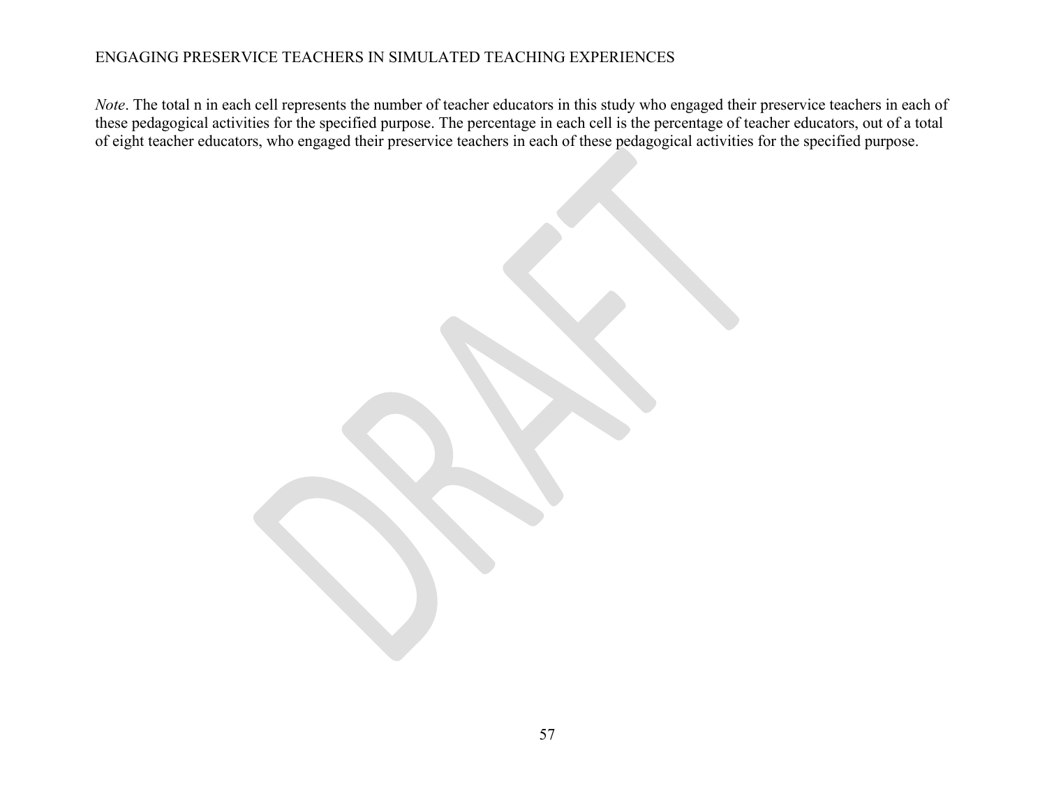*Note*. The total n in each cell represents the number of teacher educators in this study who engaged their preservice teachers in each of these pedagogical activities for the specified purpose. The percentage in each cell is the percentage of teacher educators, out of a total of eight teacher educators, who engaged their preservice teachers in each of these pedagogical activities for the specified purpose.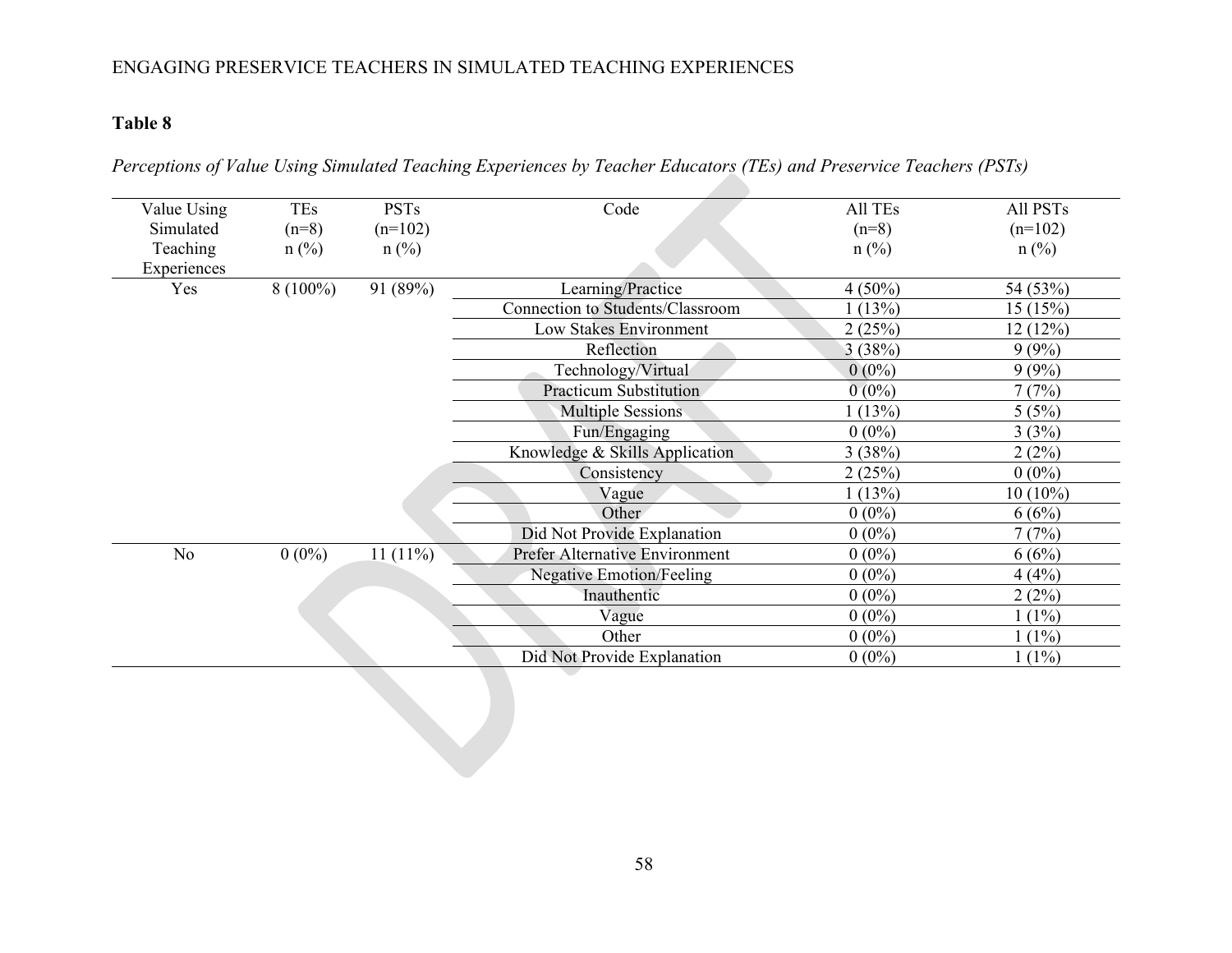**Table 8**

*Perceptions of Value Using Simulated Teaching Experiences by Teacher Educators (TEs) and Preservice Teachers (PSTs)*

| Value Using Simulated Teaching Experiences | TEs (n=8) n (%) | PSTs (n=102) n (%) | Code | All TEs (n=8) n (%) | All PSTs (n=102) n (%) |
|---|---|---|---|---|---|
| Yes | 8 (100%) | 91 (89%) | Learning/Practice | 4 (50%) | 54 (53%) |
| | | | Connection to Students/Classroom | 1 (13%) | 15 (15%) |
| | | | Low Stakes Environment | 2 (25%) | 12 (12%) |
| | | | Reflection | 3 (38%) | 9 (9%) |
| | | | Technology/Virtual | 0 (0%) | 9 (9%) |
| | | | Practicum Substitution | 0 (0%) | 7 (7%) |
| | | | Multiple Sessions | 1 (13%) | 5 (5%) |
| | | | Fun/Engaging | 0 (0%) | 3 (3%) |
| | | | Knowledge & Skills Application | 3 (38%) | 2 (2%) |
| | | | Consistency | 2 (25%) | 0 (0%) |
| | | | Vague | 1 (13%) | 10 (10%) |
| | | | Other | 0 (0%) | 6 (6%) |
| | | | Did Not Provide Explanation | 0 (0%) | 7 (7%) |
| No | 0 (0%) | 11 (11%) | Prefer Alternative Environment | 0 (0%) | 6 (6%) |
| | | | Negative Emotion/Feeling | 0 (0%) | 4 (4%) |
| | | | Inauthentic | 0 (0%) | 2 (2%) |
| | | | Vague | 0 (0%) | 1 (1%) |
| | | | Other | 0 (0%) | 1 (1%) |
| | | | Did Not Provide Explanation | 0 (0%) | 1 (1%) |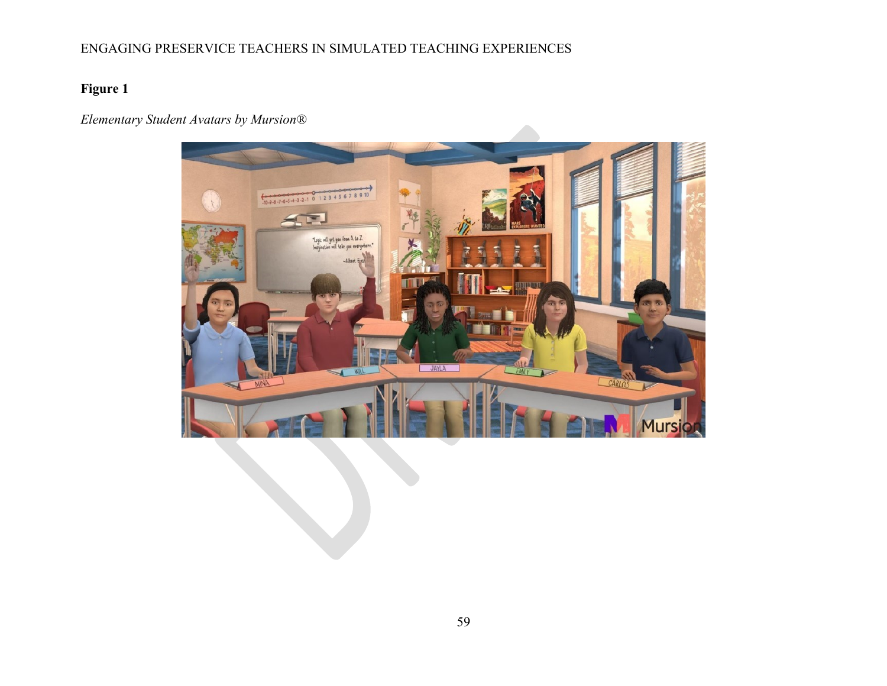**Figure 1**

*Elementary Student Avatars by Mursion®*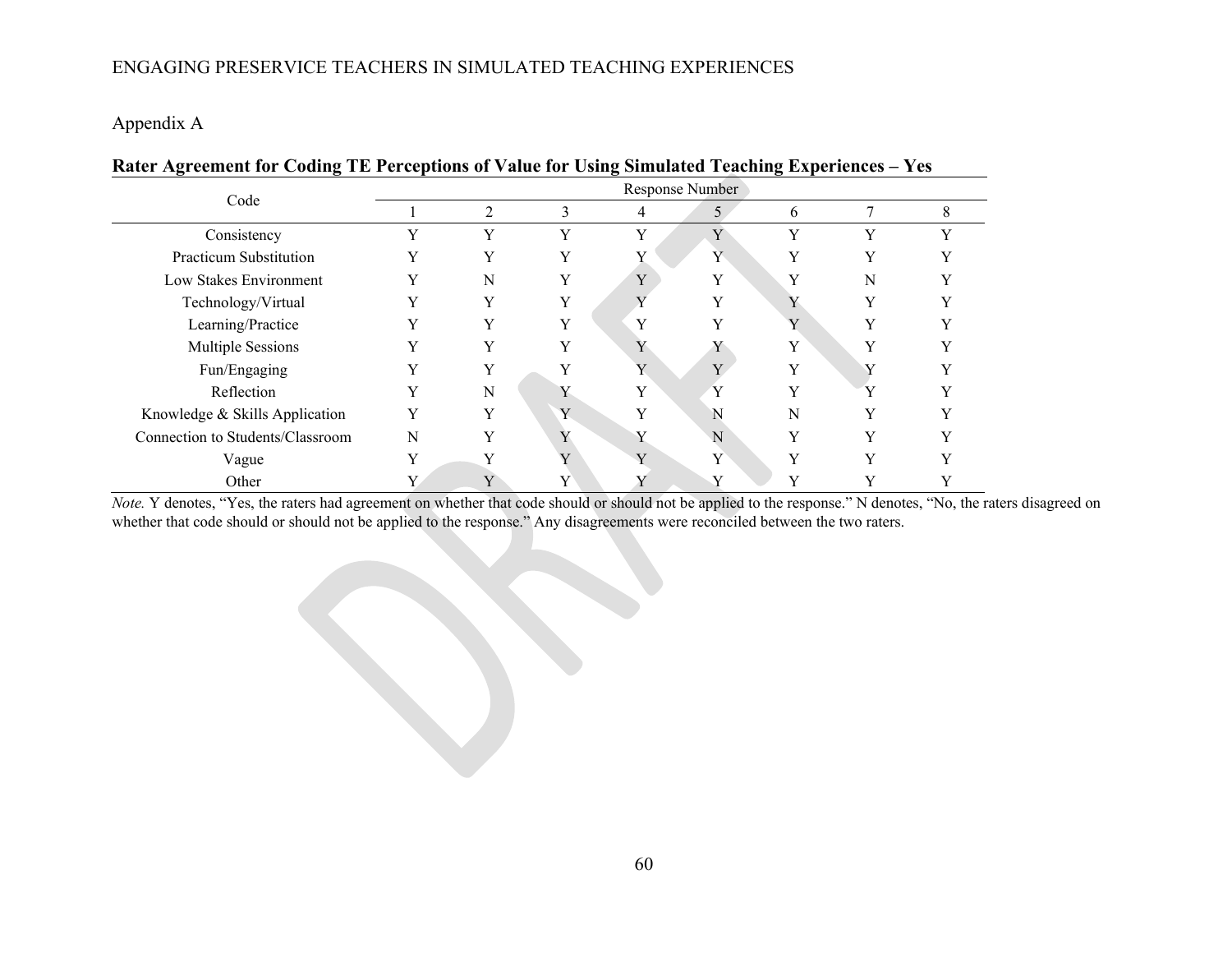Appendix A

**Rater Agreement for Coding TE Perceptions of Value for Using Simulated Teaching Experiences – Yes**

| Code | Response Number | | | | | | | |
|---|---|---|---|---|---|---|---|---|
| | 1 | 2 | 3 | 4 | 5 | 6 | 7 | 8 |
| Consistency | Y | Y | Y | Y | Y | Y | Y | Y |
| Practicum Substitution | Y | Y | Y | Y | Y | Y | Y | Y |
| Low Stakes Environment | Y | N | Y | Y | Y | Y | N | Y |
| Technology/Virtual | Y | Y | Y | Y | Y | Y | Y | Y |
| Learning/Practice | Y | Y | Y | Y | Y | Y | Y | Y |
| Multiple Sessions | Y | Y | Y | Y | Y | Y | Y | Y |
| Fun/Engaging | Y | Y | Y | Y | Y | Y | Y | Y |
| Reflection | Y | N | Y | Y | Y | Y | Y | Y |
| Knowledge & Skills Application | Y | Y | Y | Y | N | N | Y | Y |
| Connection to Students/Classroom | N | Y | Y | Y | N | Y | Y | Y |
| Vague | Y | Y | Y | Y | Y | Y | Y | Y |
| Other | Y | Y | Y | Y | Y | Y | Y | Y |

*Note.* Y denotes, "Yes, the raters had agreement on whether that code should or should not be applied to the response." N denotes, "No, the raters disagreed on whether that code should or should not be applied to the response." Any disagreements were reconciled between the two raters.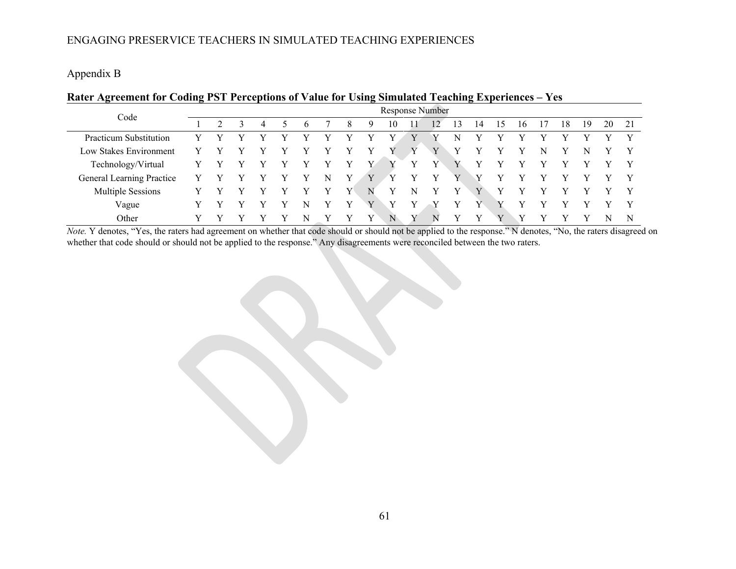Appendix B

**Rater Agreement for Coding PST Perceptions of Value for Using Simulated Teaching Experiences – Yes**

| Code | Response Number | | | | | | | | | | | | | | | | | | | | |
|---|---|---|---|---|---|---|---|---|---|---|---|---|---|---|---|---|---|---|---|---|---|
| | 1 | 2 | 3 | 4 | 5 | 6 | 7 | 8 | 9 | 10 | 11 | 12 | 13 | 14 | 15 | 16 | 17 | 18 | 19 | 20 | 21 |
| Practicum Substitution | Y | Y | Y | Y | Y | Y | Y | Y | Y | Y | Y | Y | N | Y | Y | Y | Y | Y | Y | Y | Y |
| Low Stakes Environment | Y | Y | Y | Y | Y | Y | Y | Y | Y | Y | Y | Y | Y | Y | Y | Y | N | Y | N | Y | Y |
| Technology/Virtual | Y | Y | Y | Y | Y | Y | Y | Y | Y | Y | Y | Y | Y | Y | Y | Y | Y | Y | Y | Y | Y |
| General Learning Practice | Y | Y | Y | Y | Y | Y | N | Y | Y | Y | Y | Y | Y | Y | Y | Y | Y | Y | Y | Y | Y |
| Multiple Sessions | Y | Y | Y | Y | Y | Y | Y | Y | N | Y | N | Y | Y | Y | Y | Y | Y | Y | Y | Y | Y |
| Vague | Y | Y | Y | Y | Y | N | Y | Y | Y | Y | Y | Y | Y | Y | Y | Y | Y | Y | Y | Y | Y |
| Other | Y | Y | Y | Y | Y | N | Y | Y | Y | N | Y | N | Y | Y | Y | Y | Y | Y | Y | N | N |

*Note.* Y denotes, "Yes, the raters had agreement on whether that code should or should not be applied to the response." N denotes, "No, the raters disagreed on whether that code should or should not be applied to the response." Any disagreements were reconciled between the two raters.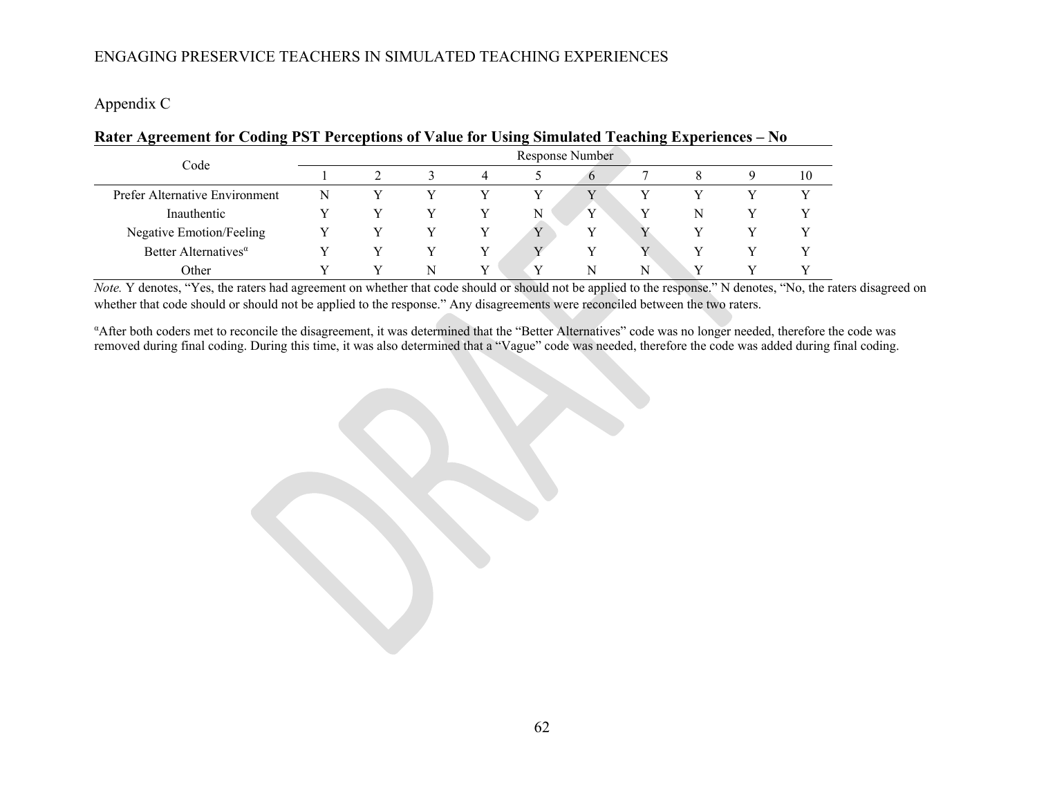Appendix C

**Rater Agreement for Coding PST Perceptions of Value for Using Simulated Teaching Experiences – No**

| Code | Response Number | | | | | | | | | |
|---|---|---|---|---|---|---|---|---|---|---|
| | 1 | 2 | 3 | 4 | 5 | 6 | 7 | 8 | 9 | 10 |
| Prefer Alternative Environment | N | Y | Y | Y | Y | Y | Y | Y | Y | Y |
| Inauthentic | Y | Y | Y | Y | N | Y | Y | N | Y | Y |
| Negative Emotion/Feeling | Y | Y | Y | Y | Y | Y | Y | Y | Y | Y |
| Better Alternatives[α] | Y | Y | Y | Y | Y | Y | Y | Y | Y | Y |
| Other | Y | Y | N | Y | Y | N | N | Y | Y | Y |

*Note.* Y denotes, "Yes, the raters had agreement on whether that code should or should not be applied to the response." N denotes, "No, the raters disagreed on whether that code should or should not be applied to the response." Any disagreements were reconciled between the two raters.

[α]After both coders met to reconcile the disagreement, it was determined that the "Better Alternatives" code was no longer needed, therefore the code was removed during final coding. During this time, it was also determined that a "Vague" code was needed, therefore the code was added during final coding.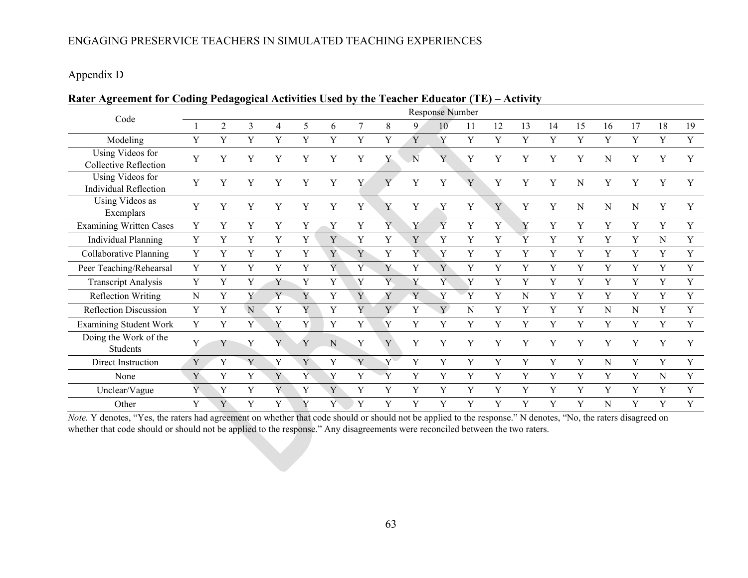Appendix D

**Rater Agreement for Coding Pedagogical Activities Used by the Teacher Educator (TE) – Activity**

| Code | Response Number | | | | | | | | | | | | | | | | | | |
|---|---|---|---|---|---|---|---|---|---|---|---|---|---|---|---|---|---|---|---|
| | 1 | 2 | 3 | 4 | 5 | 6 | 7 | 8 | 9 | 10 | 11 | 12 | 13 | 14 | 15 | 16 | 17 | 18 | 19 |
| Modeling | Y | Y | Y | Y | Y | Y | Y | Y | Y | Y | Y | Y | Y | Y | Y | Y | Y | Y | Y |
| Using Videos for Collective Reflection | Y | Y | Y | Y | Y | Y | Y | Y | N | Y | Y | Y | Y | Y | Y | N | Y | Y | Y |
| Using Videos for Individual Reflection | Y | Y | Y | Y | Y | Y | Y | Y | Y | Y | Y | Y | Y | Y | N | Y | Y | Y | Y |
| Using Videos as Exemplars | Y | Y | Y | Y | Y | Y | Y | Y | Y | Y | Y | Y | Y | Y | N | N | N | Y | Y |
| Examining Written Cases | Y | Y | Y | Y | Y | Y | Y | Y | Y | Y | Y | Y | Y | Y | Y | Y | Y | Y | Y |
| Individual Planning | Y | Y | Y | Y | Y | Y | Y | Y | Y | Y | Y | Y | Y | Y | Y | Y | Y | N | Y |
| Collaborative Planning | Y | Y | Y | Y | Y | Y | Y | Y | Y | Y | Y | Y | Y | Y | Y | Y | Y | Y | Y |
| Peer Teaching/Rehearsal | Y | Y | Y | Y | Y | Y | Y | Y | Y | Y | Y | Y | Y | Y | Y | Y | Y | Y | Y |
| Transcript Analysis | Y | Y | Y | Y | Y | Y | Y | Y | Y | Y | Y | Y | Y | Y | Y | Y | Y | Y | Y |
| Reflection Writing | N | Y | Y | Y | Y | Y | Y | Y | Y | Y | Y | Y | N | Y | Y | Y | Y | Y | Y |
| Reflection Discussion | Y | Y | N | Y | Y | Y | Y | Y | Y | Y | N | Y | Y | Y | Y | N | N | Y | Y |
| Examining Student Work | Y | Y | Y | Y | Y | Y | Y | Y | Y | Y | Y | Y | Y | Y | Y | Y | Y | Y | Y |
| Doing the Work of the Students | Y | Y | Y | Y | Y | N | Y | Y | Y | Y | Y | Y | Y | Y | Y | Y | Y | Y | Y |
| Direct Instruction | Y | Y | Y | Y | Y | Y | Y | Y | Y | Y | Y | Y | Y | Y | Y | N | Y | Y | Y |
| None | Y | Y | Y | Y | Y | Y | Y | Y | Y | Y | Y | Y | Y | Y | Y | Y | Y | N | Y |
| Unclear/Vague | Y | Y | Y | Y | Y | Y | Y | Y | Y | Y | Y | Y | Y | Y | Y | Y | Y | Y | Y |
| Other | Y | Y | Y | Y | Y | Y | Y | Y | Y | Y | Y | Y | Y | Y | Y | N | Y | Y | Y |

*Note.* Y denotes, "Yes, the raters had agreement on whether that code should or should not be applied to the response." N denotes, "No, the raters disagreed on whether that code should or should not be applied to the response." Any disagreements were reconciled between the two raters.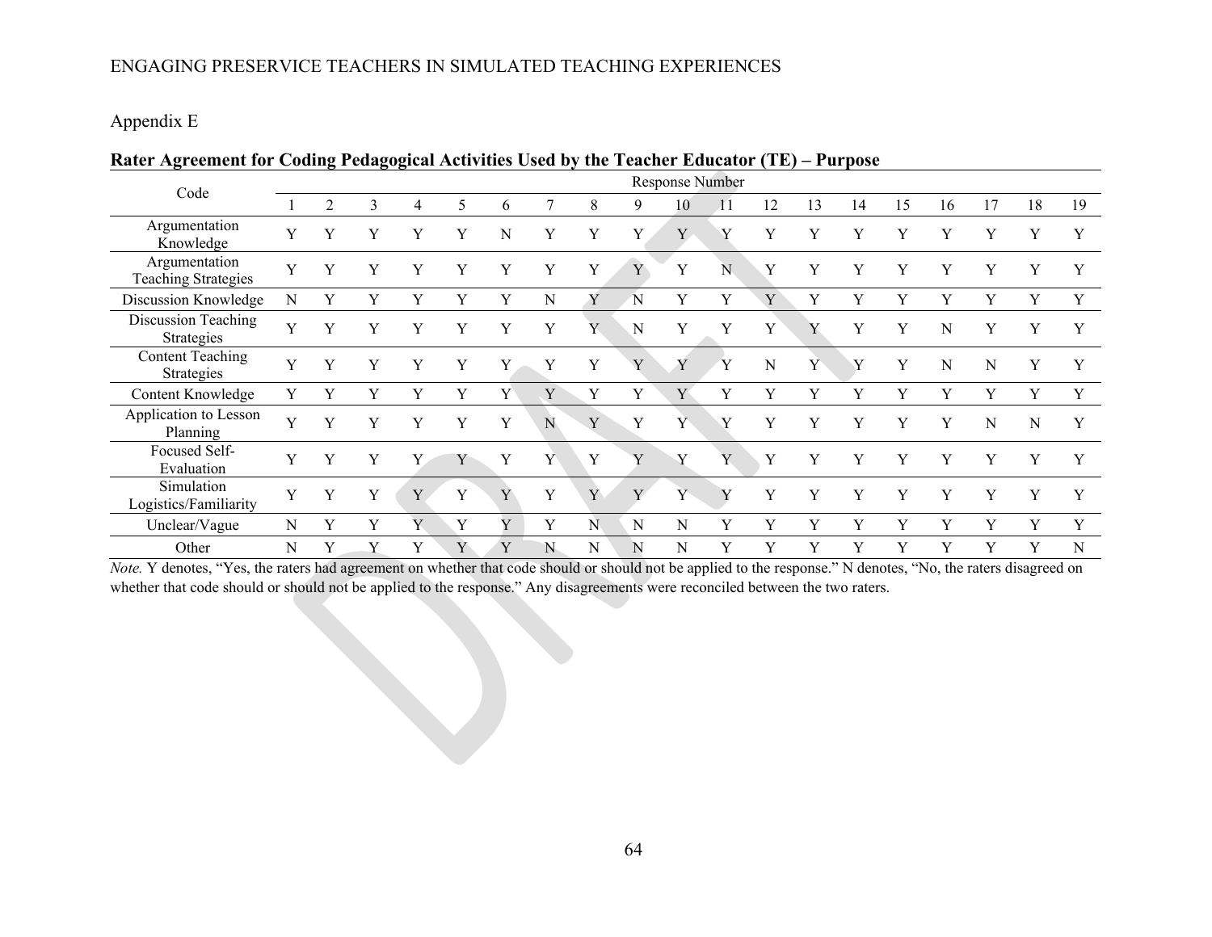Appendix E

**Rater Agreement for Coding Pedagogical Activities Used by the Teacher Educator (TE) – Purpose**

| Code | Response Number | | | | | | | | | | | | | | | | | | |
|---|---|---|---|---|---|---|---|---|---|---|---|---|---|---|---|---|---|---|---|
| | 1 | 2 | 3 | 4 | 5 | 6 | 7 | 8 | 9 | 10 | 11 | 12 | 13 | 14 | 15 | 16 | 17 | 18 | 19 |
| Argumentation Knowledge | Y | Y | Y | Y | Y | N | Y | Y | Y | Y | Y | Y | Y | Y | Y | Y | Y | Y | Y |
| Argumentation Teaching Strategies | Y | Y | Y | Y | Y | Y | Y | Y | Y | Y | N | Y | Y | Y | Y | Y | Y | Y | Y |
| Discussion Knowledge | N | Y | Y | Y | Y | Y | N | Y | N | Y | Y | Y | Y | Y | Y | Y | Y | Y | Y |
| Discussion Teaching Strategies | Y | Y | Y | Y | Y | Y | Y | Y | N | Y | Y | Y | Y | Y | Y | N | Y | Y | Y |
| Content Teaching Strategies | Y | Y | Y | Y | Y | Y | Y | Y | Y | Y | Y | N | Y | Y | Y | N | N | Y | Y |
| Content Knowledge | Y | Y | Y | Y | Y | Y | Y | Y | Y | Y | Y | Y | Y | Y | Y | Y | Y | Y | Y |
| Application to Lesson Planning | Y | Y | Y | Y | Y | Y | N | Y | Y | Y | Y | Y | Y | Y | Y | Y | N | N | Y |
| Focused Self-Evaluation | Y | Y | Y | Y | Y | Y | Y | Y | Y | Y | Y | Y | Y | Y | Y | Y | Y | Y | Y |
| Simulation Logistics/Familiarity | Y | Y | Y | Y | Y | Y | Y | Y | Y | Y | Y | Y | Y | Y | Y | Y | Y | Y | Y |
| Unclear/Vague | N | Y | Y | Y | Y | Y | Y | N | N | N | Y | Y | Y | Y | Y | Y | Y | Y | Y |
| Other | N | Y | Y | Y | Y | Y | N | N | N | N | Y | Y | Y | Y | Y | Y | Y | Y | N |

*Note.* Y denotes, "Yes, the raters had agreement on whether that code should or should not be applied to the response." N denotes, "No, the raters disagreed on whether that code should or should not be applied to the response." Any disagreements were reconciled between the two raters.